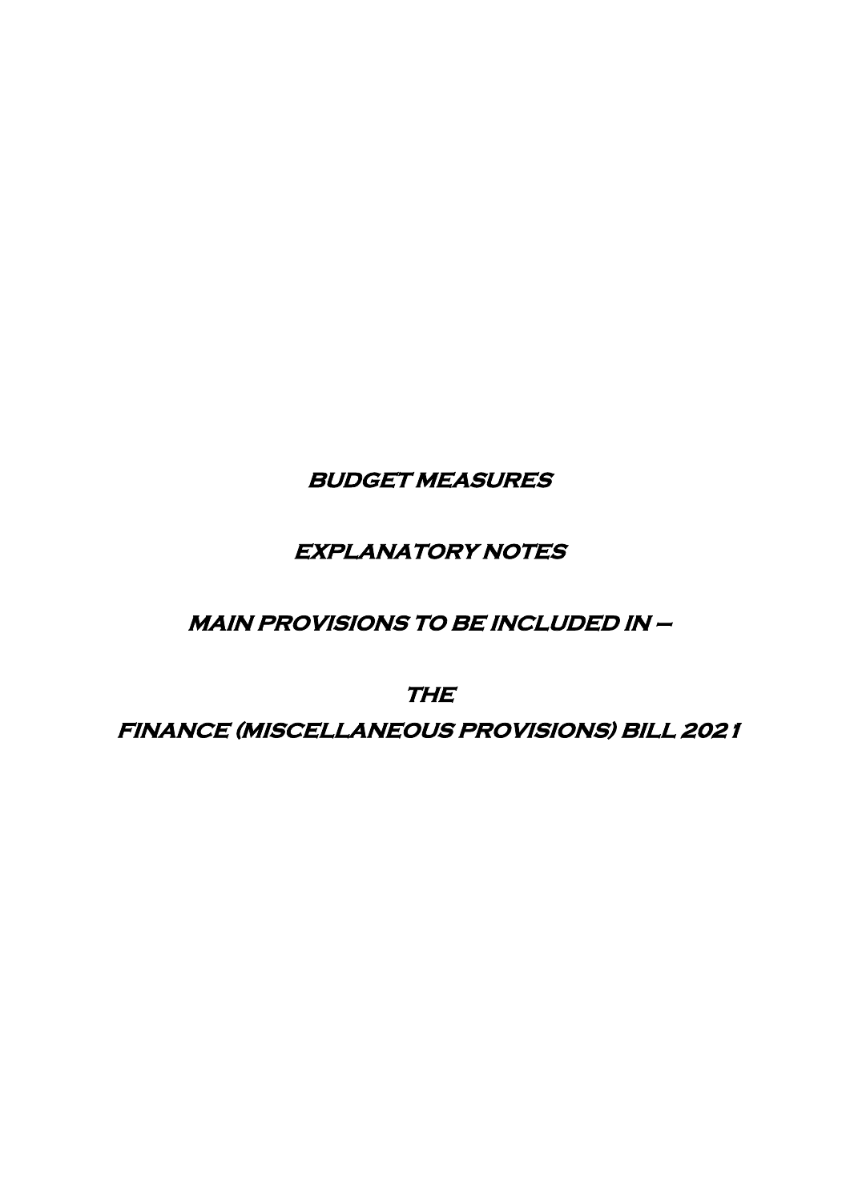# BUDGET MEASURES

# EXPLANATORY NOTES

# MAIN PROVISIONS TO BE INCLUDED IN –

# THE FINANCE (MISCELLANEOUS PROVISIONS) BILL 2021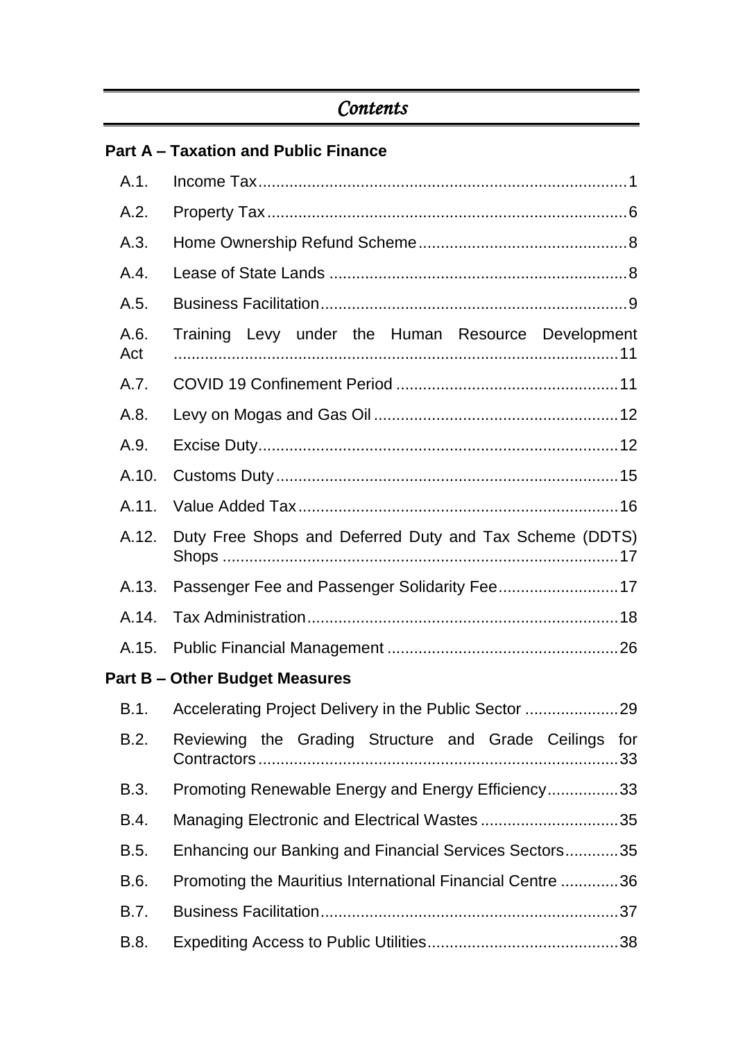# *Contents*

## Part A – Taxation and Public Finance

| | | |
|---|---|---|
| A.1. | Income Tax | 1 |
| A.2. | Property Tax | 6 |
| A.3. | Home Ownership Refund Scheme | 8 |
| A.4. | Lease of State Lands | 8 |
| A.5. | Business Facilitation | 9 |
| A.6. | Training Levy under the Human Resource Development Act | 11 |
| A.7. | COVID 19 Confinement Period | 11 |
| A.8. | Levy on Mogas and Gas Oil | 12 |
| A.9. | Excise Duty | 12 |
| A.10. | Customs Duty | 15 |
| A.11. | Value Added Tax | 16 |
| A.12. | Duty Free Shops and Deferred Duty and Tax Scheme (DDTS) Shops | 17 |
| A.13. | Passenger Fee and Passenger Solidarity Fee | 17 |
| A.14. | Tax Administration | 18 |
| A.15. | Public Financial Management | 26 |

## Part B – Other Budget Measures

| | | |
|---|---|---|
| B.1. | Accelerating Project Delivery in the Public Sector | 29 |
| B.2. | Reviewing the Grading Structure and Grade Ceilings for Contractors | 33 |
| B.3. | Promoting Renewable Energy and Energy Efficiency | 33 |
| B.4. | Managing Electronic and Electrical Wastes | 35 |
| B.5. | Enhancing our Banking and Financial Services Sectors | 35 |
| B.6. | Promoting the Mauritius International Financial Centre | 36 |
| B.7. | Business Facilitation | 37 |
| B.8. | Expediting Access to Public Utilities | 38 |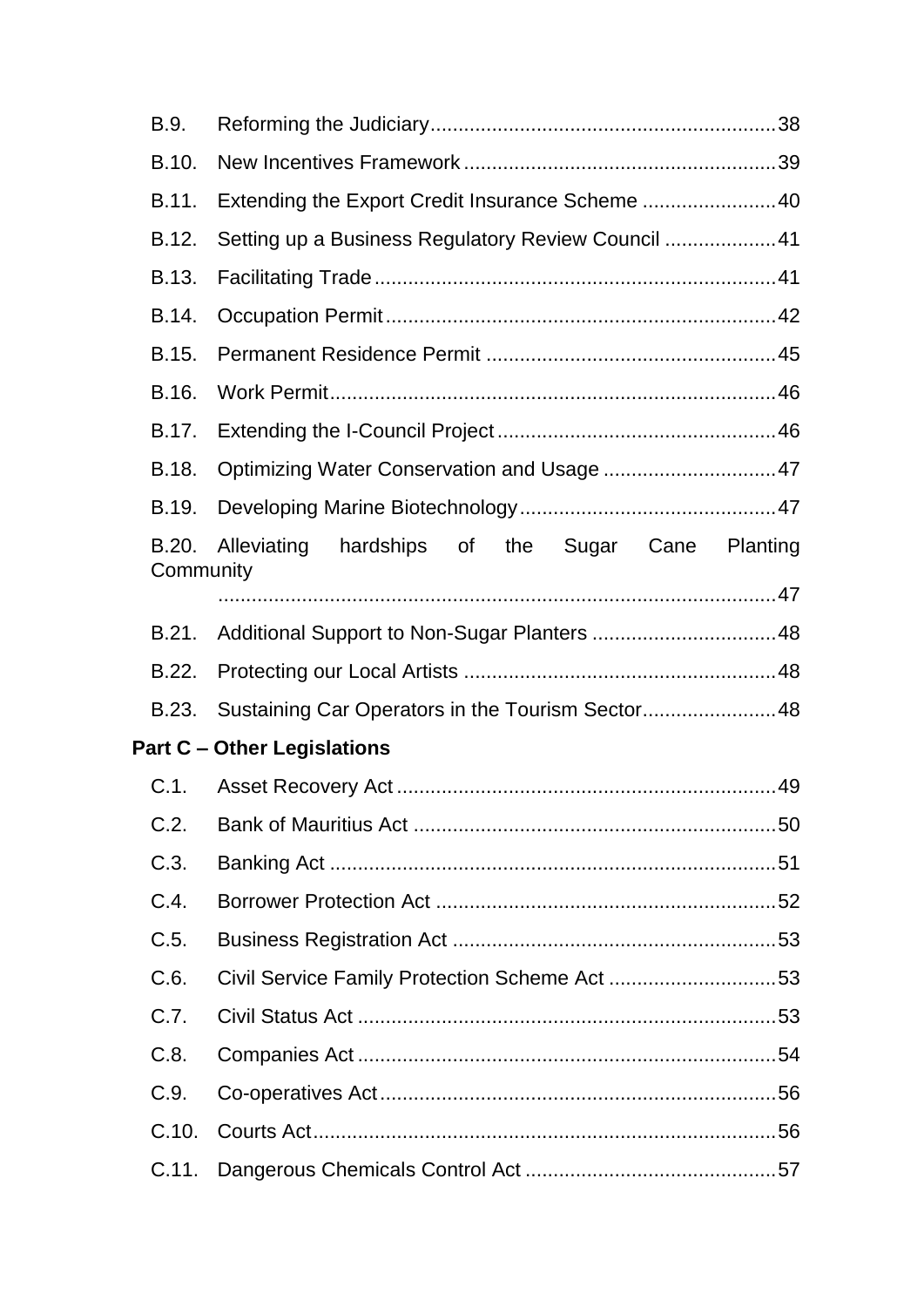B.9. Reforming the Judiciary .......... 38

B.10. New Incentives Framework .......... 39

B.11. Extending the Export Credit Insurance Scheme .......... 40

B.12. Setting up a Business Regulatory Review Council .......... 41

B.13. Facilitating Trade .......... 41

B.14. Occupation Permit .......... 42

B.15. Permanent Residence Permit .......... 45

B.16. Work Permit .......... 46

B.17. Extending the I-Council Project .......... 46

B.18. Optimizing Water Conservation and Usage .......... 47

B.19. Developing Marine Biotechnology .......... 47

B.20. Alleviating hardships of the Sugar Cane Planting Community .......... 47

B.21. Additional Support to Non-Sugar Planters .......... 48

B.22. Protecting our Local Artists .......... 48

B.23. Sustaining Car Operators in the Tourism Sector .......... 48

**Part C – Other Legislations**

C.1. Asset Recovery Act .......... 49

C.2. Bank of Mauritius Act .......... 50

C.3. Banking Act .......... 51

C.4. Borrower Protection Act .......... 52

C.5. Business Registration Act .......... 53

C.6. Civil Service Family Protection Scheme Act .......... 53

C.7. Civil Status Act .......... 53

C.8. Companies Act .......... 54

C.9. Co-operatives Act .......... 56

C.10. Courts Act .......... 56

C.11. Dangerous Chemicals Control Act .......... 57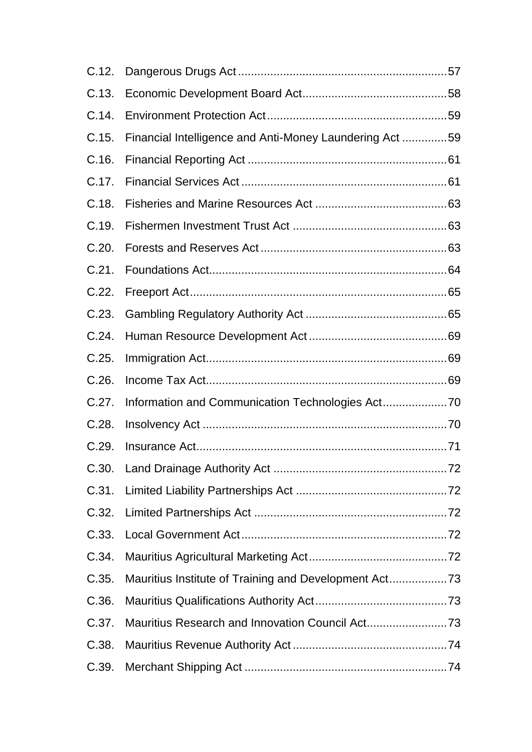C.12. Dangerous Drugs Act ................................................................ 57

C.13. Economic Development Board Act ............................................ 58

C.14. Environment Protection Act ...................................................... 59

C.15. Financial Intelligence and Anti-Money Laundering Act .............. 59

C.16. Financial Reporting Act ............................................................ 61

C.17. Financial Services Act .............................................................. 61

C.18. Fisheries and Marine Resources Act ......................................... 63

C.19. Fishermen Investment Trust Act ............................................... 63

C.20. Forests and Reserves Act ......................................................... 63

C.21. Foundations Act ........................................................................ 64

C.22. Freeport Act .............................................................................. 65

C.23. Gambling Regulatory Authority Act ........................................... 65

C.24. Human Resource Development Act .......................................... 69

C.25. Immigration Act ......................................................................... 69

C.26. Income Tax Act .......................................................................... 69

C.27. Information and Communication Technologies Act .................... 70

C.28. Insolvency Act ........................................................................... 70

C.29. Insurance Act ............................................................................ 71

C.30. Land Drainage Authority Act ..................................................... 72

C.31. Limited Liability Partnerships Act .............................................. 72

C.32. Limited Partnerships Act ........................................................... 72

C.33. Local Government Act ............................................................... 72

C.34. Mauritius Agricultural Marketing Act .......................................... 72

C.35. Mauritius Institute of Training and Development Act .................. 73

C.36. Mauritius Qualifications Authority Act ........................................ 73

C.37. Mauritius Research and Innovation Council Act ......................... 73

C.38. Mauritius Revenue Authority Act ............................................... 74

C.39. Merchant Shipping Act .............................................................. 74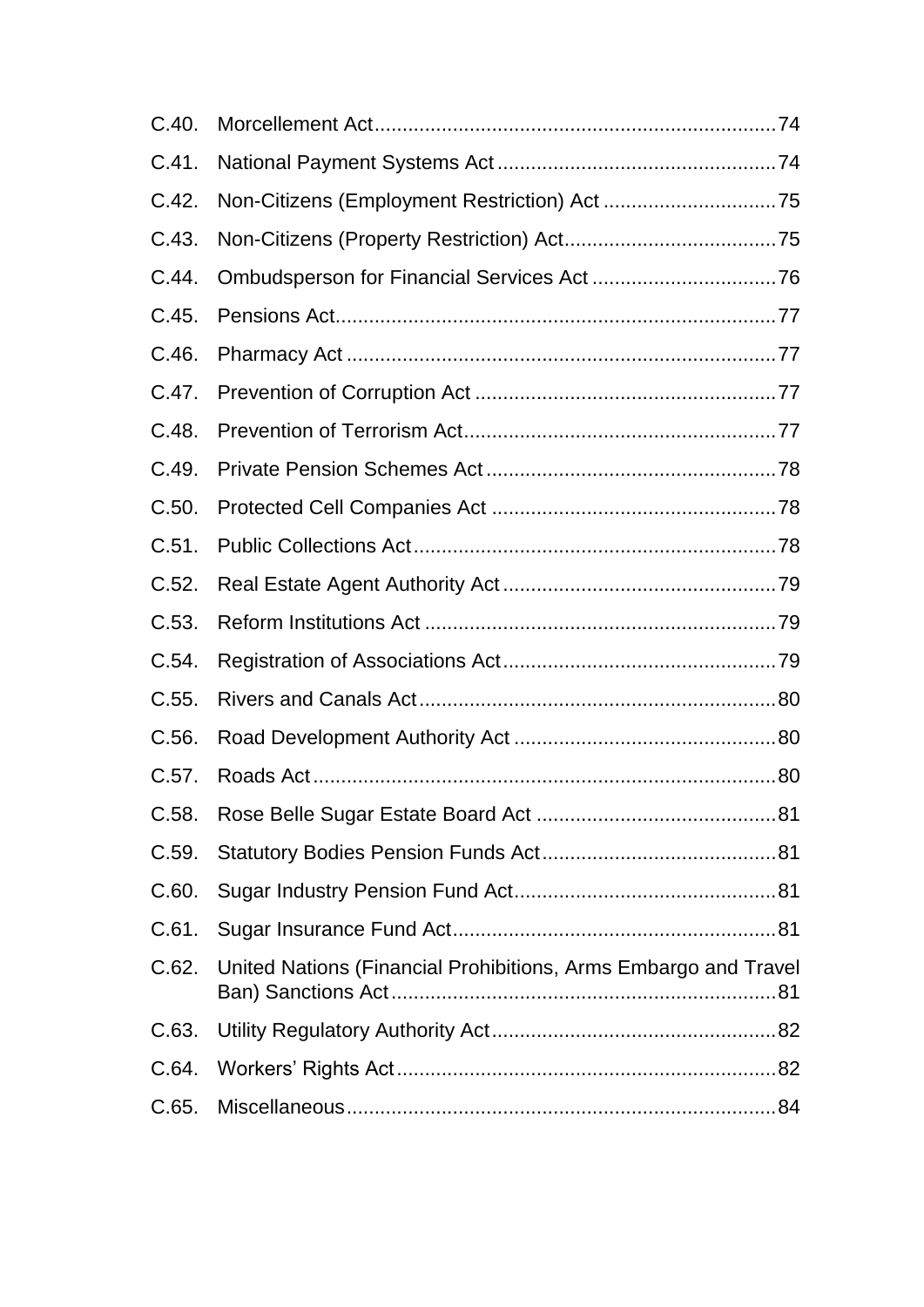C.40. Morcellement Act........................................................................74

C.41. National Payment Systems Act..................................................74

C.42. Non-Citizens (Employment Restriction) Act ...............................75

C.43. Non-Citizens (Property Restriction) Act......................................75

C.44. Ombudsperson for Financial Services Act .................................76

C.45. Pensions Act..............................................................................77

C.46. Pharmacy Act ............................................................................77

C.47. Prevention of Corruption Act ......................................................77

C.48. Prevention of Terrorism Act........................................................77

C.49. Private Pension Schemes Act....................................................78

C.50. Protected Cell Companies Act ...................................................78

C.51. Public Collections Act.................................................................78

C.52. Real Estate Agent Authority Act .................................................79

C.53. Reform Institutions Act ...............................................................79

C.54. Registration of Associations Act.................................................79

C.55. Rivers and Canals Act................................................................80

C.56. Road Development Authority Act ...............................................80

C.57. Roads Act...................................................................................80

C.58. Rose Belle Sugar Estate Board Act ...........................................81

C.59. Statutory Bodies Pension Funds Act..........................................81

C.60. Sugar Industry Pension Fund Act...............................................81

C.61. Sugar Insurance Fund Act..........................................................81

C.62. United Nations (Financial Prohibitions, Arms Embargo and Travel Ban) Sanctions Act.....................................................................81

C.63. Utility Regulatory Authority Act...................................................82

C.64. Workers' Rights Act....................................................................82

C.65. Miscellaneous.............................................................................84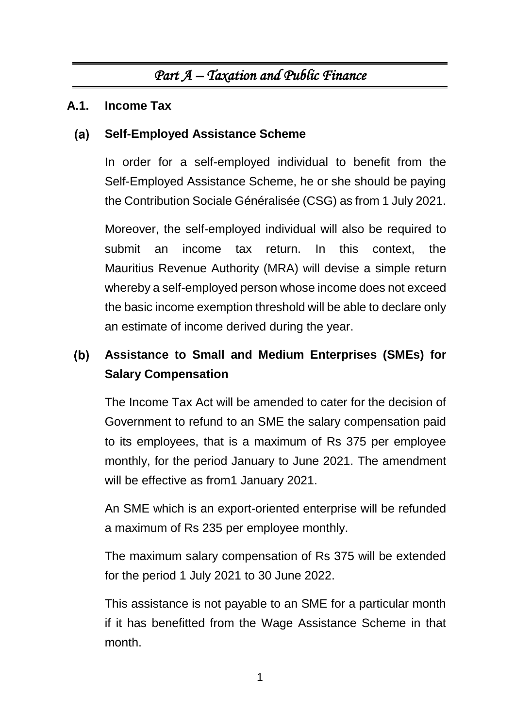# *Part A – Taxation and Public Finance*

## A.1. Income Tax

### (a) Self-Employed Assistance Scheme

In order for a self-employed individual to benefit from the Self-Employed Assistance Scheme, he or she should be paying the Contribution Sociale Généralisée (CSG) as from 1 July 2021.

Moreover, the self-employed individual will also be required to submit an income tax return. In this context, the Mauritius Revenue Authority (MRA) will devise a simple return whereby a self-employed person whose income does not exceed the basic income exemption threshold will be able to declare only an estimate of income derived during the year.

### (b) Assistance to Small and Medium Enterprises (SMEs) for Salary Compensation

The Income Tax Act will be amended to cater for the decision of Government to refund to an SME the salary compensation paid to its employees, that is a maximum of Rs 375 per employee monthly, for the period January to June 2021. The amendment will be effective as from1 January 2021.

An SME which is an export-oriented enterprise will be refunded a maximum of Rs 235 per employee monthly.

The maximum salary compensation of Rs 375 will be extended for the period 1 July 2021 to 30 June 2022.

This assistance is not payable to an SME for a particular month if it has benefitted from the Wage Assistance Scheme in that month.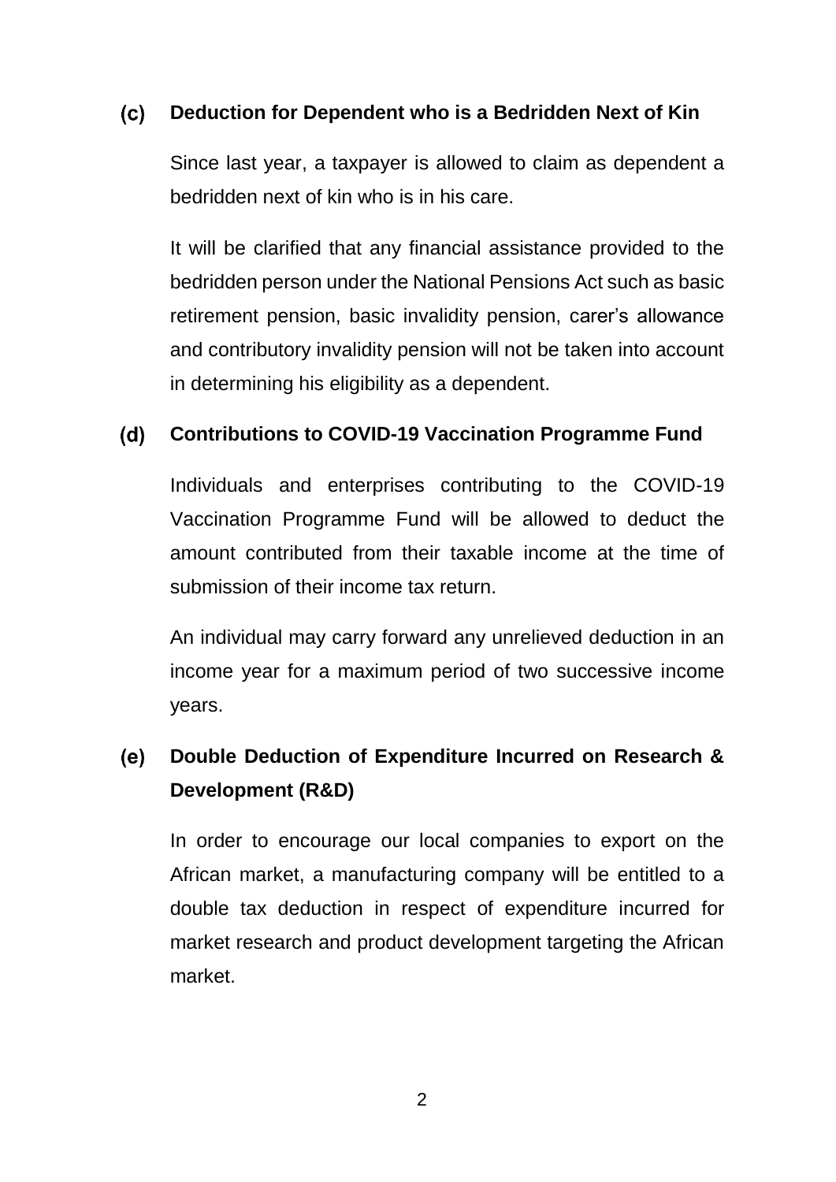### (c) Deduction for Dependent who is a Bedridden Next of Kin

Since last year, a taxpayer is allowed to claim as dependent a bedridden next of kin who is in his care.

It will be clarified that any financial assistance provided to the bedridden person under the National Pensions Act such as basic retirement pension, basic invalidity pension, carer's allowance and contributory invalidity pension will not be taken into account in determining his eligibility as a dependent.

### (d) Contributions to COVID-19 Vaccination Programme Fund

Individuals and enterprises contributing to the COVID-19 Vaccination Programme Fund will be allowed to deduct the amount contributed from their taxable income at the time of submission of their income tax return.

An individual may carry forward any unrelieved deduction in an income year for a maximum period of two successive income years.

### (e) Double Deduction of Expenditure Incurred on Research & Development (R&D)

In order to encourage our local companies to export on the African market, a manufacturing company will be entitled to a double tax deduction in respect of expenditure incurred for market research and product development targeting the African market.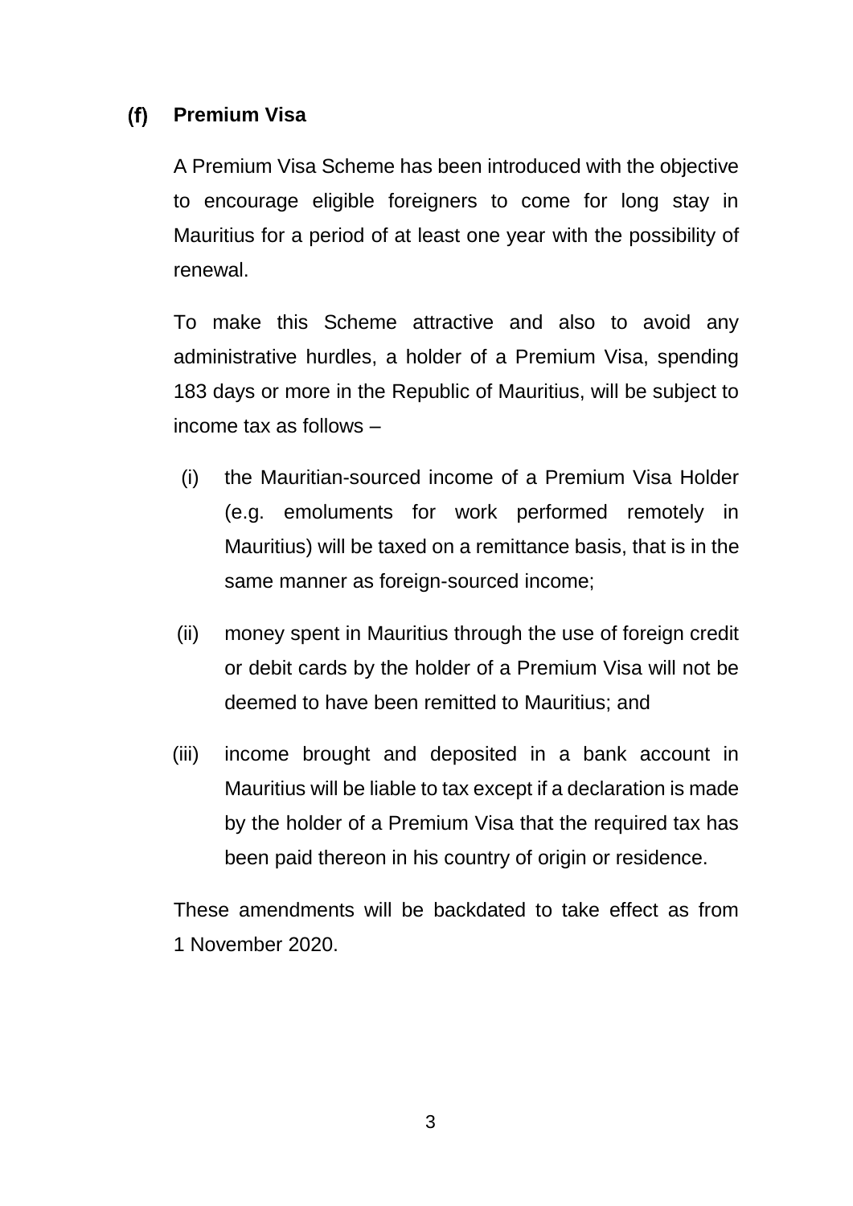### (f) Premium Visa

A Premium Visa Scheme has been introduced with the objective to encourage eligible foreigners to come for long stay in Mauritius for a period of at least one year with the possibility of renewal.

To make this Scheme attractive and also to avoid any administrative hurdles, a holder of a Premium Visa, spending 183 days or more in the Republic of Mauritius, will be subject to income tax as follows –

(i) the Mauritian-sourced income of a Premium Visa Holder (e.g. emoluments for work performed remotely in Mauritius) will be taxed on a remittance basis, that is in the same manner as foreign-sourced income;

(ii) money spent in Mauritius through the use of foreign credit or debit cards by the holder of a Premium Visa will not be deemed to have been remitted to Mauritius; and

(iii) income brought and deposited in a bank account in Mauritius will be liable to tax except if a declaration is made by the holder of a Premium Visa that the required tax has been paid thereon in his country of origin or residence.

These amendments will be backdated to take effect as from 1 November 2020.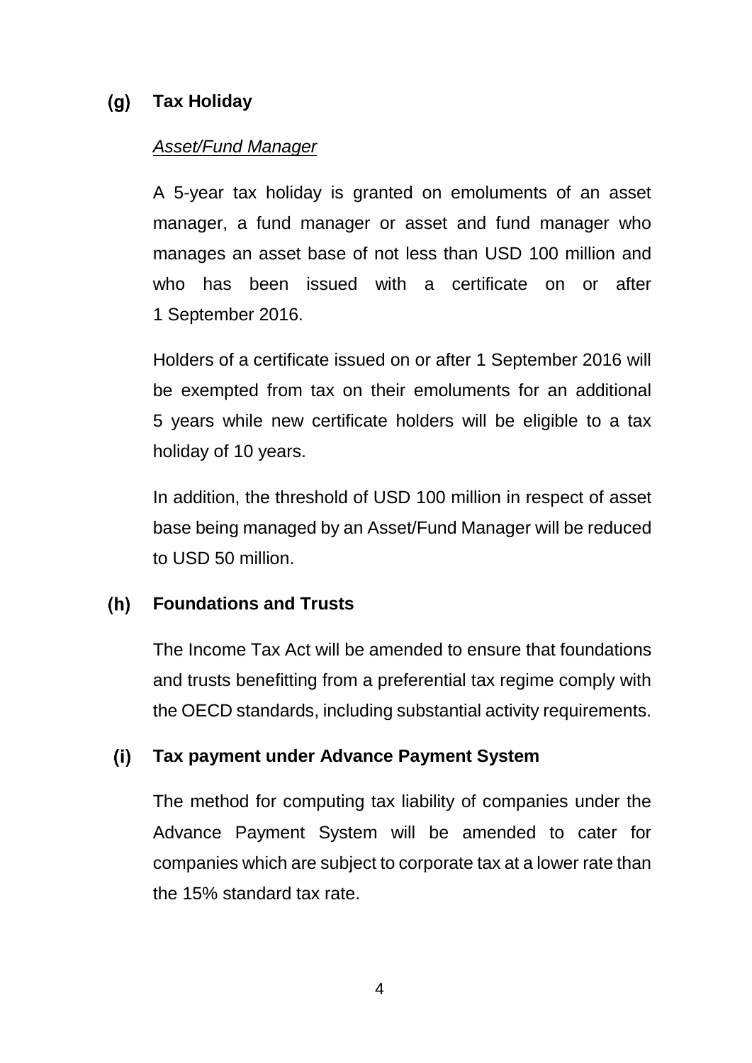### (g) Tax Holiday

*Asset/Fund Manager*

A 5-year tax holiday is granted on emoluments of an asset manager, a fund manager or asset and fund manager who manages an asset base of not less than USD 100 million and who has been issued with a certificate on or after 1 September 2016.

Holders of a certificate issued on or after 1 September 2016 will be exempted from tax on their emoluments for an additional 5 years while new certificate holders will be eligible to a tax holiday of 10 years.

In addition, the threshold of USD 100 million in respect of asset base being managed by an Asset/Fund Manager will be reduced to USD 50 million.

### (h) Foundations and Trusts

The Income Tax Act will be amended to ensure that foundations and trusts benefitting from a preferential tax regime comply with the OECD standards, including substantial activity requirements.

### (i) Tax payment under Advance Payment System

The method for computing tax liability of companies under the Advance Payment System will be amended to cater for companies which are subject to corporate tax at a lower rate than the 15% standard tax rate.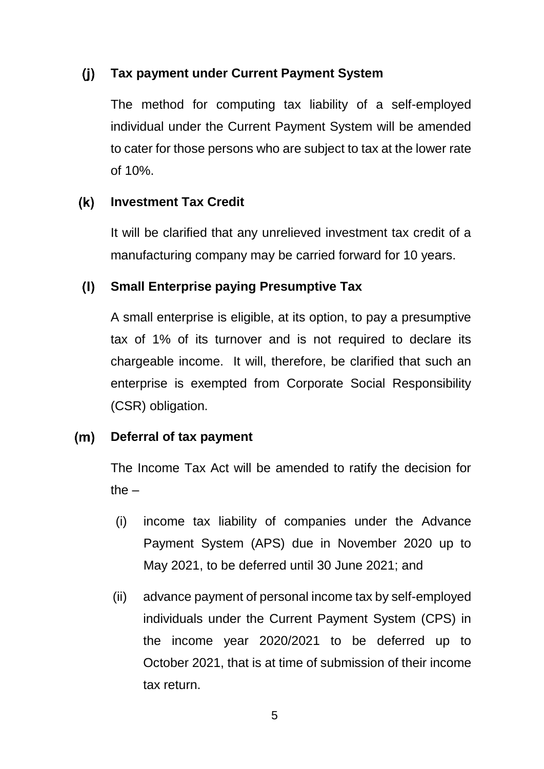### (j) Tax payment under Current Payment System

The method for computing tax liability of a self-employed individual under the Current Payment System will be amended to cater for those persons who are subject to tax at the lower rate of 10%.

### (k) Investment Tax Credit

It will be clarified that any unrelieved investment tax credit of a manufacturing company may be carried forward for 10 years.

### (l) Small Enterprise paying Presumptive Tax

A small enterprise is eligible, at its option, to pay a presumptive tax of 1% of its turnover and is not required to declare its chargeable income. It will, therefore, be clarified that such an enterprise is exempted from Corporate Social Responsibility (CSR) obligation.

### (m) Deferral of tax payment

The Income Tax Act will be amended to ratify the decision for the –

(i) income tax liability of companies under the Advance Payment System (APS) due in November 2020 up to May 2021, to be deferred until 30 June 2021; and

(ii) advance payment of personal income tax by self-employed individuals under the Current Payment System (CPS) in the income year 2020/2021 to be deferred up to October 2021, that is at time of submission of their income tax return.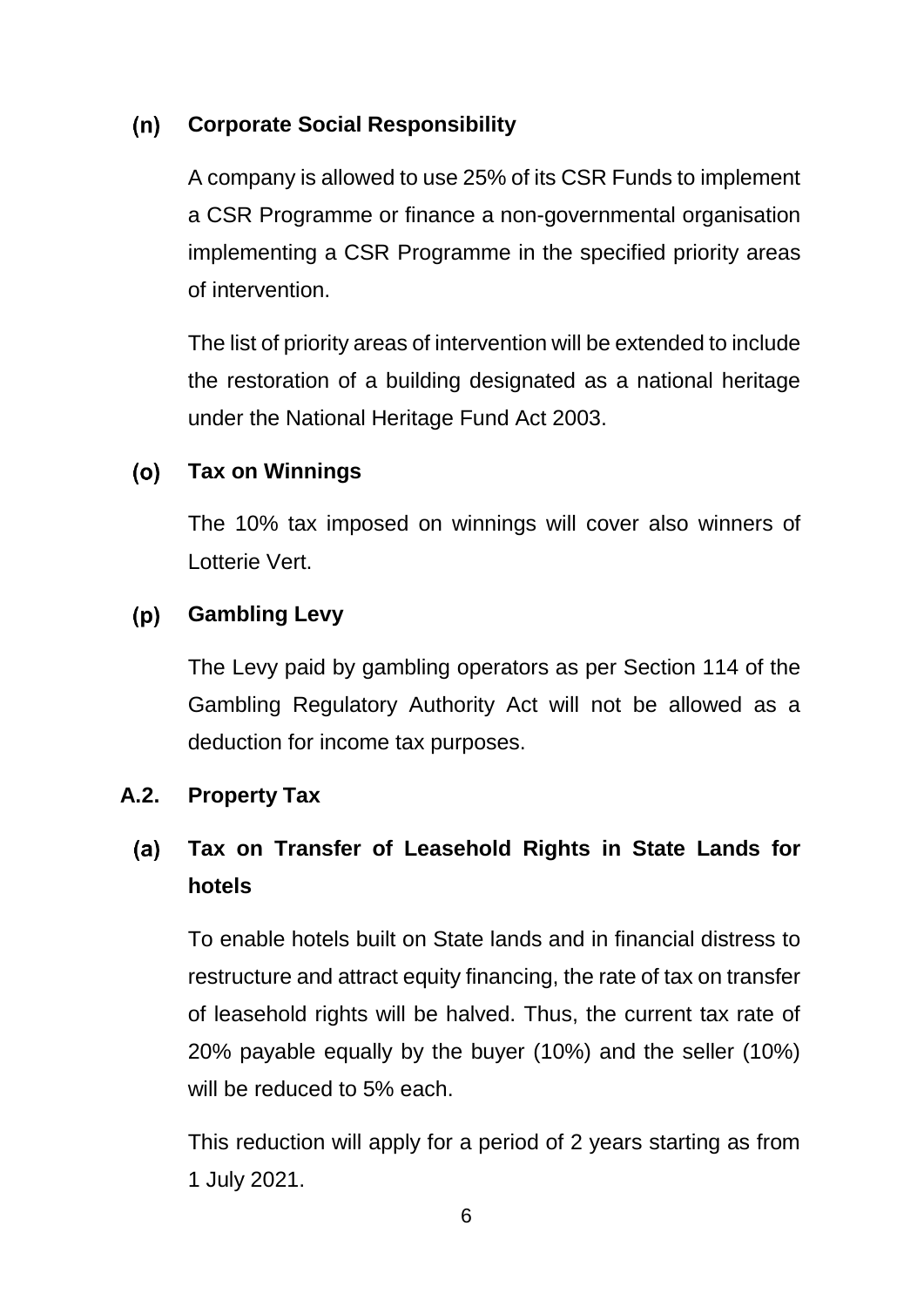### (n) Corporate Social Responsibility

A company is allowed to use 25% of its CSR Funds to implement a CSR Programme or finance a non-governmental organisation implementing a CSR Programme in the specified priority areas of intervention.

The list of priority areas of intervention will be extended to include the restoration of a building designated as a national heritage under the National Heritage Fund Act 2003.

### (o) Tax on Winnings

The 10% tax imposed on winnings will cover also winners of Lotterie Vert.

### (p) Gambling Levy

The Levy paid by gambling operators as per Section 114 of the Gambling Regulatory Authority Act will not be allowed as a deduction for income tax purposes.

## A.2. Property Tax

### (a) Tax on Transfer of Leasehold Rights in State Lands for hotels

To enable hotels built on State lands and in financial distress to restructure and attract equity financing, the rate of tax on transfer of leasehold rights will be halved. Thus, the current tax rate of 20% payable equally by the buyer (10%) and the seller (10%) will be reduced to 5% each.

This reduction will apply for a period of 2 years starting as from 1 July 2021.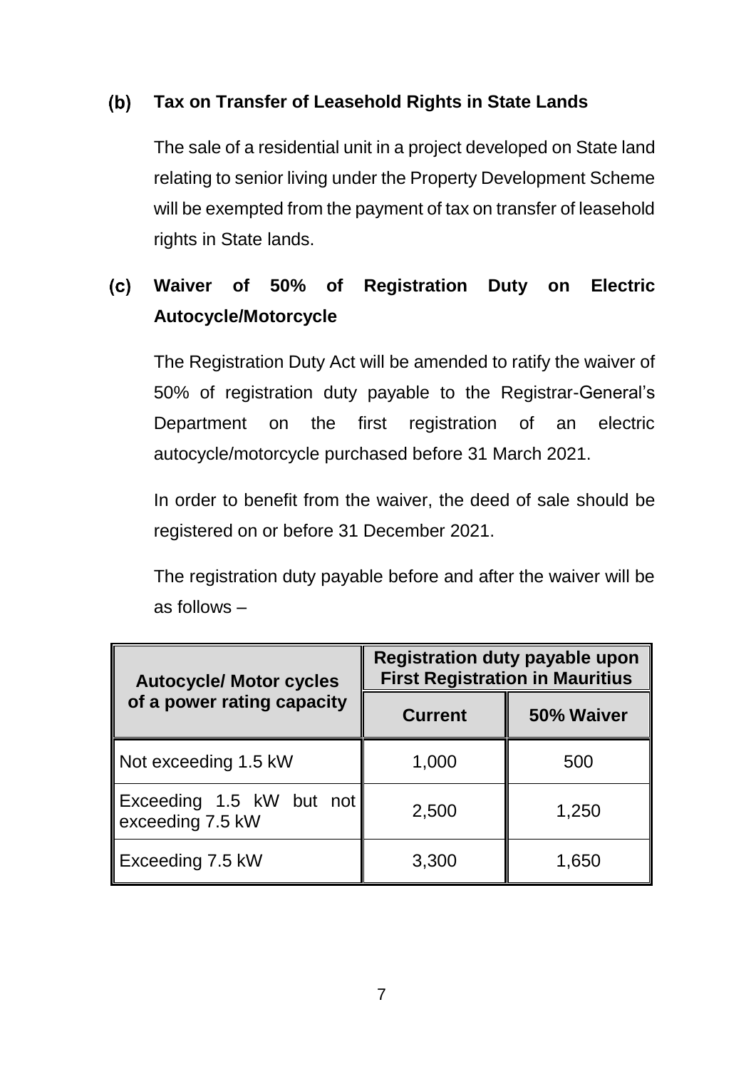### (b) Tax on Transfer of Leasehold Rights in State Lands

The sale of a residential unit in a project developed on State land relating to senior living under the Property Development Scheme will be exempted from the payment of tax on transfer of leasehold rights in State lands.

### (c) Waiver of 50% of Registration Duty on Electric Autocycle/Motorcycle

The Registration Duty Act will be amended to ratify the waiver of 50% of registration duty payable to the Registrar-General's Department on the first registration of an electric autocycle/motorcycle purchased before 31 March 2021.

In order to benefit from the waiver, the deed of sale should be registered on or before 31 December 2021.

The registration duty payable before and after the waiver will be as follows –

| Autocycle/ Motor cycles of a power rating capacity | Registration duty payable upon First Registration in Mauritius | |
|---|---|---|
| | **Current** | **50% Waiver** |
| Not exceeding 1.5 kW | 1,000 | 500 |
| Exceeding 1.5 kW but not exceeding 7.5 kW | 2,500 | 1,250 |
| Exceeding 7.5 kW | 3,300 | 1,650 |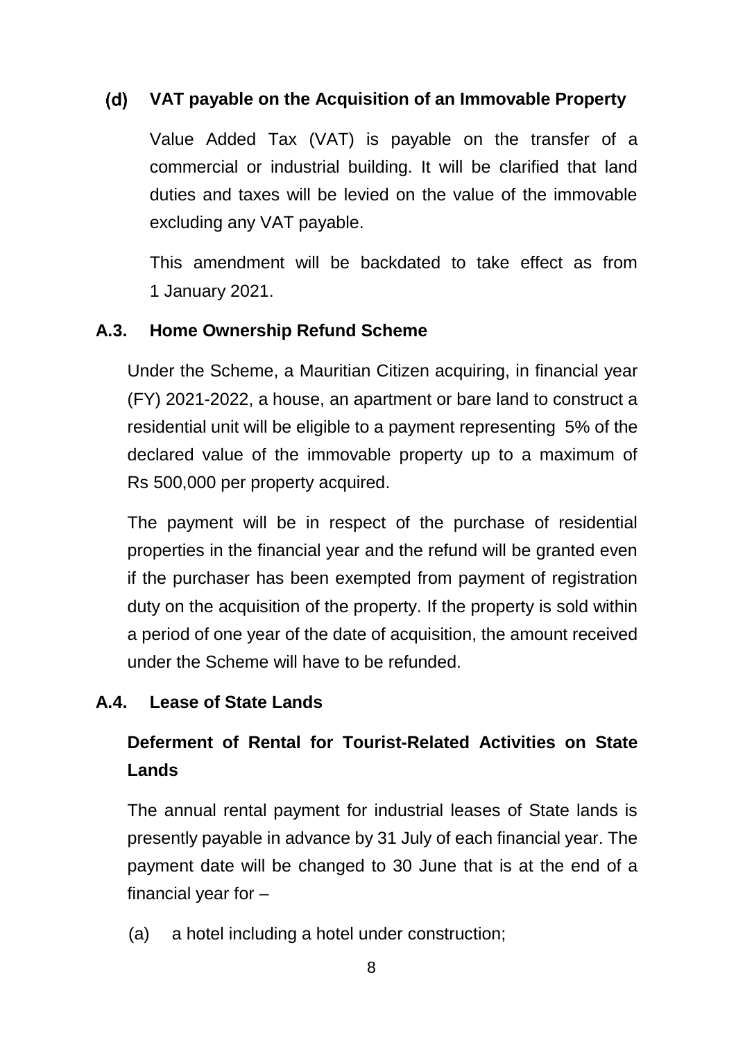### (d) VAT payable on the Acquisition of an Immovable Property

Value Added Tax (VAT) is payable on the transfer of a commercial or industrial building. It will be clarified that land duties and taxes will be levied on the value of the immovable excluding any VAT payable.

This amendment will be backdated to take effect as from 1 January 2021.

## A.3. Home Ownership Refund Scheme

Under the Scheme, a Mauritian Citizen acquiring, in financial year (FY) 2021-2022, a house, an apartment or bare land to construct a residential unit will be eligible to a payment representing 5% of the declared value of the immovable property up to a maximum of Rs 500,000 per property acquired.

The payment will be in respect of the purchase of residential properties in the financial year and the refund will be granted even if the purchaser has been exempted from payment of registration duty on the acquisition of the property. If the property is sold within a period of one year of the date of acquisition, the amount received under the Scheme will have to be refunded.

## A.4. Lease of State Lands

### Deferment of Rental for Tourist-Related Activities on State Lands

The annual rental payment for industrial leases of State lands is presently payable in advance by 31 July of each financial year. The payment date will be changed to 30 June that is at the end of a financial year for –

(a) a hotel including a hotel under construction;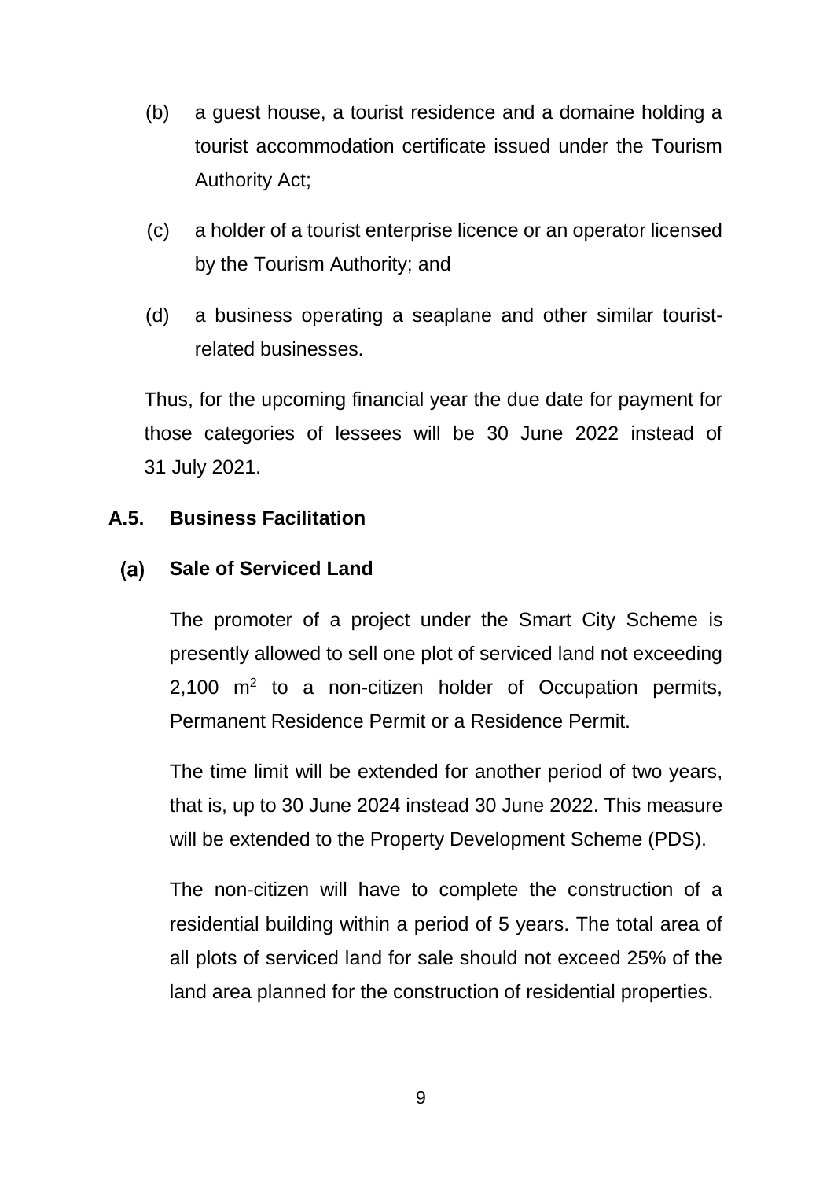(b) a guest house, a tourist residence and a domaine holding a tourist accommodation certificate issued under the Tourism Authority Act;

(c) a holder of a tourist enterprise licence or an operator licensed by the Tourism Authority; and

(d) a business operating a seaplane and other similar tourist-related businesses.

Thus, for the upcoming financial year the due date for payment for those categories of lessees will be 30 June 2022 instead of 31 July 2021.

### A.5. Business Facilitation

#### (a) Sale of Serviced Land

The promoter of a project under the Smart City Scheme is presently allowed to sell one plot of serviced land not exceeding 2,100 $m^2$ to a non-citizen holder of Occupation permits, Permanent Residence Permit or a Residence Permit.

The time limit will be extended for another period of two years, that is, up to 30 June 2024 instead 30 June 2022. This measure will be extended to the Property Development Scheme (PDS).

The non-citizen will have to complete the construction of a residential building within a period of 5 years. The total area of all plots of serviced land for sale should not exceed 25% of the land area planned for the construction of residential properties.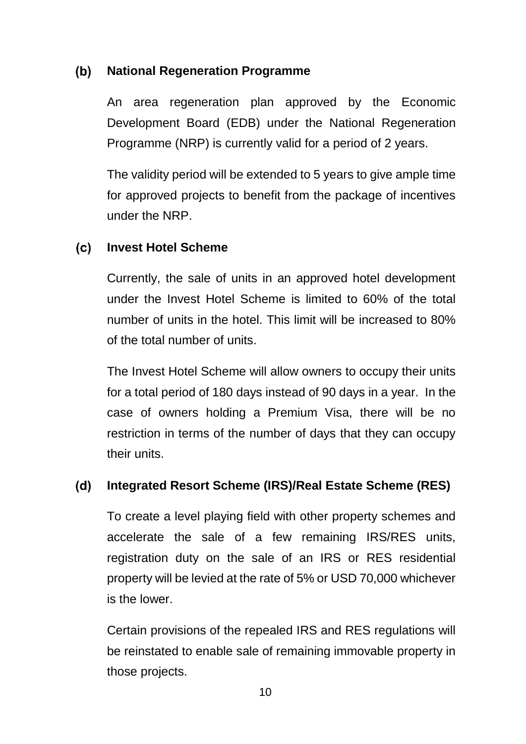### (b) National Regeneration Programme

An area regeneration plan approved by the Economic Development Board (EDB) under the National Regeneration Programme (NRP) is currently valid for a period of 2 years.

The validity period will be extended to 5 years to give ample time for approved projects to benefit from the package of incentives under the NRP.

### (c) Invest Hotel Scheme

Currently, the sale of units in an approved hotel development under the Invest Hotel Scheme is limited to 60% of the total number of units in the hotel. This limit will be increased to 80% of the total number of units.

The Invest Hotel Scheme will allow owners to occupy their units for a total period of 180 days instead of 90 days in a year. In the case of owners holding a Premium Visa, there will be no restriction in terms of the number of days that they can occupy their units.

### (d) Integrated Resort Scheme (IRS)/Real Estate Scheme (RES)

To create a level playing field with other property schemes and accelerate the sale of a few remaining IRS/RES units, registration duty on the sale of an IRS or RES residential property will be levied at the rate of 5% or USD 70,000 whichever is the lower.

Certain provisions of the repealed IRS and RES regulations will be reinstated to enable sale of remaining immovable property in those projects.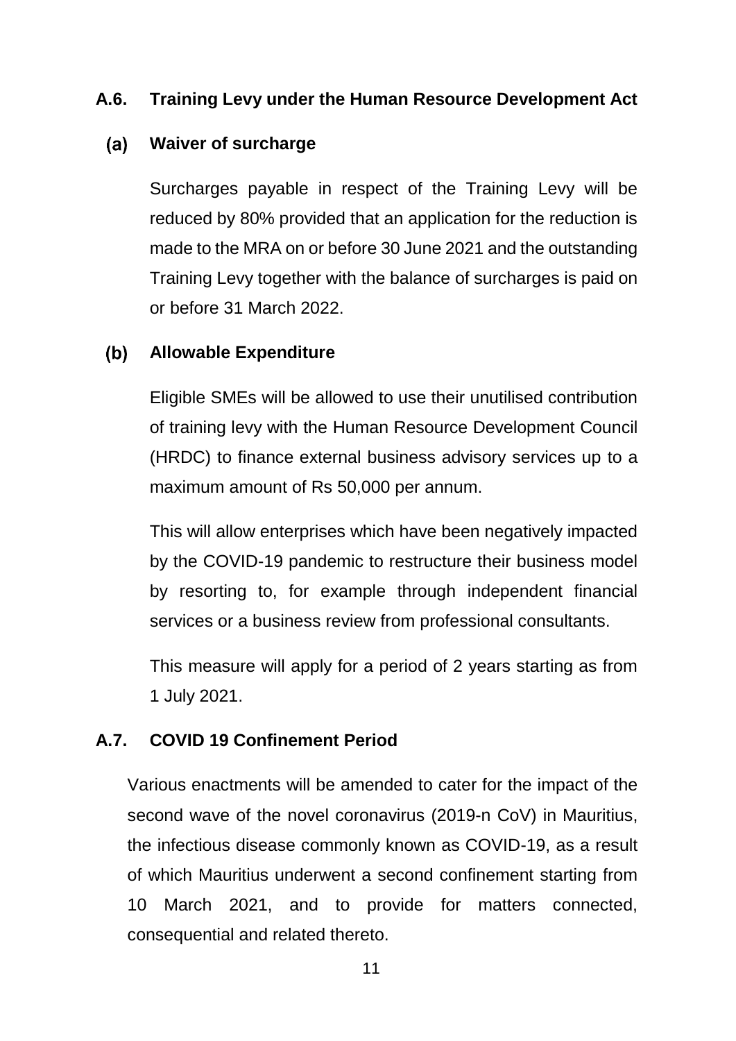## A.6. Training Levy under the Human Resource Development Act

### (a) Waiver of surcharge

Surcharges payable in respect of the Training Levy will be reduced by 80% provided that an application for the reduction is made to the MRA on or before 30 June 2021 and the outstanding Training Levy together with the balance of surcharges is paid on or before 31 March 2022.

### (b) Allowable Expenditure

Eligible SMEs will be allowed to use their unutilised contribution of training levy with the Human Resource Development Council (HRDC) to finance external business advisory services up to a maximum amount of Rs 50,000 per annum.

This will allow enterprises which have been negatively impacted by the COVID-19 pandemic to restructure their business model by resorting to, for example through independent financial services or a business review from professional consultants.

This measure will apply for a period of 2 years starting as from 1 July 2021.

## A.7. COVID 19 Confinement Period

Various enactments will be amended to cater for the impact of the second wave of the novel coronavirus (2019-n CoV) in Mauritius, the infectious disease commonly known as COVID-19, as a result of which Mauritius underwent a second confinement starting from 10 March 2021, and to provide for matters connected, consequential and related thereto.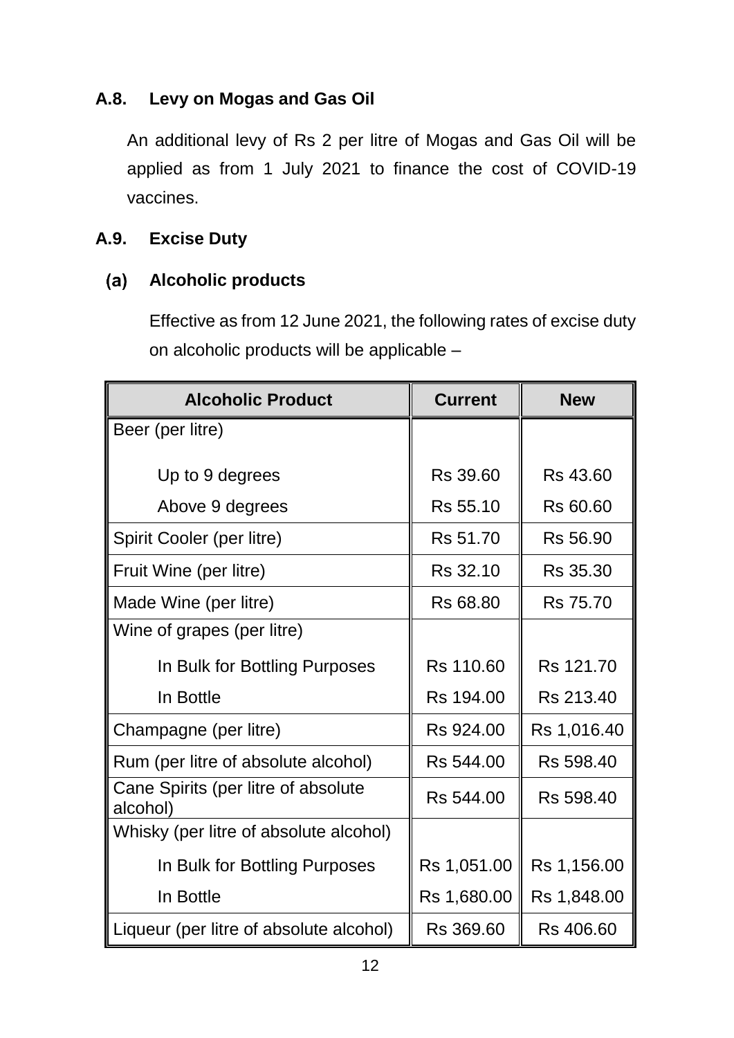### A.8. Levy on Mogas and Gas Oil

An additional levy of Rs 2 per litre of Mogas and Gas Oil will be applied as from 1 July 2021 to finance the cost of COVID-19 vaccines.

### A.9. Excise Duty

#### (a) Alcoholic products

Effective as from 12 June 2021, the following rates of excise duty on alcoholic products will be applicable –

| Alcoholic Product | Current | New |
|---|---|---|
| Beer (per litre) | | |
| Up to 9 degrees | Rs 39.60 | Rs 43.60 |
| Above 9 degrees | Rs 55.10 | Rs 60.60 |
| Spirit Cooler (per litre) | Rs 51.70 | Rs 56.90 |
| Fruit Wine (per litre) | Rs 32.10 | Rs 35.30 |
| Made Wine (per litre) | Rs 68.80 | Rs 75.70 |
| Wine of grapes (per litre) | | |
| In Bulk for Bottling Purposes | Rs 110.60 | Rs 121.70 |
| In Bottle | Rs 194.00 | Rs 213.40 |
| Champagne (per litre) | Rs 924.00 | Rs 1,016.40 |
| Rum (per litre of absolute alcohol) | Rs 544.00 | Rs 598.40 |
| Cane Spirits (per litre of absolute alcohol) | Rs 544.00 | Rs 598.40 |
| Whisky (per litre of absolute alcohol) | | |
| In Bulk for Bottling Purposes | Rs 1,051.00 | Rs 1,156.00 |
| In Bottle | Rs 1,680.00 | Rs 1,848.00 |
| Liqueur (per litre of absolute alcohol) | Rs 369.60 | Rs 406.60 |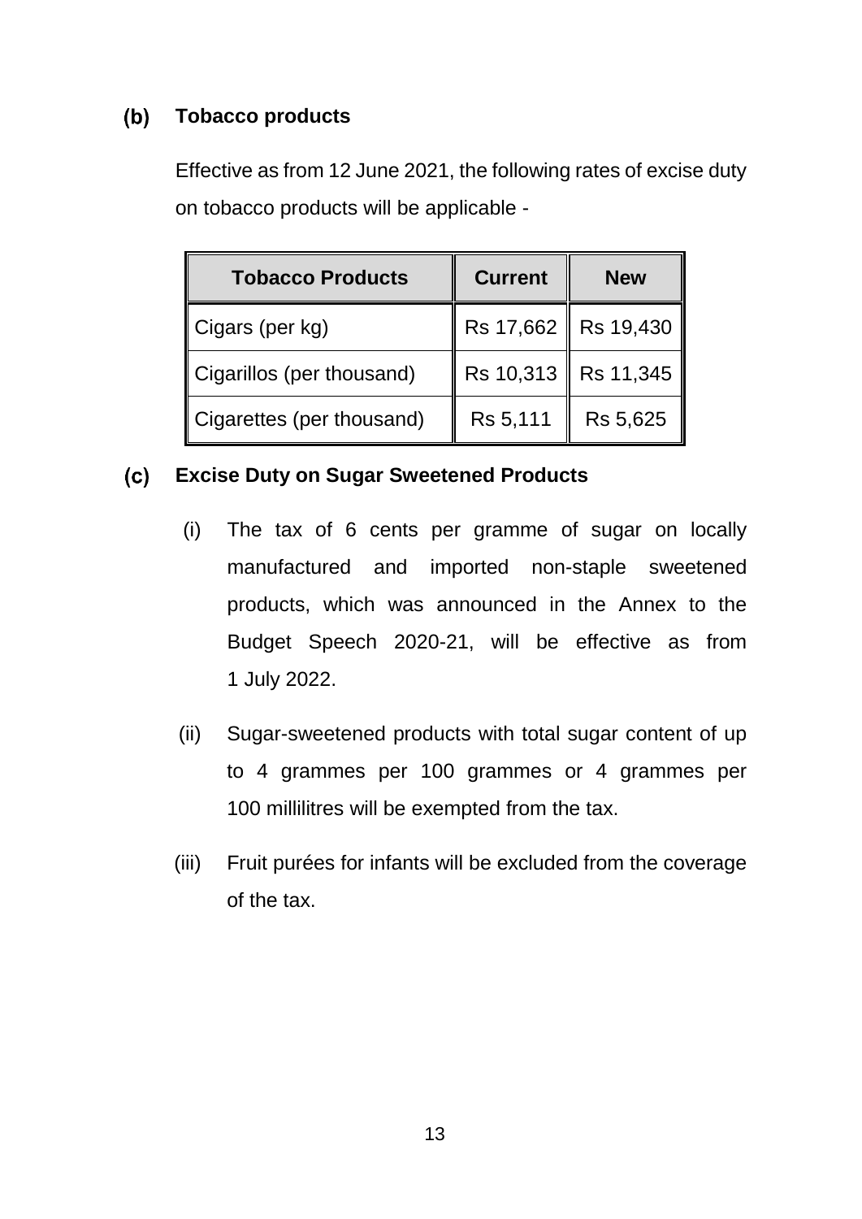### (b) Tobacco products

Effective as from 12 June 2021, the following rates of excise duty on tobacco products will be applicable -

| Tobacco Products | Current | New |
|---|---|---|
| Cigars (per kg) | Rs 17,662 | Rs 19,430 |
| Cigarillos (per thousand) | Rs 10,313 | Rs 11,345 |
| Cigarettes (per thousand) | Rs 5,111 | Rs 5,625 |

### (c) Excise Duty on Sugar Sweetened Products

(i) The tax of 6 cents per gramme of sugar on locally manufactured and imported non-staple sweetened products, which was announced in the Annex to the Budget Speech 2020-21, will be effective as from 1 July 2022.

(ii) Sugar-sweetened products with total sugar content of up to 4 grammes per 100 grammes or 4 grammes per 100 millilitres will be exempted from the tax.

(iii) Fruit purées for infants will be excluded from the coverage of the tax.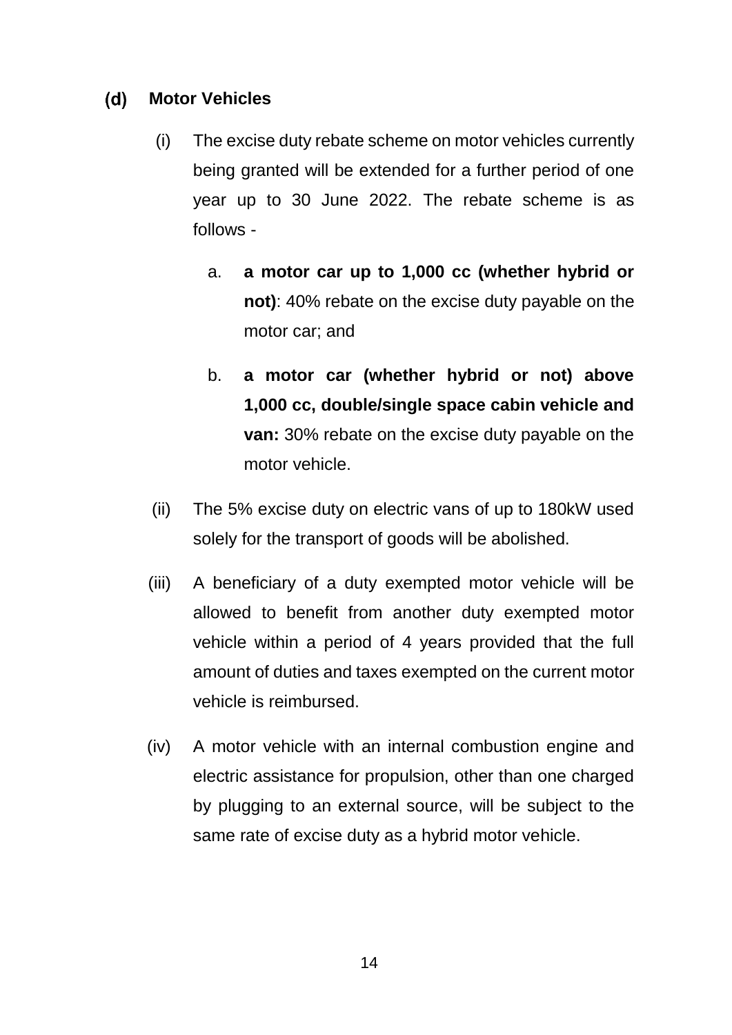### (d) Motor Vehicles

(i) The excise duty rebate scheme on motor vehicles currently being granted will be extended for a further period of one year up to 30 June 2022. The rebate scheme is as follows -

a. **a motor car up to 1,000 cc (whether hybrid or not)**: 40% rebate on the excise duty payable on the motor car; and

b. **a motor car (whether hybrid or not) above 1,000 cc, double/single space cabin vehicle and van:** 30% rebate on the excise duty payable on the motor vehicle.

(ii) The 5% excise duty on electric vans of up to 180kW used solely for the transport of goods will be abolished.

(iii) A beneficiary of a duty exempted motor vehicle will be allowed to benefit from another duty exempted motor vehicle within a period of 4 years provided that the full amount of duties and taxes exempted on the current motor vehicle is reimbursed.

(iv) A motor vehicle with an internal combustion engine and electric assistance for propulsion, other than one charged by plugging to an external source, will be subject to the same rate of excise duty as a hybrid motor vehicle.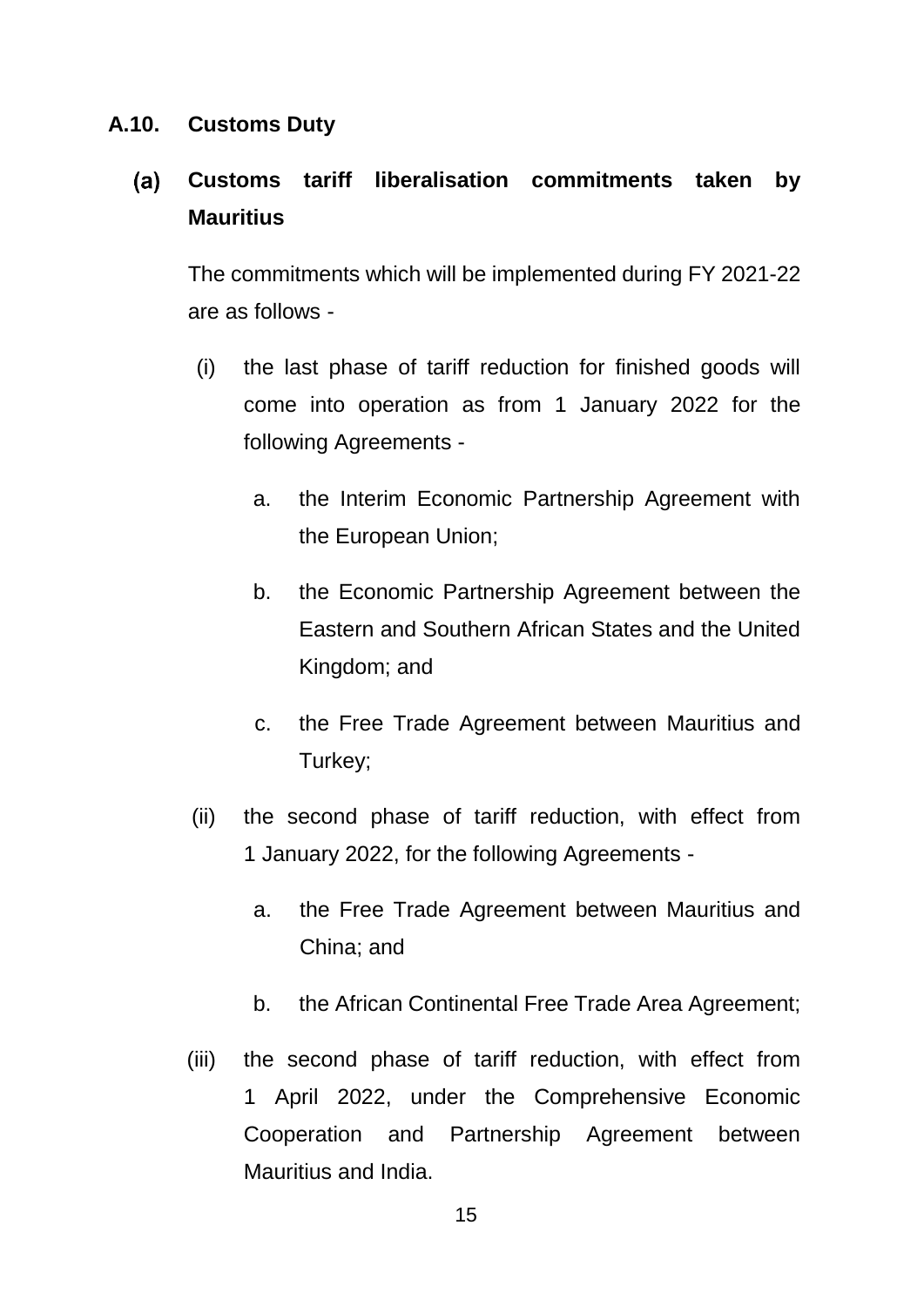## A.10. Customs Duty

### (a) Customs tariff liberalisation commitments taken by Mauritius

The commitments which will be implemented during FY 2021-22 are as follows -

(i) the last phase of tariff reduction for finished goods will come into operation as from 1 January 2022 for the following Agreements -

a. the Interim Economic Partnership Agreement with the European Union;

b. the Economic Partnership Agreement between the Eastern and Southern African States and the United Kingdom; and

c. the Free Trade Agreement between Mauritius and Turkey;

(ii) the second phase of tariff reduction, with effect from 1 January 2022, for the following Agreements -

a. the Free Trade Agreement between Mauritius and China; and

b. the African Continental Free Trade Area Agreement;

(iii) the second phase of tariff reduction, with effect from 1 April 2022, under the Comprehensive Economic Cooperation and Partnership Agreement between Mauritius and India.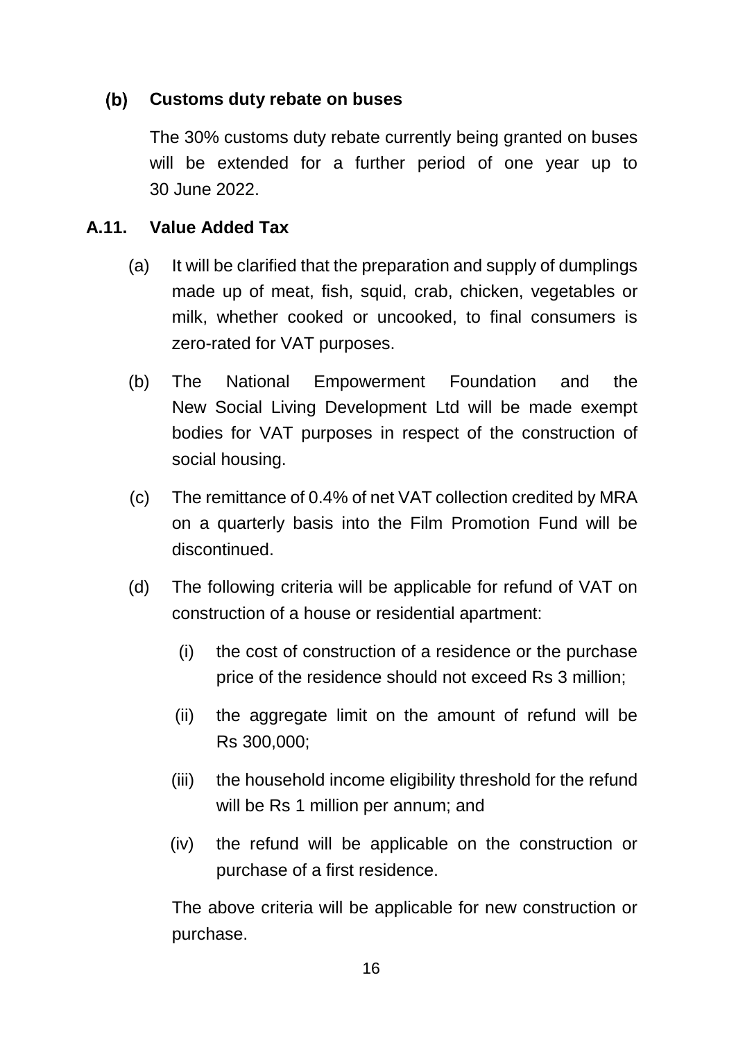**(b) Customs duty rebate on buses**

The 30% customs duty rebate currently being granted on buses will be extended for a further period of one year up to 30 June 2022.

## A.11. Value Added Tax

(a) It will be clarified that the preparation and supply of dumplings made up of meat, fish, squid, crab, chicken, vegetables or milk, whether cooked or uncooked, to final consumers is zero-rated for VAT purposes.

(b) The National Empowerment Foundation and the New Social Living Development Ltd will be made exempt bodies for VAT purposes in respect of the construction of social housing.

(c) The remittance of 0.4% of net VAT collection credited by MRA on a quarterly basis into the Film Promotion Fund will be discontinued.

(d) The following criteria will be applicable for refund of VAT on construction of a house or residential apartment:

- (i) the cost of construction of a residence or the purchase price of the residence should not exceed Rs 3 million;
- (ii) the aggregate limit on the amount of refund will be Rs 300,000;
- (iii) the household income eligibility threshold for the refund will be Rs 1 million per annum; and
- (iv) the refund will be applicable on the construction or purchase of a first residence.

The above criteria will be applicable for new construction or purchase.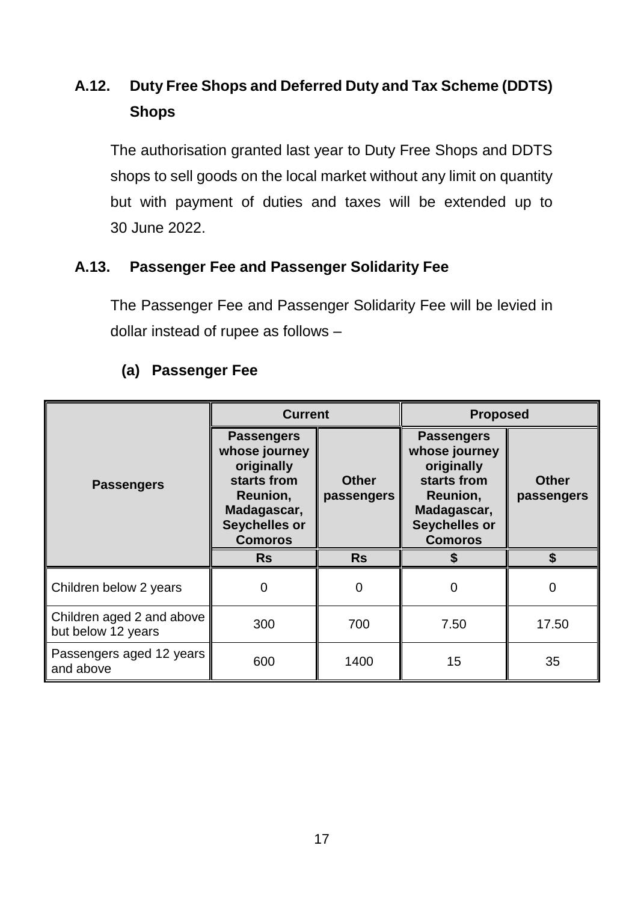## A.12. Duty Free Shops and Deferred Duty and Tax Scheme (DDTS) Shops

The authorisation granted last year to Duty Free Shops and DDTS shops to sell goods on the local market without any limit on quantity but with payment of duties and taxes will be extended up to 30 June 2022.

## A.13. Passenger Fee and Passenger Solidarity Fee

The Passenger Fee and Passenger Solidarity Fee will be levied in dollar instead of rupee as follows –

### (a) Passenger Fee

| Passengers | Current | | Proposed | |
|---|---|---|---|---|
| | Passengers whose journey originally starts from Reunion, Madagascar, Seychelles or Comoros | Other passengers | Passengers whose journey originally starts from Reunion, Madagascar, Seychelles or Comoros | Other passengers |
| | Rs | Rs | $ | $ |
| Children below 2 years | 0 | 0 | 0 | 0 |
| Children aged 2 and above but below 12 years | 300 | 700 | 7.50 | 17.50 |
| Passengers aged 12 years and above | 600 | 1400 | 15 | 35 |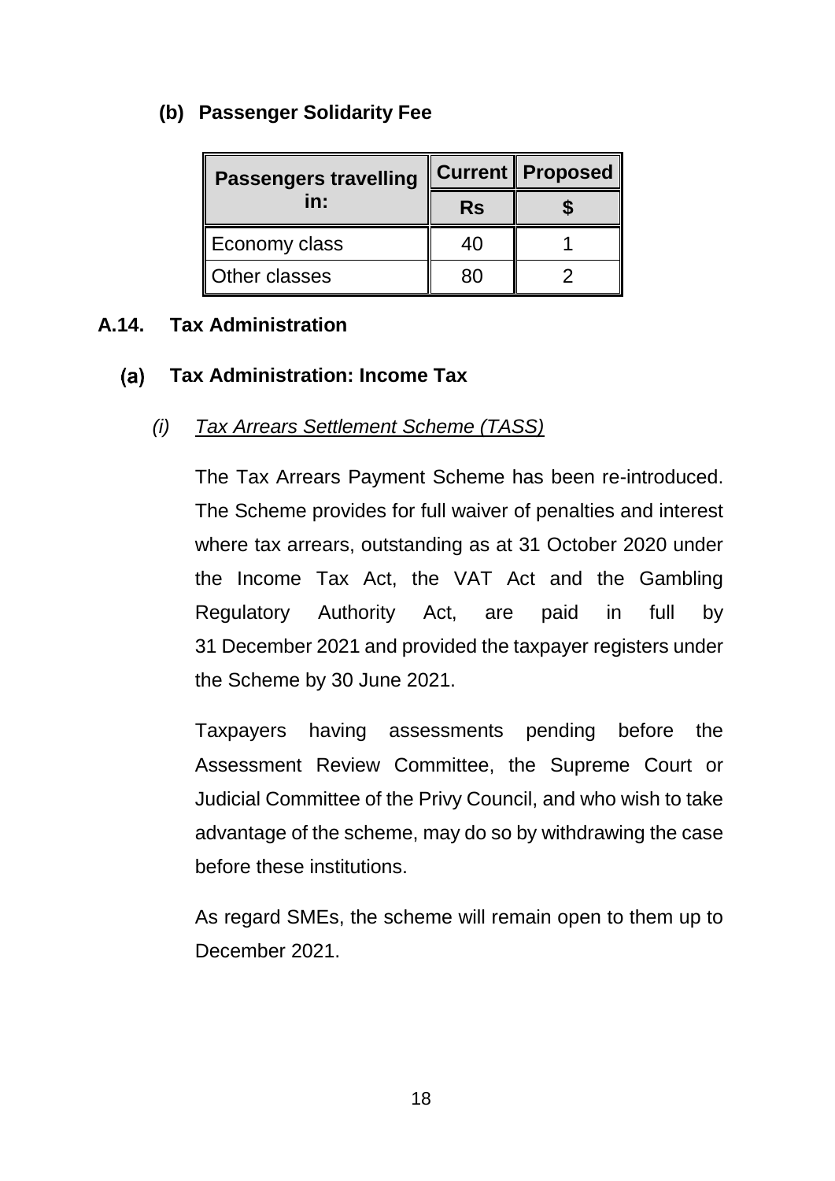**(b) Passenger Solidarity Fee**

| Passengers travelling in: | Current | Proposed |
|---|---|---|
| | Rs | $ |
| Economy class | 40 | 1 |
| Other classes | 80 | 2 |

## A.14. Tax Administration

### (a) Tax Administration: Income Tax

*(i) Tax Arrears Settlement Scheme (TASS)*

The Tax Arrears Payment Scheme has been re-introduced. The Scheme provides for full waiver of penalties and interest where tax arrears, outstanding as at 31 October 2020 under the Income Tax Act, the VAT Act and the Gambling Regulatory Authority Act, are paid in full by 31 December 2021 and provided the taxpayer registers under the Scheme by 30 June 2021.

Taxpayers having assessments pending before the Assessment Review Committee, the Supreme Court or Judicial Committee of the Privy Council, and who wish to take advantage of the scheme, may do so by withdrawing the case before these institutions.

As regard SMEs, the scheme will remain open to them up to December 2021.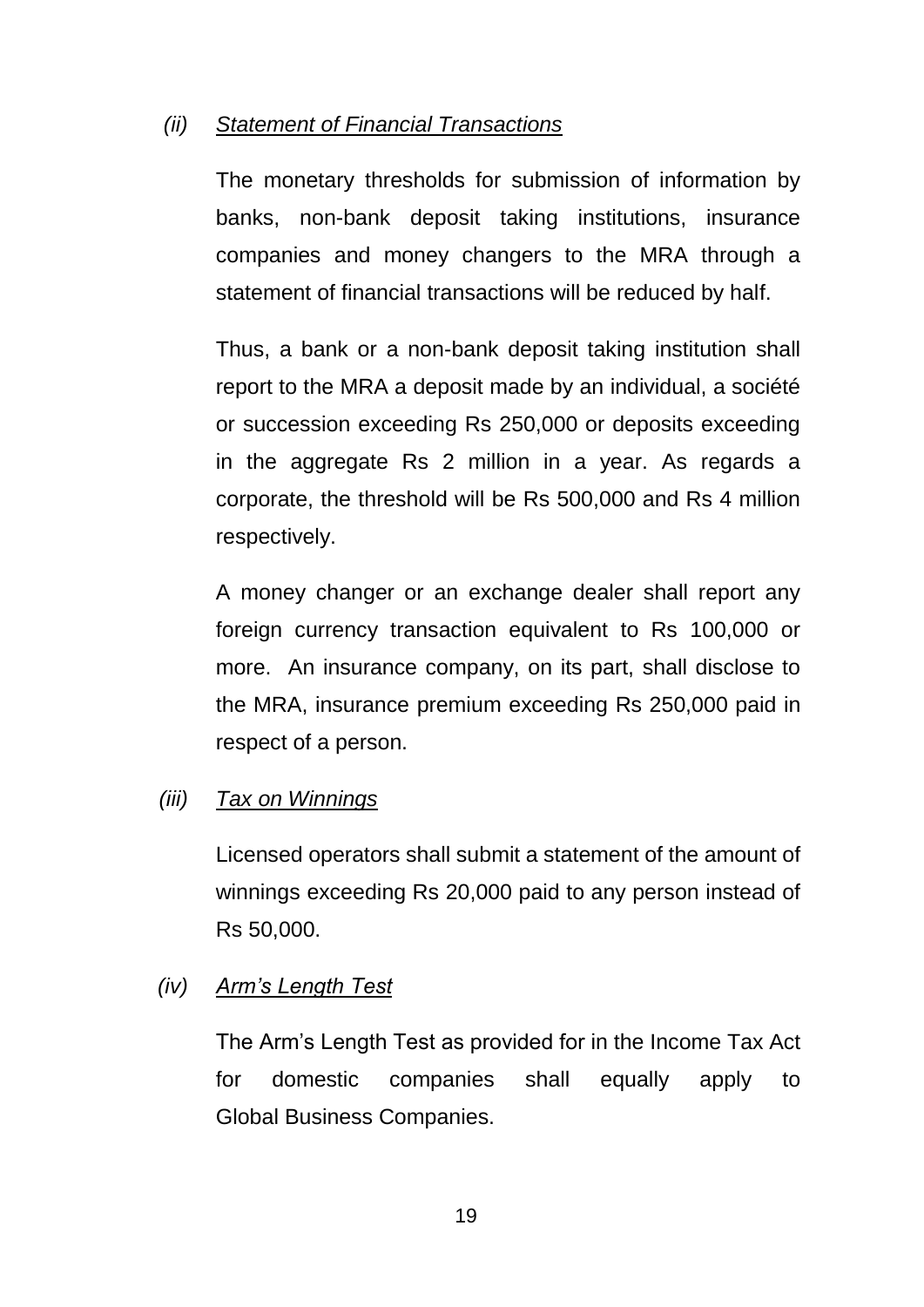*(ii)* *Statement of Financial Transactions*

The monetary thresholds for submission of information by banks, non-bank deposit taking institutions, insurance companies and money changers to the MRA through a statement of financial transactions will be reduced by half.

Thus, a bank or a non-bank deposit taking institution shall report to the MRA a deposit made by an individual, a société or succession exceeding Rs 250,000 or deposits exceeding in the aggregate Rs 2 million in a year. As regards a corporate, the threshold will be Rs 500,000 and Rs 4 million respectively.

A money changer or an exchange dealer shall report any foreign currency transaction equivalent to Rs 100,000 or more. An insurance company, on its part, shall disclose to the MRA, insurance premium exceeding Rs 250,000 paid in respect of a person.

*(iii)* *Tax on Winnings*

Licensed operators shall submit a statement of the amount of winnings exceeding Rs 20,000 paid to any person instead of Rs 50,000.

*(iv)* *Arm's Length Test*

The Arm's Length Test as provided for in the Income Tax Act for domestic companies shall equally apply to Global Business Companies.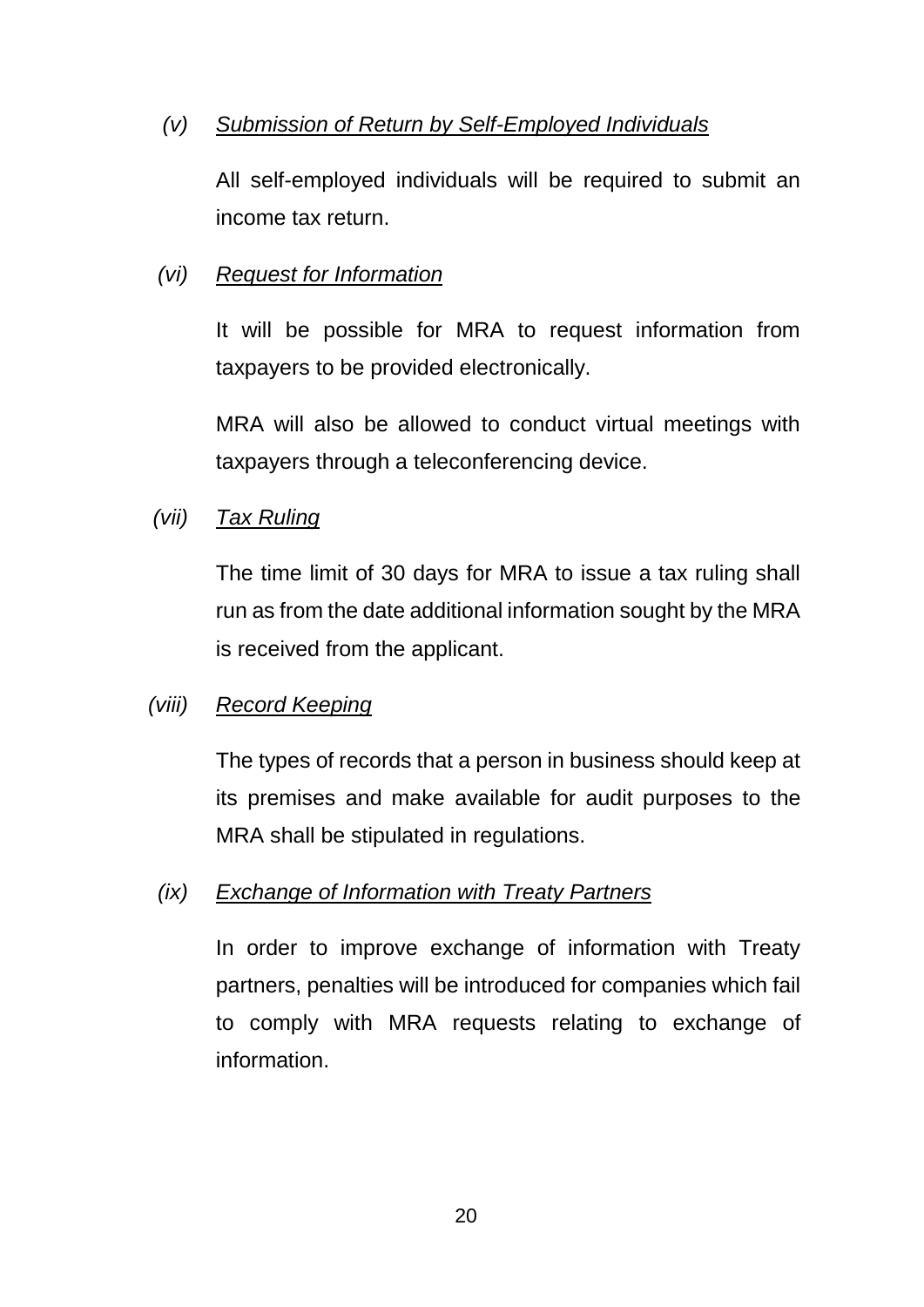*(v)* *Submission of Return by Self-Employed Individuals*

All self-employed individuals will be required to submit an income tax return.

*(vi)* *Request for Information*

It will be possible for MRA to request information from taxpayers to be provided electronically.

MRA will also be allowed to conduct virtual meetings with taxpayers through a teleconferencing device.

*(vii)* *Tax Ruling*

The time limit of 30 days for MRA to issue a tax ruling shall run as from the date additional information sought by the MRA is received from the applicant.

*(viii)* *Record Keeping*

The types of records that a person in business should keep at its premises and make available for audit purposes to the MRA shall be stipulated in regulations.

*(ix)* *Exchange of Information with Treaty Partners*

In order to improve exchange of information with Treaty partners, penalties will be introduced for companies which fail to comply with MRA requests relating to exchange of information.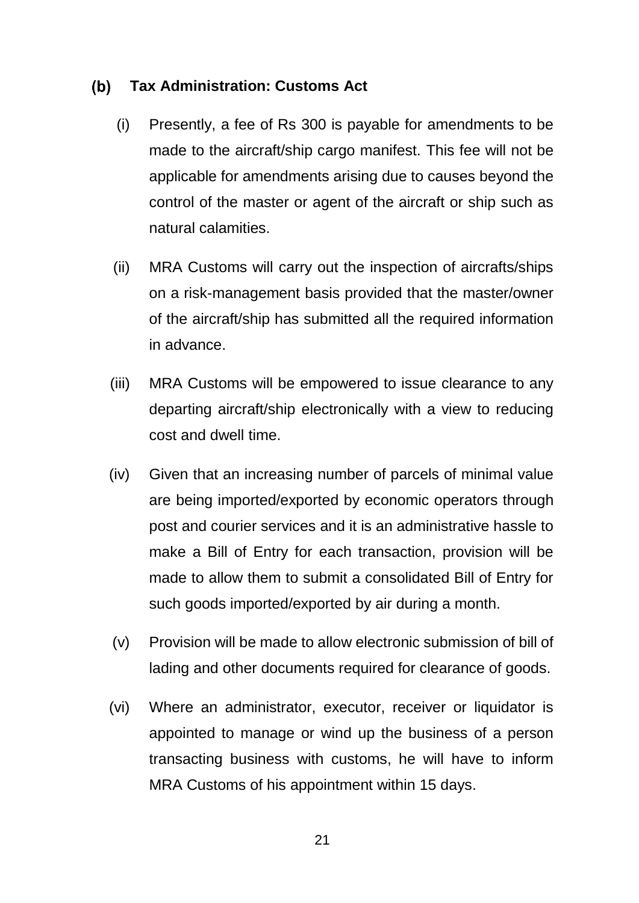## (b) Tax Administration: Customs Act

(i) Presently, a fee of Rs 300 is payable for amendments to be made to the aircraft/ship cargo manifest. This fee will not be applicable for amendments arising due to causes beyond the control of the master or agent of the aircraft or ship such as natural calamities.

(ii) MRA Customs will carry out the inspection of aircrafts/ships on a risk-management basis provided that the master/owner of the aircraft/ship has submitted all the required information in advance.

(iii) MRA Customs will be empowered to issue clearance to any departing aircraft/ship electronically with a view to reducing cost and dwell time.

(iv) Given that an increasing number of parcels of minimal value are being imported/exported by economic operators through post and courier services and it is an administrative hassle to make a Bill of Entry for each transaction, provision will be made to allow them to submit a consolidated Bill of Entry for such goods imported/exported by air during a month.

(v) Provision will be made to allow electronic submission of bill of lading and other documents required for clearance of goods.

(vi) Where an administrator, executor, receiver or liquidator is appointed to manage or wind up the business of a person transacting business with customs, he will have to inform MRA Customs of his appointment within 15 days.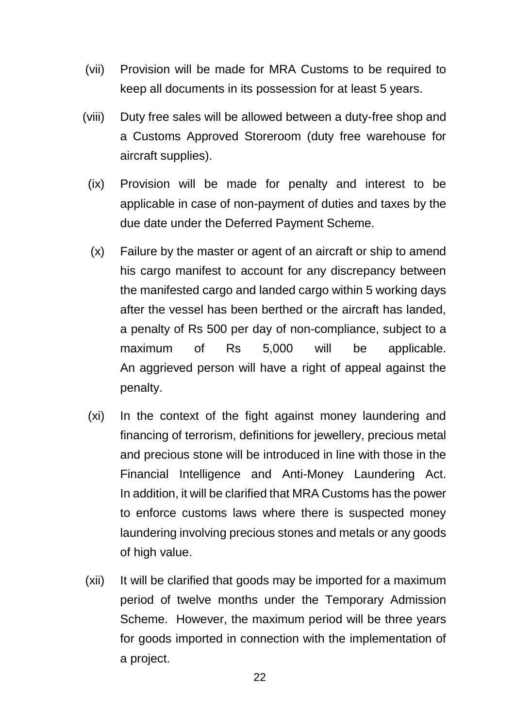(vii) Provision will be made for MRA Customs to be required to keep all documents in its possession for at least 5 years.

(viii) Duty free sales will be allowed between a duty-free shop and a Customs Approved Storeroom (duty free warehouse for aircraft supplies).

(ix) Provision will be made for penalty and interest to be applicable in case of non-payment of duties and taxes by the due date under the Deferred Payment Scheme.

(x) Failure by the master or agent of an aircraft or ship to amend his cargo manifest to account for any discrepancy between the manifested cargo and landed cargo within 5 working days after the vessel has been berthed or the aircraft has landed, a penalty of Rs 500 per day of non-compliance, subject to a maximum of Rs 5,000 will be applicable. An aggrieved person will have a right of appeal against the penalty.

(xi) In the context of the fight against money laundering and financing of terrorism, definitions for jewellery, precious metal and precious stone will be introduced in line with those in the Financial Intelligence and Anti-Money Laundering Act. In addition, it will be clarified that MRA Customs has the power to enforce customs laws where there is suspected money laundering involving precious stones and metals or any goods of high value.

(xii) It will be clarified that goods may be imported for a maximum period of twelve months under the Temporary Admission Scheme. However, the maximum period will be three years for goods imported in connection with the implementation of a project.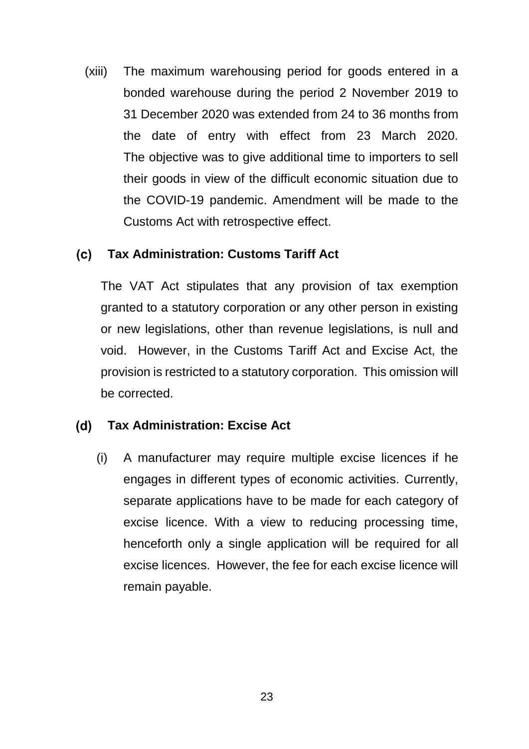(xiii) The maximum warehousing period for goods entered in a bonded warehouse during the period 2 November 2019 to 31 December 2020 was extended from 24 to 36 months from the date of entry with effect from 23 March 2020. The objective was to give additional time to importers to sell their goods in view of the difficult economic situation due to the COVID-19 pandemic. Amendment will be made to the Customs Act with retrospective effect.

### (c) Tax Administration: Customs Tariff Act

The VAT Act stipulates that any provision of tax exemption granted to a statutory corporation or any other person in existing or new legislations, other than revenue legislations, is null and void. However, in the Customs Tariff Act and Excise Act, the provision is restricted to a statutory corporation. This omission will be corrected.

### (d) Tax Administration: Excise Act

(i) A manufacturer may require multiple excise licences if he engages in different types of economic activities. Currently, separate applications have to be made for each category of excise licence. With a view to reducing processing time, henceforth only a single application will be required for all excise licences. However, the fee for each excise licence will remain payable.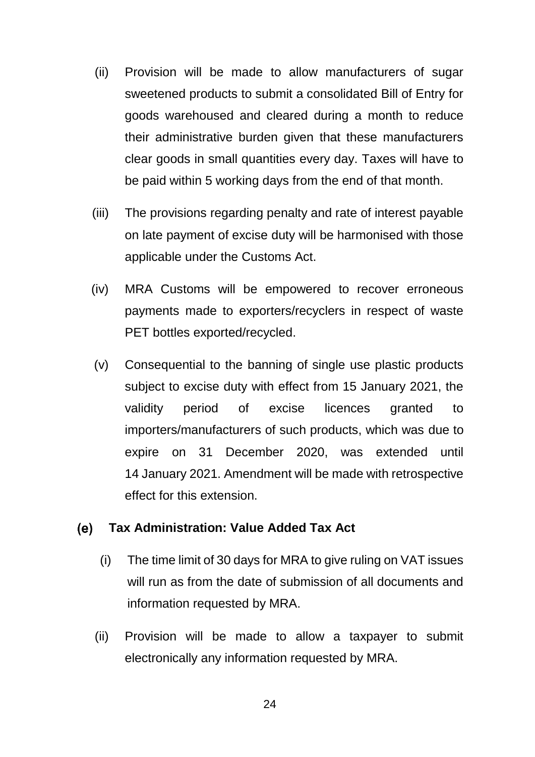(ii) Provision will be made to allow manufacturers of sugar sweetened products to submit a consolidated Bill of Entry for goods warehoused and cleared during a month to reduce their administrative burden given that these manufacturers clear goods in small quantities every day. Taxes will have to be paid within 5 working days from the end of that month.

(iii) The provisions regarding penalty and rate of interest payable on late payment of excise duty will be harmonised with those applicable under the Customs Act.

(iv) MRA Customs will be empowered to recover erroneous payments made to exporters/recyclers in respect of waste PET bottles exported/recycled.

(v) Consequential to the banning of single use plastic products subject to excise duty with effect from 15 January 2021, the validity period of excise licences granted to importers/manufacturers of such products, which was due to expire on 31 December 2020, was extended until 14 January 2021. Amendment will be made with retrospective effect for this extension.

**(e) Tax Administration: Value Added Tax Act**

(i) The time limit of 30 days for MRA to give ruling on VAT issues will run as from the date of submission of all documents and information requested by MRA.

(ii) Provision will be made to allow a taxpayer to submit electronically any information requested by MRA.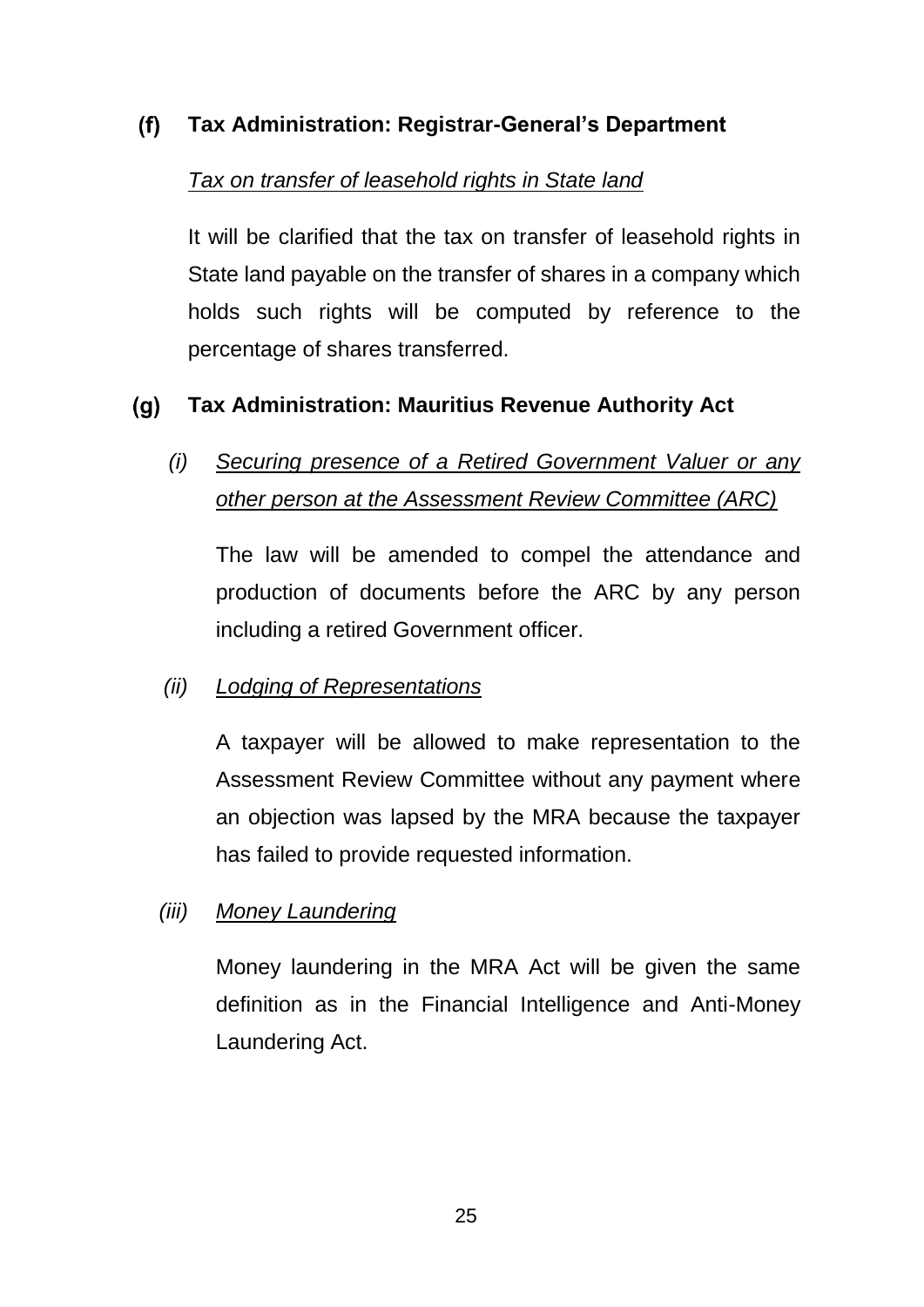### (f) Tax Administration: Registrar-General's Department

*Tax on transfer of leasehold rights in State land*

It will be clarified that the tax on transfer of leasehold rights in State land payable on the transfer of shares in a company which holds such rights will be computed by reference to the percentage of shares transferred.

### (g) Tax Administration: Mauritius Revenue Authority Act

*(i) Securing presence of a Retired Government Valuer or any other person at the Assessment Review Committee (ARC)*

The law will be amended to compel the attendance and production of documents before the ARC by any person including a retired Government officer.

*(ii) Lodging of Representations*

A taxpayer will be allowed to make representation to the Assessment Review Committee without any payment where an objection was lapsed by the MRA because the taxpayer has failed to provide requested information.

*(iii) Money Laundering*

Money laundering in the MRA Act will be given the same definition as in the Financial Intelligence and Anti-Money Laundering Act.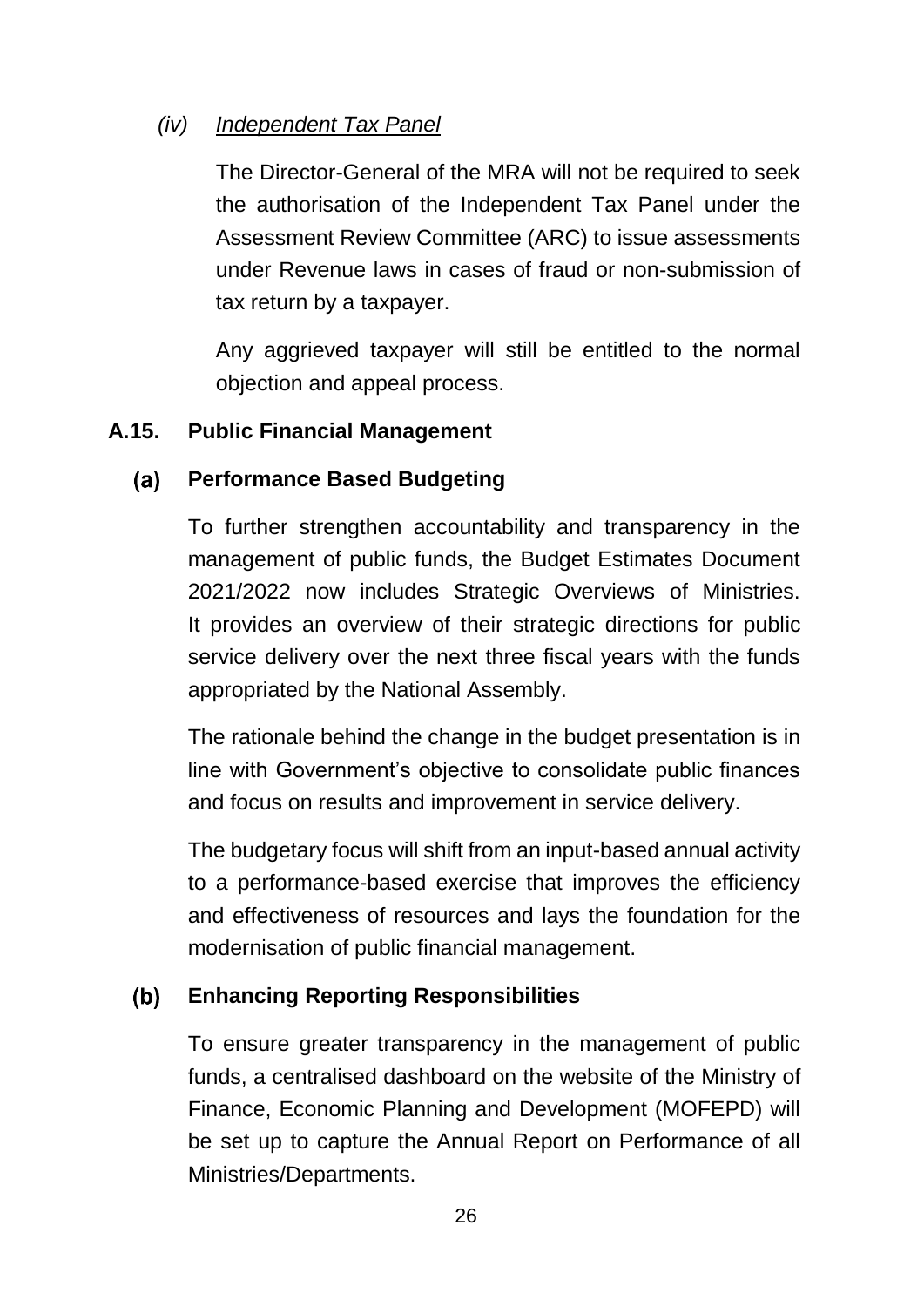*(iv) Independent Tax Panel*

The Director-General of the MRA will not be required to seek the authorisation of the Independent Tax Panel under the Assessment Review Committee (ARC) to issue assessments under Revenue laws in cases of fraud or non-submission of tax return by a taxpayer.

Any aggrieved taxpayer will still be entitled to the normal objection and appeal process.

## A.15. Public Financial Management

### (a) Performance Based Budgeting

To further strengthen accountability and transparency in the management of public funds, the Budget Estimates Document 2021/2022 now includes Strategic Overviews of Ministries. It provides an overview of their strategic directions for public service delivery over the next three fiscal years with the funds appropriated by the National Assembly.

The rationale behind the change in the budget presentation is in line with Government's objective to consolidate public finances and focus on results and improvement in service delivery.

The budgetary focus will shift from an input-based annual activity to a performance-based exercise that improves the efficiency and effectiveness of resources and lays the foundation for the modernisation of public financial management.

### (b) Enhancing Reporting Responsibilities

To ensure greater transparency in the management of public funds, a centralised dashboard on the website of the Ministry of Finance, Economic Planning and Development (MOFEPD) will be set up to capture the Annual Report on Performance of all Ministries/Departments.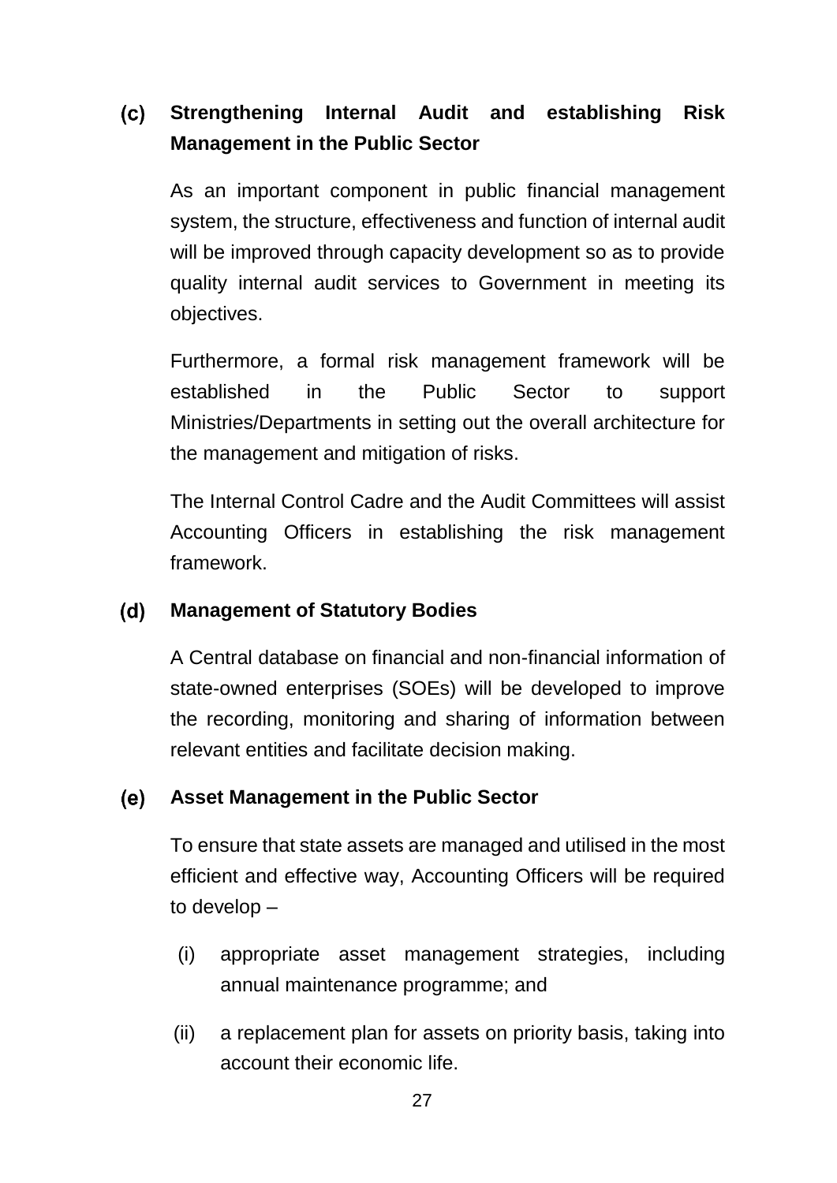### (c) Strengthening Internal Audit and establishing Risk Management in the Public Sector

As an important component in public financial management system, the structure, effectiveness and function of internal audit will be improved through capacity development so as to provide quality internal audit services to Government in meeting its objectives.

Furthermore, a formal risk management framework will be established in the Public Sector to support Ministries/Departments in setting out the overall architecture for the management and mitigation of risks.

The Internal Control Cadre and the Audit Committees will assist Accounting Officers in establishing the risk management framework.

### (d) Management of Statutory Bodies

A Central database on financial and non-financial information of state-owned enterprises (SOEs) will be developed to improve the recording, monitoring and sharing of information between relevant entities and facilitate decision making.

### (e) Asset Management in the Public Sector

To ensure that state assets are managed and utilised in the most efficient and effective way, Accounting Officers will be required to develop –

(i) appropriate asset management strategies, including annual maintenance programme; and

(ii) a replacement plan for assets on priority basis, taking into account their economic life.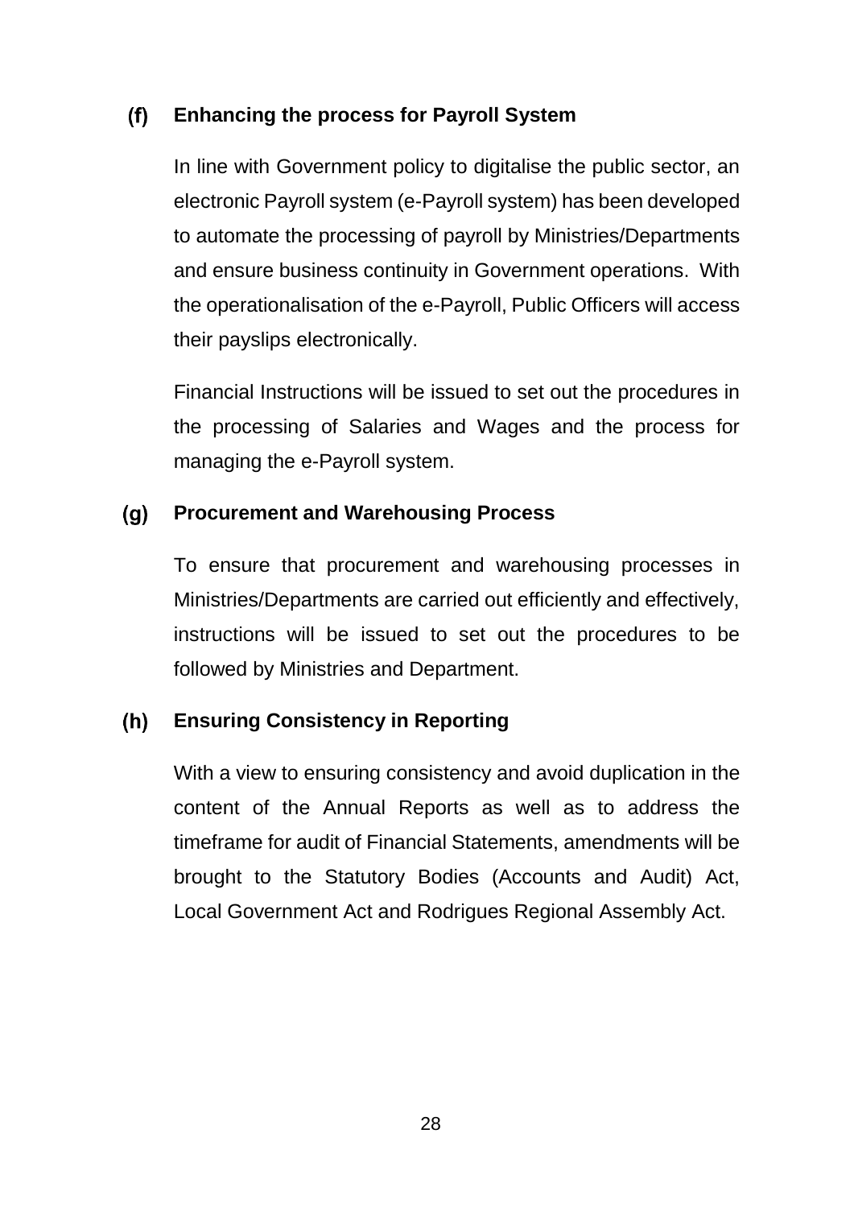### (f) Enhancing the process for Payroll System

In line with Government policy to digitalise the public sector, an electronic Payroll system (e-Payroll system) has been developed to automate the processing of payroll by Ministries/Departments and ensure business continuity in Government operations. With the operationalisation of the e-Payroll, Public Officers will access their payslips electronically.

Financial Instructions will be issued to set out the procedures in the processing of Salaries and Wages and the process for managing the e-Payroll system.

### (g) Procurement and Warehousing Process

To ensure that procurement and warehousing processes in Ministries/Departments are carried out efficiently and effectively, instructions will be issued to set out the procedures to be followed by Ministries and Department.

### (h) Ensuring Consistency in Reporting

With a view to ensuring consistency and avoid duplication in the content of the Annual Reports as well as to address the timeframe for audit of Financial Statements, amendments will be brought to the Statutory Bodies (Accounts and Audit) Act, Local Government Act and Rodrigues Regional Assembly Act.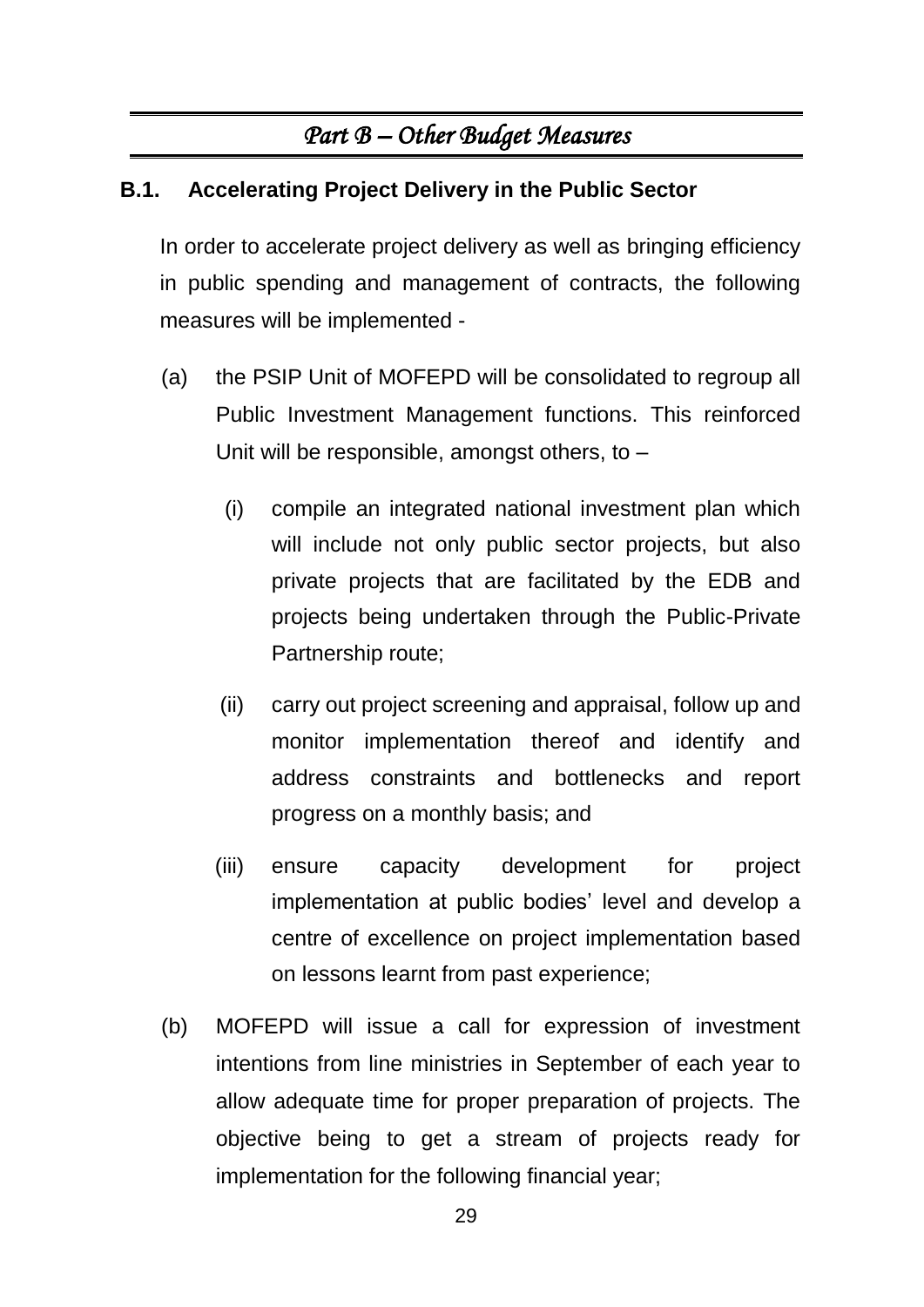## *Part B – Other Budget Measures*

### B.1. Accelerating Project Delivery in the Public Sector

In order to accelerate project delivery as well as bringing efficiency in public spending and management of contracts, the following measures will be implemented -

(a) the PSIP Unit of MOFEPD will be consolidated to regroup all Public Investment Management functions. This reinforced Unit will be responsible, amongst others, to –

  (i) compile an integrated national investment plan which will include not only public sector projects, but also private projects that are facilitated by the EDB and projects being undertaken through the Public-Private Partnership route;

  (ii) carry out project screening and appraisal, follow up and monitor implementation thereof and identify and address constraints and bottlenecks and report progress on a monthly basis; and

  (iii) ensure capacity development for project implementation at public bodies' level and develop a centre of excellence on project implementation based on lessons learnt from past experience;

(b) MOFEPD will issue a call for expression of investment intentions from line ministries in September of each year to allow adequate time for proper preparation of projects. The objective being to get a stream of projects ready for implementation for the following financial year;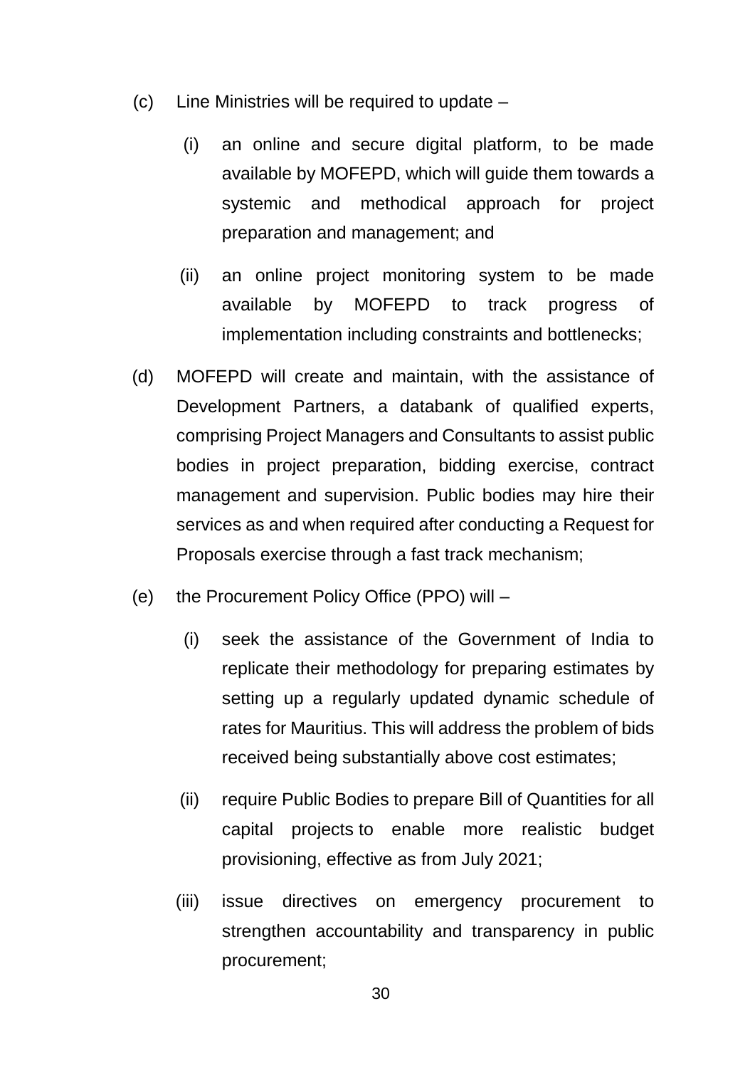(c) Line Ministries will be required to update –

   (i) an online and secure digital platform, to be made available by MOFEPD, which will guide them towards a systemic and methodical approach for project preparation and management; and

   (ii) an online project monitoring system to be made available by MOFEPD to track progress of implementation including constraints and bottlenecks;

(d) MOFEPD will create and maintain, with the assistance of Development Partners, a databank of qualified experts, comprising Project Managers and Consultants to assist public bodies in project preparation, bidding exercise, contract management and supervision. Public bodies may hire their services as and when required after conducting a Request for Proposals exercise through a fast track mechanism;

(e) the Procurement Policy Office (PPO) will –

   (i) seek the assistance of the Government of India to replicate their methodology for preparing estimates by setting up a regularly updated dynamic schedule of rates for Mauritius. This will address the problem of bids received being substantially above cost estimates;

   (ii) require Public Bodies to prepare Bill of Quantities for all capital projects to enable more realistic budget provisioning, effective as from July 2021;

   (iii) issue directives on emergency procurement to strengthen accountability and transparency in public procurement;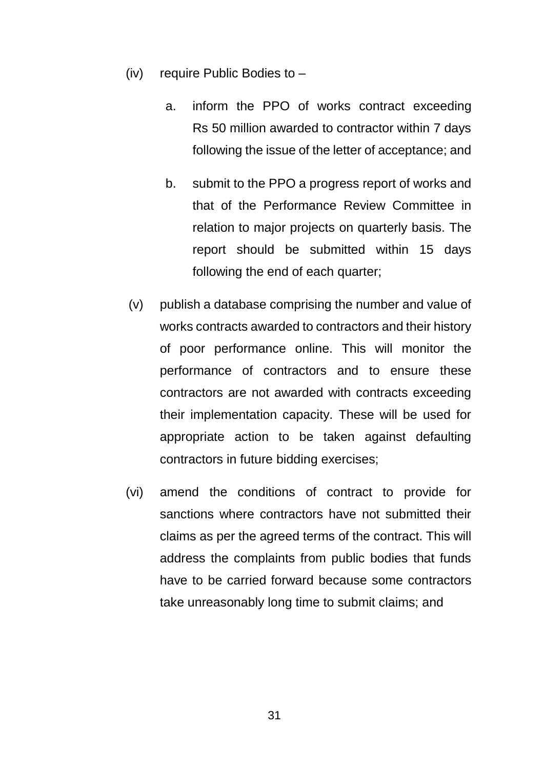(iv) require Public Bodies to –

  a. inform the PPO of works contract exceeding Rs 50 million awarded to contractor within 7 days following the issue of the letter of acceptance; and

  b. submit to the PPO a progress report of works and that of the Performance Review Committee in relation to major projects on quarterly basis. The report should be submitted within 15 days following the end of each quarter;

(v) publish a database comprising the number and value of works contracts awarded to contractors and their history of poor performance online. This will monitor the performance of contractors and to ensure these contractors are not awarded with contracts exceeding their implementation capacity. These will be used for appropriate action to be taken against defaulting contractors in future bidding exercises;

(vi) amend the conditions of contract to provide for sanctions where contractors have not submitted their claims as per the agreed terms of the contract. This will address the complaints from public bodies that funds have to be carried forward because some contractors take unreasonably long time to submit claims; and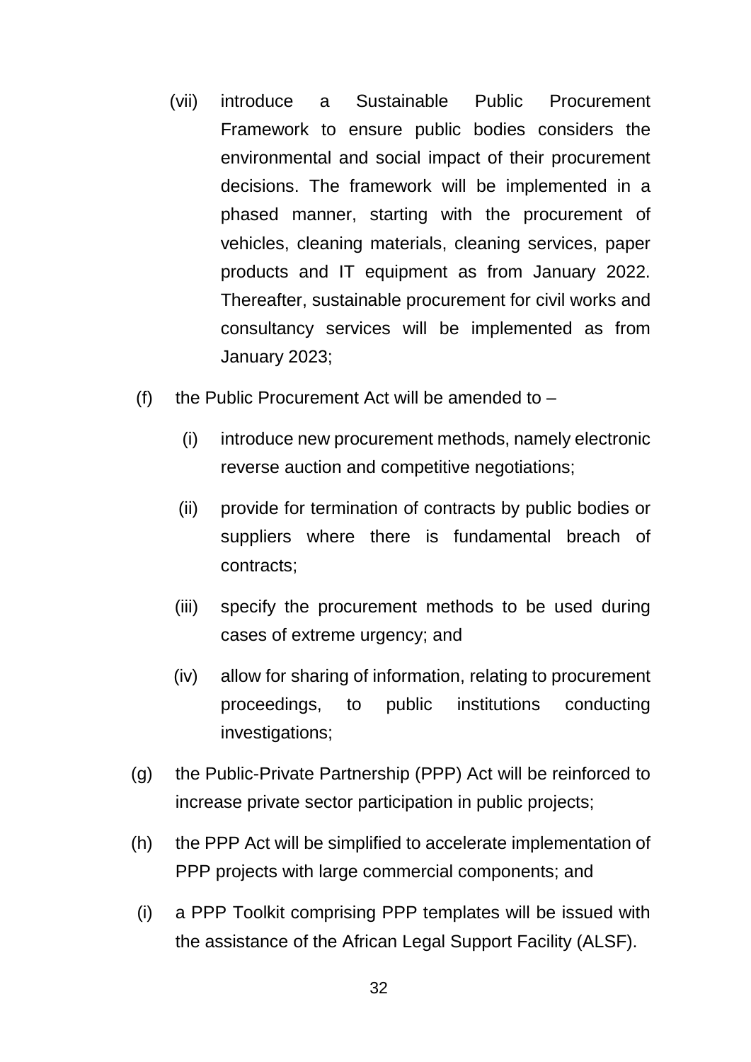(vii) introduce a Sustainable Public Procurement Framework to ensure public bodies considers the environmental and social impact of their procurement decisions. The framework will be implemented in a phased manner, starting with the procurement of vehicles, cleaning materials, cleaning services, paper products and IT equipment as from January 2022. Thereafter, sustainable procurement for civil works and consultancy services will be implemented as from January 2023;

(f) the Public Procurement Act will be amended to –

   (i) introduce new procurement methods, namely electronic reverse auction and competitive negotiations;

   (ii) provide for termination of contracts by public bodies or suppliers where there is fundamental breach of contracts;

   (iii) specify the procurement methods to be used during cases of extreme urgency; and

   (iv) allow for sharing of information, relating to procurement proceedings, to public institutions conducting investigations;

(g) the Public-Private Partnership (PPP) Act will be reinforced to increase private sector participation in public projects;

(h) the PPP Act will be simplified to accelerate implementation of PPP projects with large commercial components; and

(i) a PPP Toolkit comprising PPP templates will be issued with the assistance of the African Legal Support Facility (ALSF).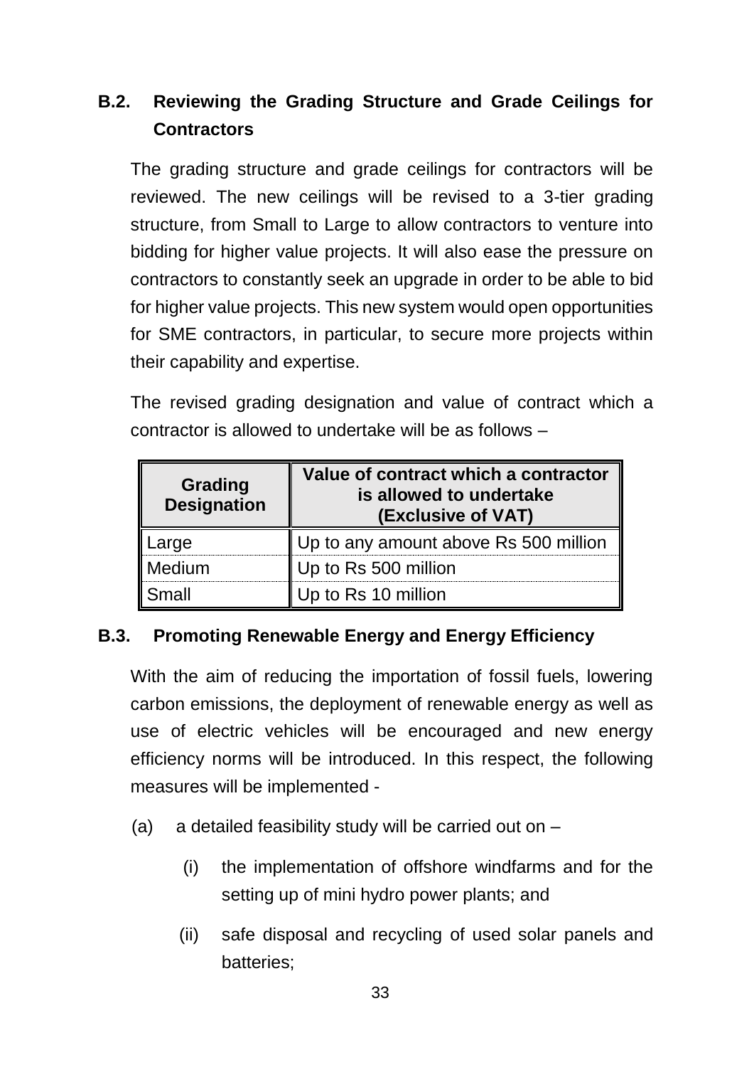### B.2. Reviewing the Grading Structure and Grade Ceilings for Contractors

The grading structure and grade ceilings for contractors will be reviewed. The new ceilings will be revised to a 3-tier grading structure, from Small to Large to allow contractors to venture into bidding for higher value projects. It will also ease the pressure on contractors to constantly seek an upgrade in order to be able to bid for higher value projects. This new system would open opportunities for SME contractors, in particular, to secure more projects within their capability and expertise.

The revised grading designation and value of contract which a contractor is allowed to undertake will be as follows –

| Grading Designation | Value of contract which a contractor is allowed to undertake (Exclusive of VAT) |
|---|---|
| Large | Up to any amount above Rs 500 million |
| Medium | Up to Rs 500 million |
| Small | Up to Rs 10 million |

### B.3. Promoting Renewable Energy and Energy Efficiency

With the aim of reducing the importation of fossil fuels, lowering carbon emissions, the deployment of renewable energy as well as use of electric vehicles will be encouraged and new energy efficiency norms will be introduced. In this respect, the following measures will be implemented -

(a) a detailed feasibility study will be carried out on –

   (i) the implementation of offshore windfarms and for the setting up of mini hydro power plants; and

   (ii) safe disposal and recycling of used solar panels and batteries;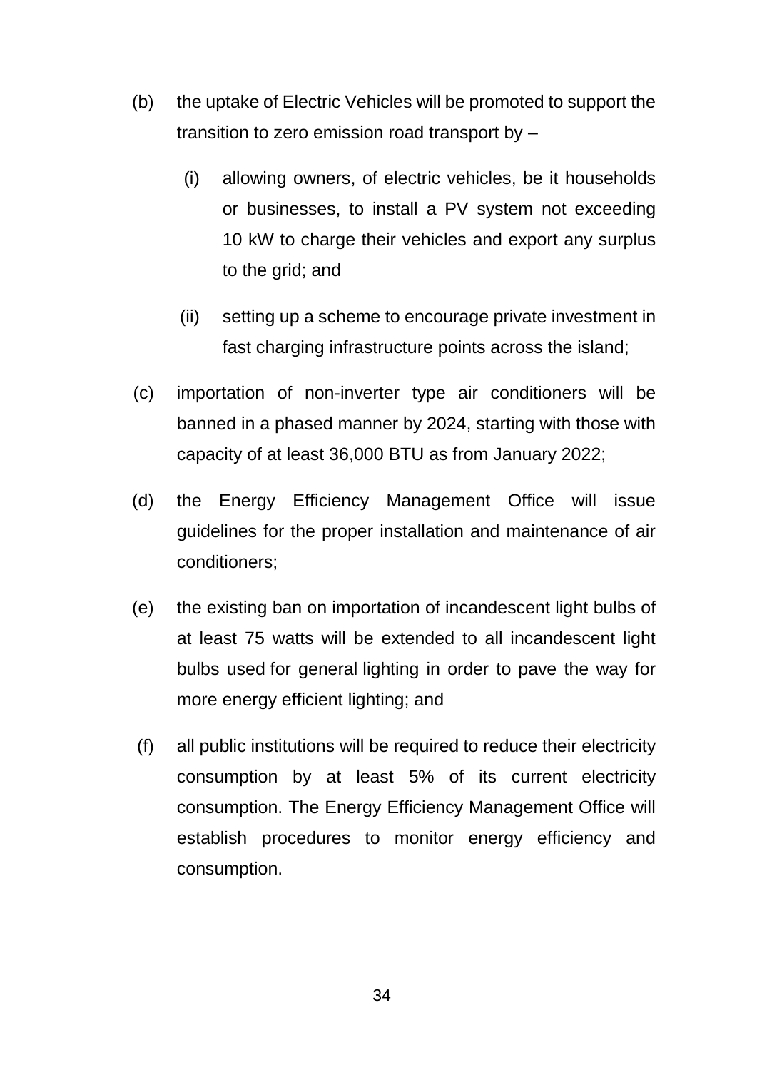(b) the uptake of Electric Vehicles will be promoted to support the transition to zero emission road transport by –

    (i) allowing owners, of electric vehicles, be it households or businesses, to install a PV system not exceeding 10 kW to charge their vehicles and export any surplus to the grid; and

    (ii) setting up a scheme to encourage private investment in fast charging infrastructure points across the island;

(c) importation of non-inverter type air conditioners will be banned in a phased manner by 2024, starting with those with capacity of at least 36,000 BTU as from January 2022;

(d) the Energy Efficiency Management Office will issue guidelines for the proper installation and maintenance of air conditioners;

(e) the existing ban on importation of incandescent light bulbs of at least 75 watts will be extended to all incandescent light bulbs used for general lighting in order to pave the way for more energy efficient lighting; and

(f) all public institutions will be required to reduce their electricity consumption by at least 5% of its current electricity consumption. The Energy Efficiency Management Office will establish procedures to monitor energy efficiency and consumption.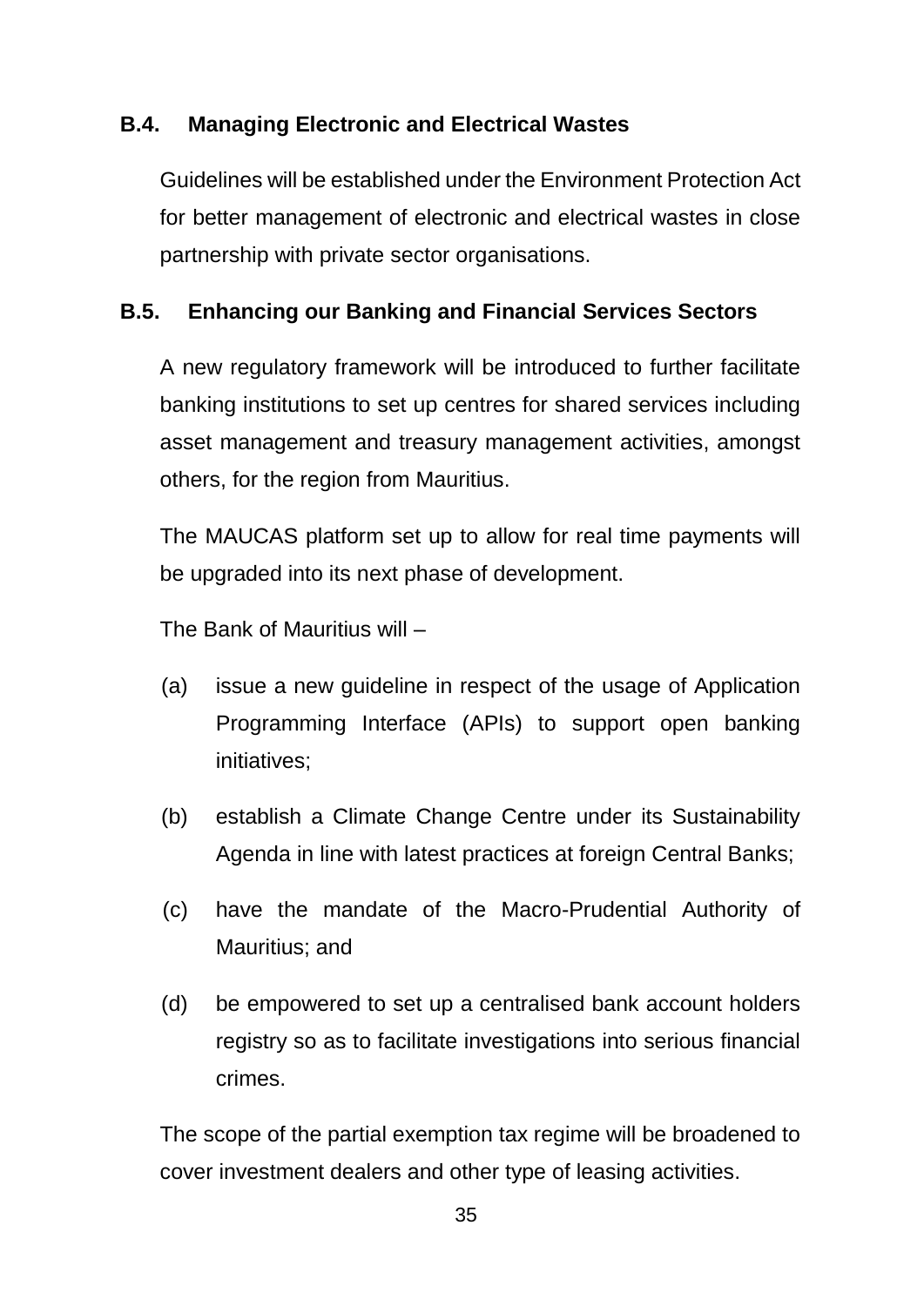### B.4. Managing Electronic and Electrical Wastes

Guidelines will be established under the Environment Protection Act for better management of electronic and electrical wastes in close partnership with private sector organisations.

### B.5. Enhancing our Banking and Financial Services Sectors

A new regulatory framework will be introduced to further facilitate banking institutions to set up centres for shared services including asset management and treasury management activities, amongst others, for the region from Mauritius.

The MAUCAS platform set up to allow for real time payments will be upgraded into its next phase of development.

The Bank of Mauritius will –

(a) issue a new guideline in respect of the usage of Application Programming Interface (APIs) to support open banking initiatives;

(b) establish a Climate Change Centre under its Sustainability Agenda in line with latest practices at foreign Central Banks;

(c) have the mandate of the Macro-Prudential Authority of Mauritius; and

(d) be empowered to set up a centralised bank account holders registry so as to facilitate investigations into serious financial crimes.

The scope of the partial exemption tax regime will be broadened to cover investment dealers and other type of leasing activities.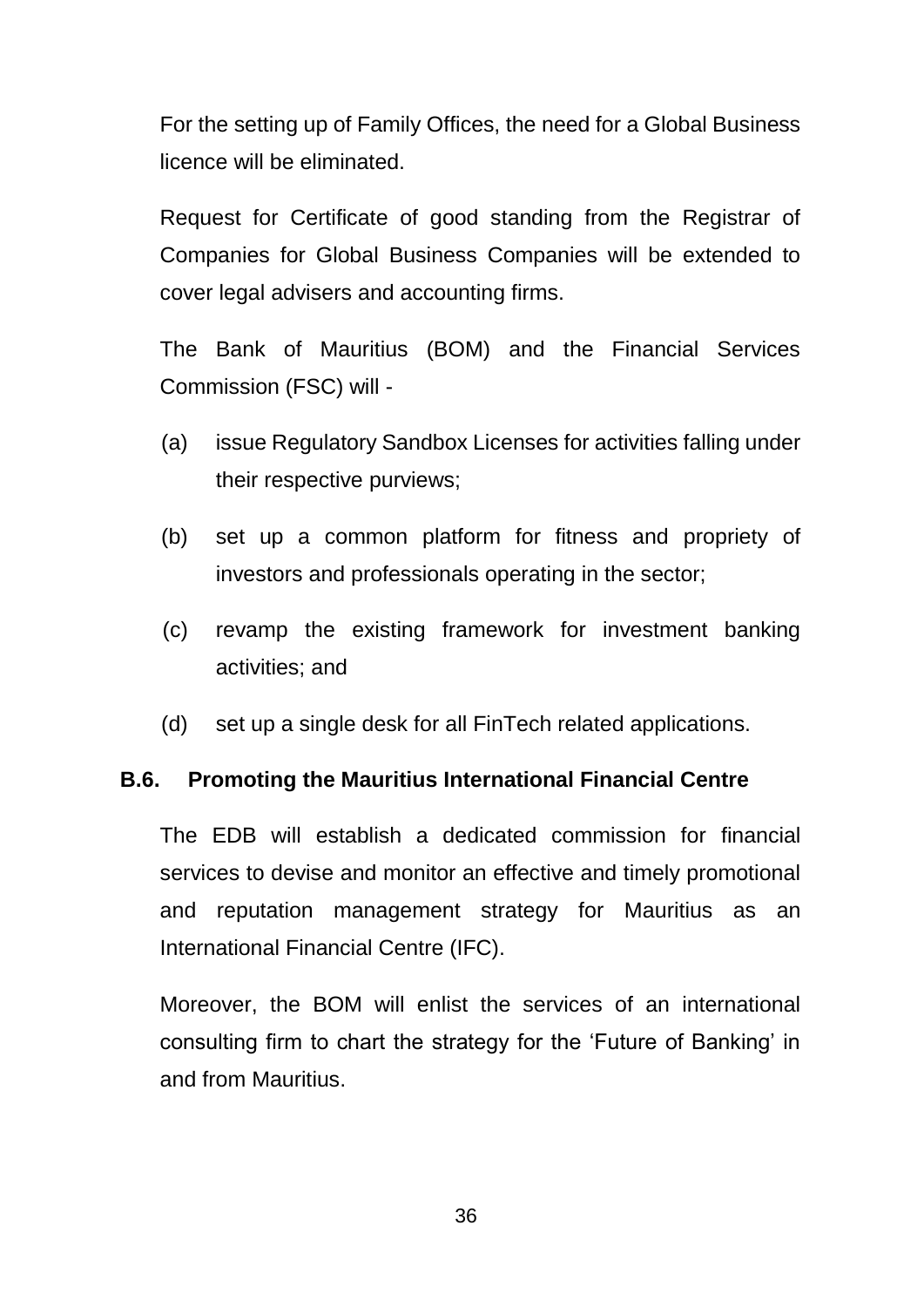For the setting up of Family Offices, the need for a Global Business licence will be eliminated.

Request for Certificate of good standing from the Registrar of Companies for Global Business Companies will be extended to cover legal advisers and accounting firms.

The Bank of Mauritius (BOM) and the Financial Services Commission (FSC) will -

(a) issue Regulatory Sandbox Licenses for activities falling under their respective purviews;

(b) set up a common platform for fitness and propriety of investors and professionals operating in the sector;

(c) revamp the existing framework for investment banking activities; and

(d) set up a single desk for all FinTech related applications.

### B.6. Promoting the Mauritius International Financial Centre

The EDB will establish a dedicated commission for financial services to devise and monitor an effective and timely promotional and reputation management strategy for Mauritius as an International Financial Centre (IFC).

Moreover, the BOM will enlist the services of an international consulting firm to chart the strategy for the 'Future of Banking' in and from Mauritius.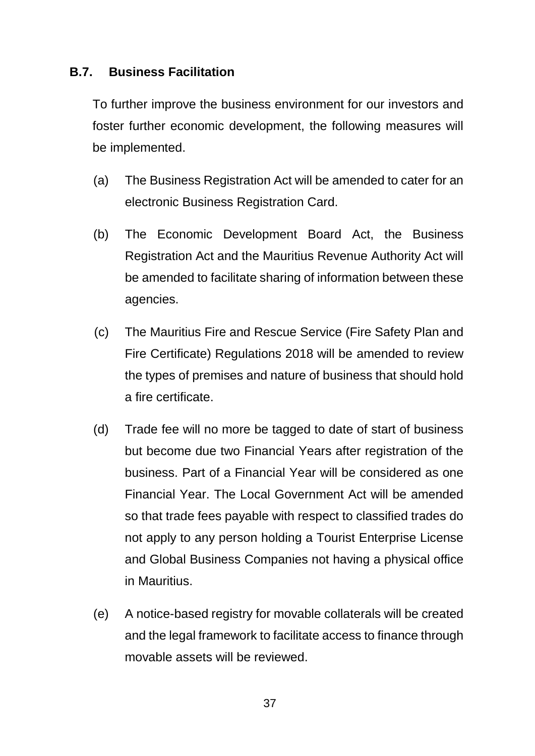## B.7. Business Facilitation

To further improve the business environment for our investors and foster further economic development, the following measures will be implemented.

(a) The Business Registration Act will be amended to cater for an electronic Business Registration Card.

(b) The Economic Development Board Act, the Business Registration Act and the Mauritius Revenue Authority Act will be amended to facilitate sharing of information between these agencies.

(c) The Mauritius Fire and Rescue Service (Fire Safety Plan and Fire Certificate) Regulations 2018 will be amended to review the types of premises and nature of business that should hold a fire certificate.

(d) Trade fee will no more be tagged to date of start of business but become due two Financial Years after registration of the business. Part of a Financial Year will be considered as one Financial Year. The Local Government Act will be amended so that trade fees payable with respect to classified trades do not apply to any person holding a Tourist Enterprise License and Global Business Companies not having a physical office in Mauritius.

(e) A notice-based registry for movable collaterals will be created and the legal framework to facilitate access to finance through movable assets will be reviewed.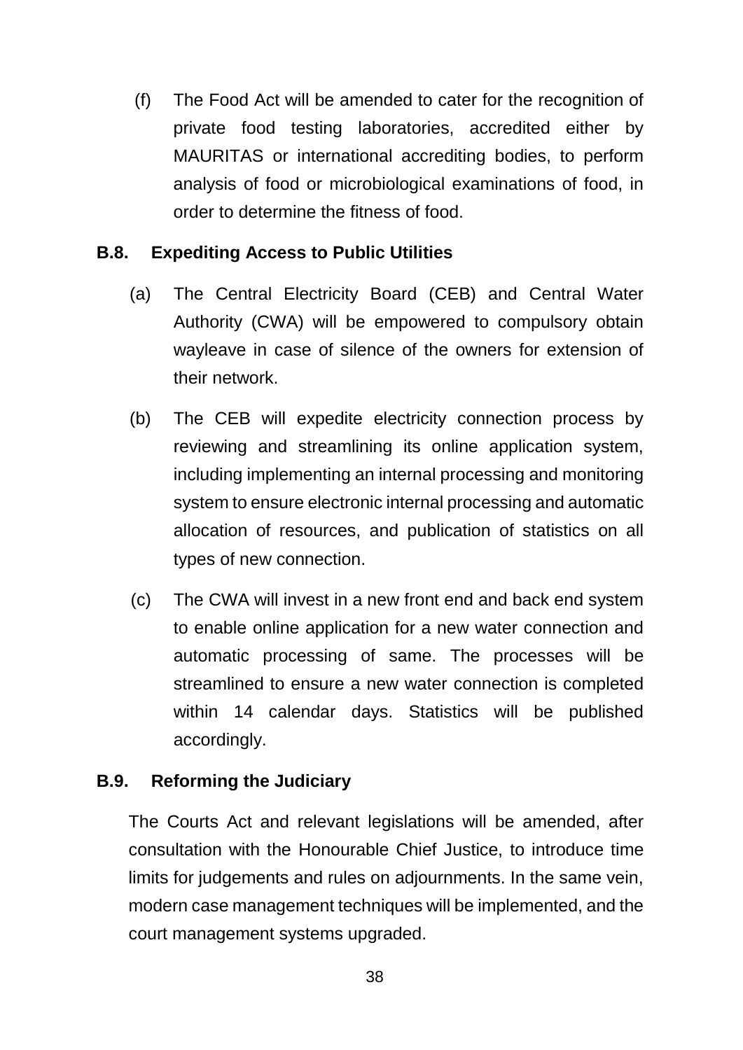(f) The Food Act will be amended to cater for the recognition of private food testing laboratories, accredited either by MAURITAS or international accrediting bodies, to perform analysis of food or microbiological examinations of food, in order to determine the fitness of food.

**B.8. Expediting Access to Public Utilities**

(a) The Central Electricity Board (CEB) and Central Water Authority (CWA) will be empowered to compulsory obtain wayleave in case of silence of the owners for extension of their network.

(b) The CEB will expedite electricity connection process by reviewing and streamlining its online application system, including implementing an internal processing and monitoring system to ensure electronic internal processing and automatic allocation of resources, and publication of statistics on all types of new connection.

(c) The CWA will invest in a new front end and back end system to enable online application for a new water connection and automatic processing of same. The processes will be streamlined to ensure a new water connection is completed within 14 calendar days. Statistics will be published accordingly.

**B.9. Reforming the Judiciary**

The Courts Act and relevant legislations will be amended, after consultation with the Honourable Chief Justice, to introduce time limits for judgements and rules on adjournments. In the same vein, modern case management techniques will be implemented, and the court management systems upgraded.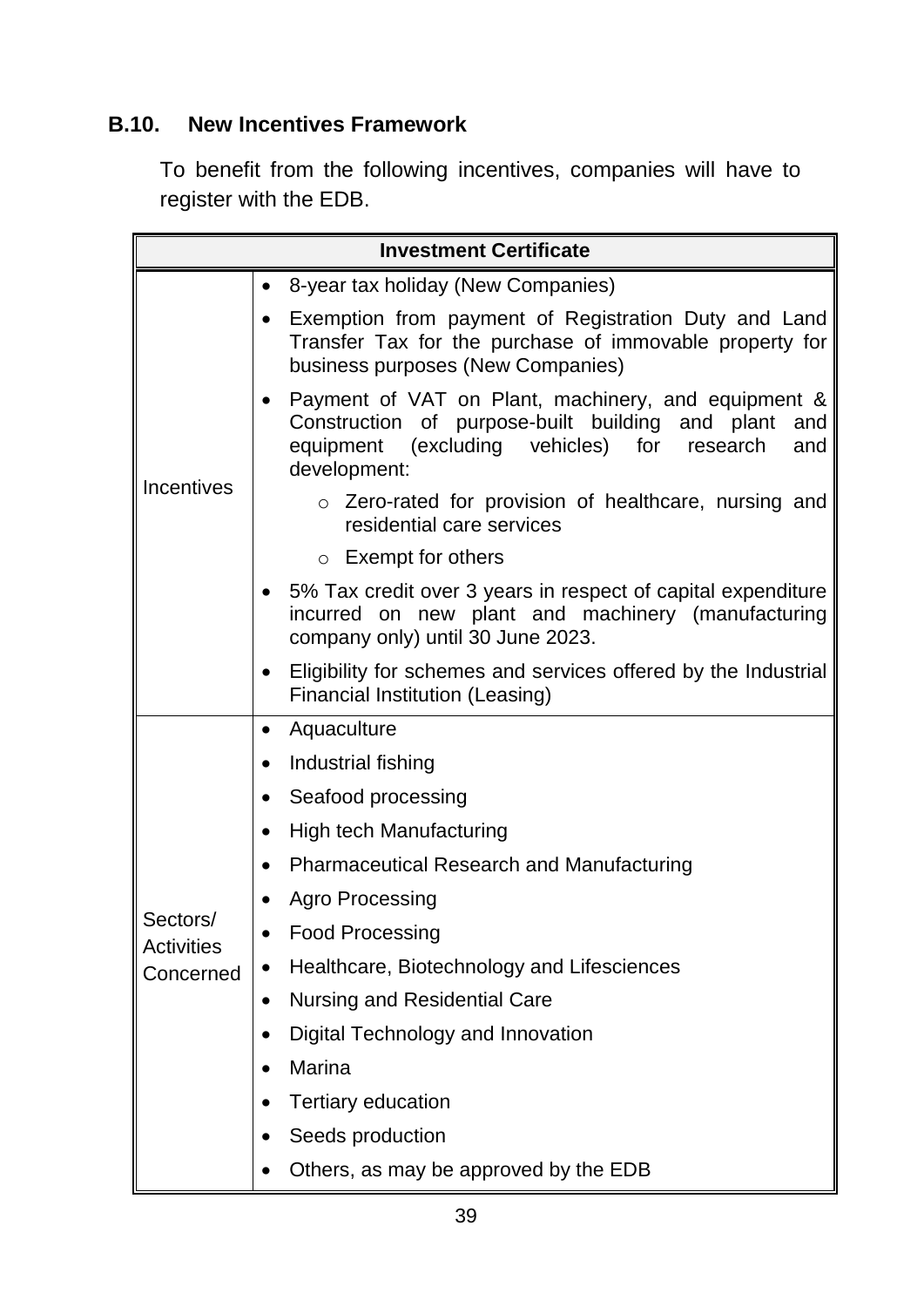## B.10. New Incentives Framework

To benefit from the following incentives, companies will have to register with the EDB.

| Investment Certificate | |
|---|---|
| Incentives | • 8-year tax holiday (New Companies)<br>• Exemption from payment of Registration Duty and Land Transfer Tax for the purchase of immovable property for business purposes (New Companies)<br>• Payment of VAT on Plant, machinery, and equipment & Construction of purpose-built building and plant and equipment (excluding vehicles) for research and development:<br>  ○ Zero-rated for provision of healthcare, nursing and residential care services<br>  ○ Exempt for others<br>• 5% Tax credit over 3 years in respect of capital expenditure incurred on new plant and machinery (manufacturing company only) until 30 June 2023.<br>• Eligibility for schemes and services offered by the Industrial Financial Institution (Leasing) |
| Sectors/ Activities Concerned | • Aquaculture<br>• Industrial fishing<br>• Seafood processing<br>• High tech Manufacturing<br>• Pharmaceutical Research and Manufacturing<br>• Agro Processing<br>• Food Processing<br>• Healthcare, Biotechnology and Lifesciences<br>• Nursing and Residential Care<br>• Digital Technology and Innovation<br>• Marina<br>• Tertiary education<br>• Seeds production<br>• Others, as may be approved by the EDB |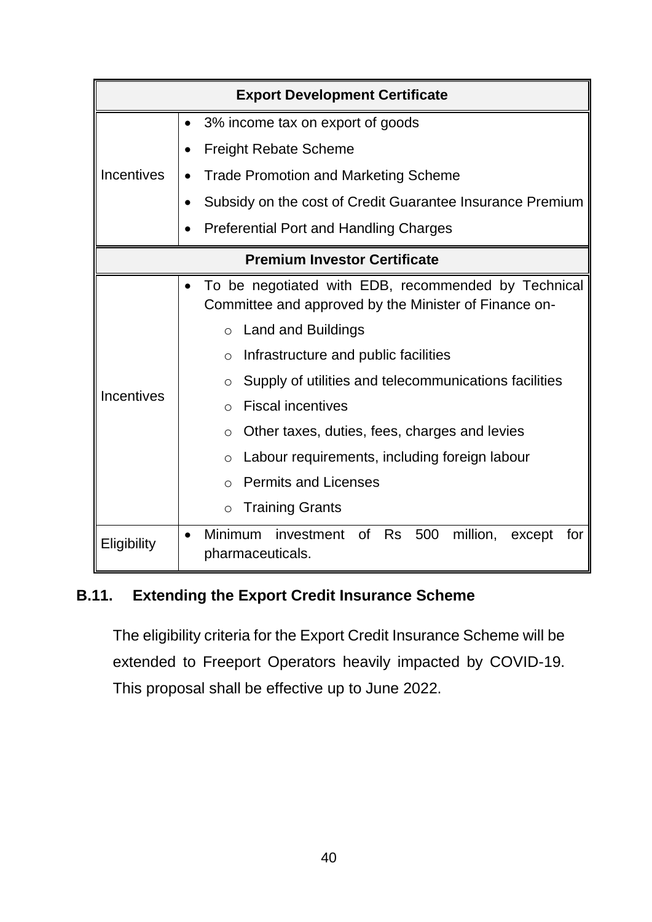| Export Development Certificate | |
|---|---|
| Incentives | • 3% income tax on export of goods<br>• Freight Rebate Scheme<br>• Trade Promotion and Marketing Scheme<br>• Subsidy on the cost of Credit Guarantee Insurance Premium<br>• Preferential Port and Handling Charges |
| **Premium Investor Certificate** | |
| Incentives | • To be negotiated with EDB, recommended by Technical Committee and approved by the Minister of Finance on-<br>&nbsp;&nbsp;&nbsp;&nbsp;o Land and Buildings<br>&nbsp;&nbsp;&nbsp;&nbsp;o Infrastructure and public facilities<br>&nbsp;&nbsp;&nbsp;&nbsp;o Supply of utilities and telecommunications facilities<br>&nbsp;&nbsp;&nbsp;&nbsp;o Fiscal incentives<br>&nbsp;&nbsp;&nbsp;&nbsp;o Other taxes, duties, fees, charges and levies<br>&nbsp;&nbsp;&nbsp;&nbsp;o Labour requirements, including foreign labour<br>&nbsp;&nbsp;&nbsp;&nbsp;o Permits and Licenses<br>&nbsp;&nbsp;&nbsp;&nbsp;o Training Grants |
| Eligibility | • Minimum investment of Rs 500 million, except for pharmaceuticals. |

### B.11. Extending the Export Credit Insurance Scheme

The eligibility criteria for the Export Credit Insurance Scheme will be extended to Freeport Operators heavily impacted by COVID-19. This proposal shall be effective up to June 2022.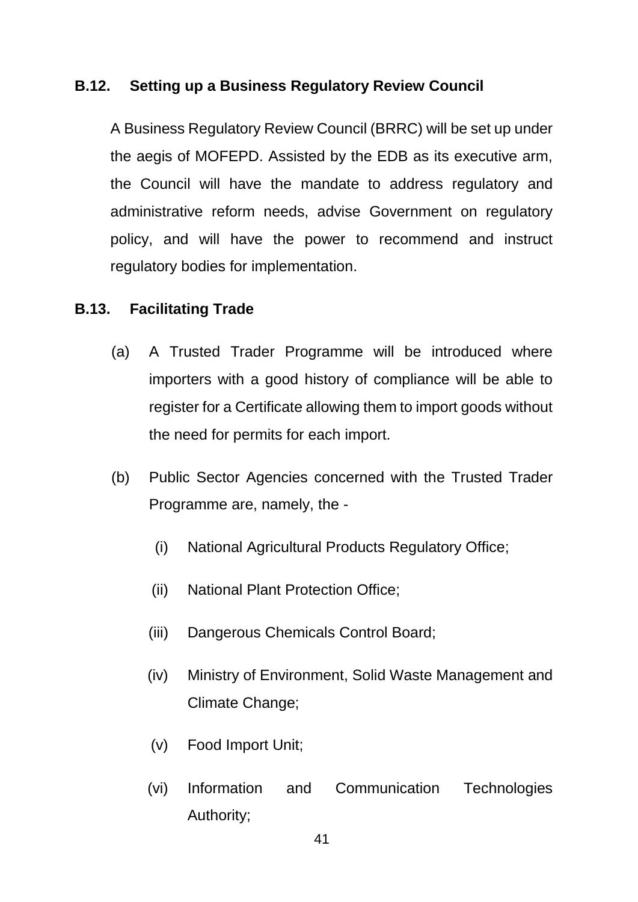### B.12. Setting up a Business Regulatory Review Council

A Business Regulatory Review Council (BRRC) will be set up under the aegis of MOFEPD. Assisted by the EDB as its executive arm, the Council will have the mandate to address regulatory and administrative reform needs, advise Government on regulatory policy, and will have the power to recommend and instruct regulatory bodies for implementation.

### B.13. Facilitating Trade

(a) A Trusted Trader Programme will be introduced where importers with a good history of compliance will be able to register for a Certificate allowing them to import goods without the need for permits for each import.

(b) Public Sector Agencies concerned with the Trusted Trader Programme are, namely, the -

  (i) National Agricultural Products Regulatory Office;

  (ii) National Plant Protection Office;

  (iii) Dangerous Chemicals Control Board;

  (iv) Ministry of Environment, Solid Waste Management and Climate Change;

  (v) Food Import Unit;

  (vi) Information and Communication Technologies Authority;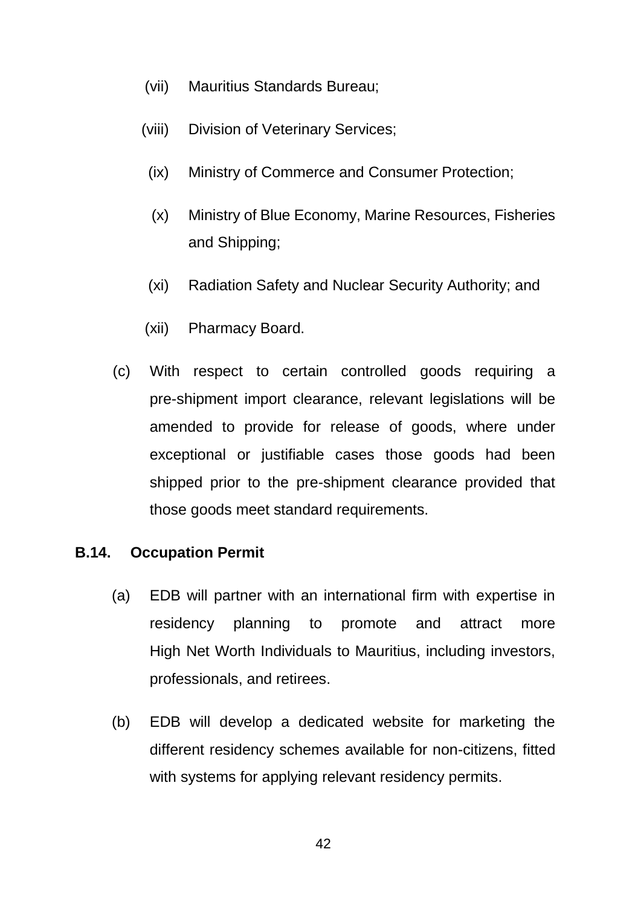(vii) Mauritius Standards Bureau;

(viii) Division of Veterinary Services;

(ix) Ministry of Commerce and Consumer Protection;

(x) Ministry of Blue Economy, Marine Resources, Fisheries and Shipping;

(xi) Radiation Safety and Nuclear Security Authority; and

(xii) Pharmacy Board.

(c) With respect to certain controlled goods requiring a pre-shipment import clearance, relevant legislations will be amended to provide for release of goods, where under exceptional or justifiable cases those goods had been shipped prior to the pre-shipment clearance provided that those goods meet standard requirements.

**B.14. Occupation Permit**

(a) EDB will partner with an international firm with expertise in residency planning to promote and attract more High Net Worth Individuals to Mauritius, including investors, professionals, and retirees.

(b) EDB will develop a dedicated website for marketing the different residency schemes available for non-citizens, fitted with systems for applying relevant residency permits.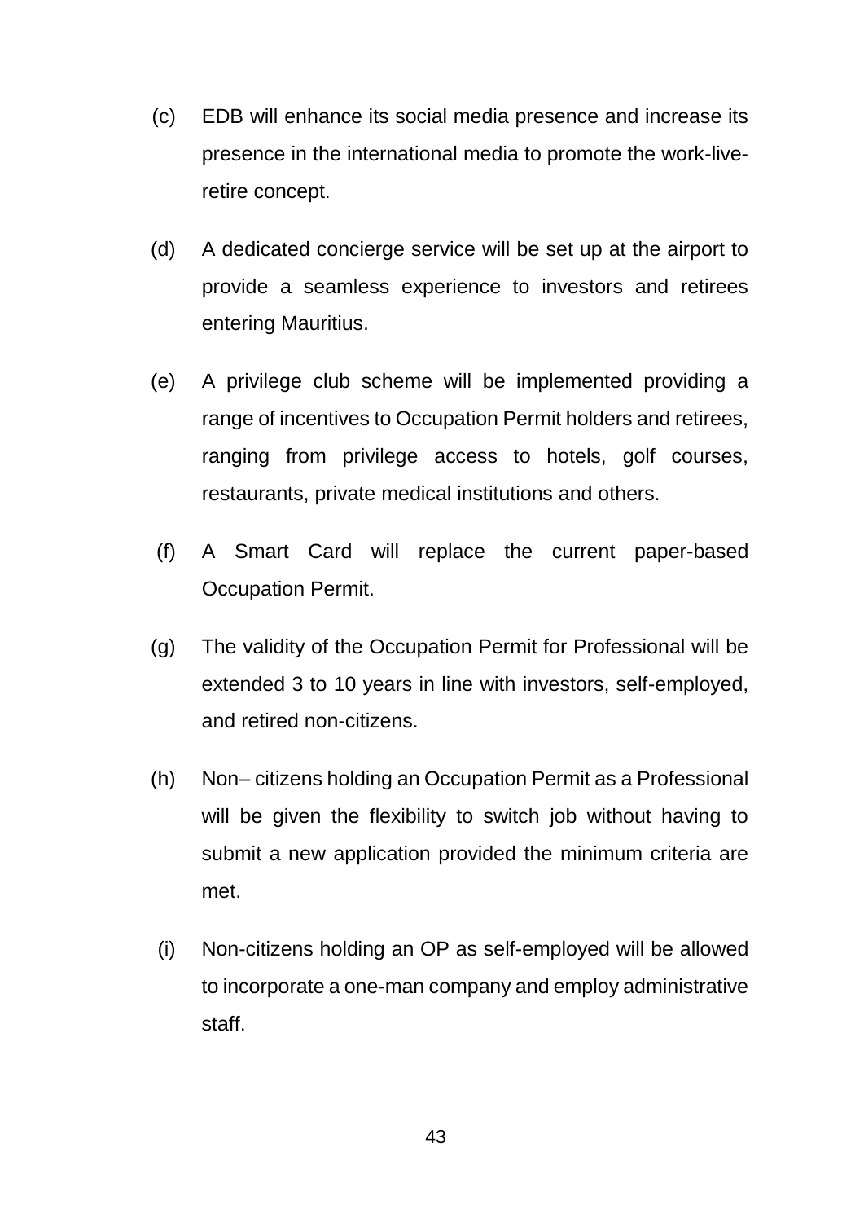(c) EDB will enhance its social media presence and increase its presence in the international media to promote the work-live-retire concept.

(d) A dedicated concierge service will be set up at the airport to provide a seamless experience to investors and retirees entering Mauritius.

(e) A privilege club scheme will be implemented providing a range of incentives to Occupation Permit holders and retirees, ranging from privilege access to hotels, golf courses, restaurants, private medical institutions and others.

(f) A Smart Card will replace the current paper-based Occupation Permit.

(g) The validity of the Occupation Permit for Professional will be extended 3 to 10 years in line with investors, self-employed, and retired non-citizens.

(h) Non– citizens holding an Occupation Permit as a Professional will be given the flexibility to switch job without having to submit a new application provided the minimum criteria are met.

(i) Non-citizens holding an OP as self-employed will be allowed to incorporate a one-man company and employ administrative staff.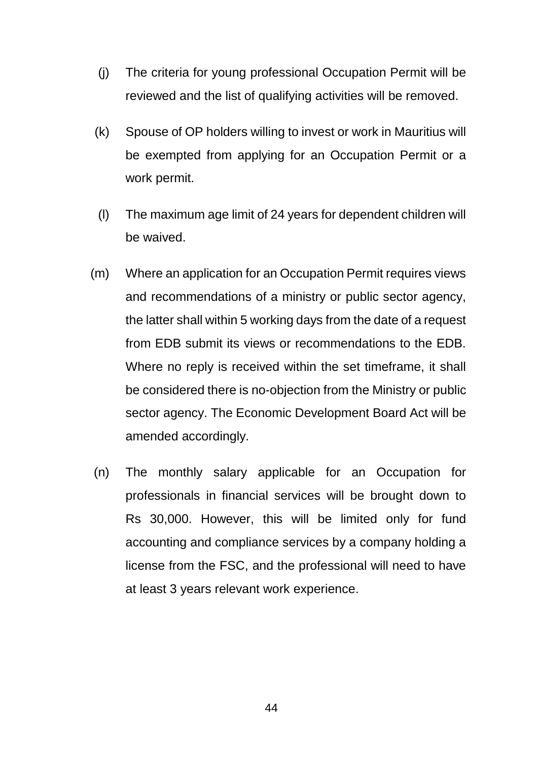(j) The criteria for young professional Occupation Permit will be reviewed and the list of qualifying activities will be removed.

(k) Spouse of OP holders willing to invest or work in Mauritius will be exempted from applying for an Occupation Permit or a work permit.

(l) The maximum age limit of 24 years for dependent children will be waived.

(m) Where an application for an Occupation Permit requires views and recommendations of a ministry or public sector agency, the latter shall within 5 working days from the date of a request from EDB submit its views or recommendations to the EDB. Where no reply is received within the set timeframe, it shall be considered there is no-objection from the Ministry or public sector agency. The Economic Development Board Act will be amended accordingly.

(n) The monthly salary applicable for an Occupation for professionals in financial services will be brought down to Rs 30,000. However, this will be limited only for fund accounting and compliance services by a company holding a license from the FSC, and the professional will need to have at least 3 years relevant work experience.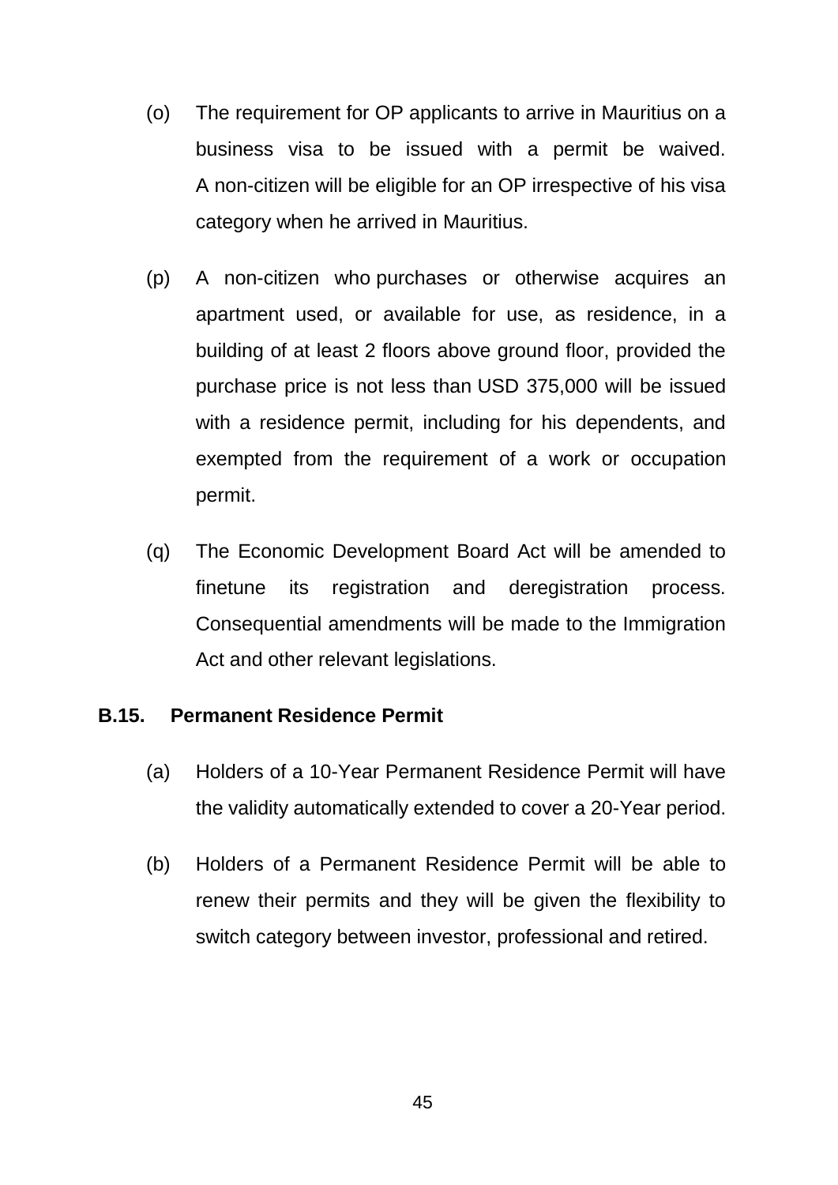(o) The requirement for OP applicants to arrive in Mauritius on a business visa to be issued with a permit be waived. A non-citizen will be eligible for an OP irrespective of his visa category when he arrived in Mauritius.

(p) A non-citizen who purchases or otherwise acquires an apartment used, or available for use, as residence, in a building of at least 2 floors above ground floor, provided the purchase price is not less than USD 375,000 will be issued with a residence permit, including for his dependents, and exempted from the requirement of a work or occupation permit.

(q) The Economic Development Board Act will be amended to finetune its registration and deregistration process. Consequential amendments will be made to the Immigration Act and other relevant legislations.

**B.15. Permanent Residence Permit**

(a) Holders of a 10-Year Permanent Residence Permit will have the validity automatically extended to cover a 20-Year period.

(b) Holders of a Permanent Residence Permit will be able to renew their permits and they will be given the flexibility to switch category between investor, professional and retired.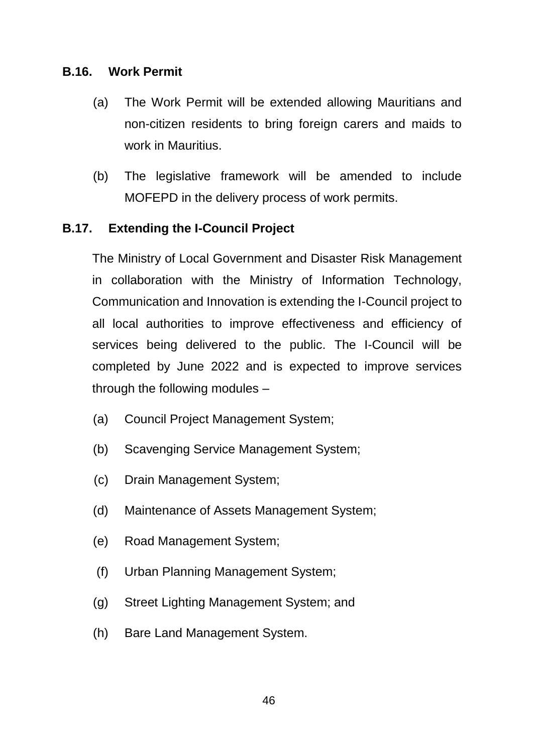### B.16. Work Permit

(a) The Work Permit will be extended allowing Mauritians and non-citizen residents to bring foreign carers and maids to work in Mauritius.

(b) The legislative framework will be amended to include MOFEPD in the delivery process of work permits.

### B.17. Extending the I-Council Project

The Ministry of Local Government and Disaster Risk Management in collaboration with the Ministry of Information Technology, Communication and Innovation is extending the I-Council project to all local authorities to improve effectiveness and efficiency of services being delivered to the public. The I-Council will be completed by June 2022 and is expected to improve services through the following modules –

(a) Council Project Management System;

(b) Scavenging Service Management System;

(c) Drain Management System;

(d) Maintenance of Assets Management System;

(e) Road Management System;

(f) Urban Planning Management System;

(g) Street Lighting Management System; and

(h) Bare Land Management System.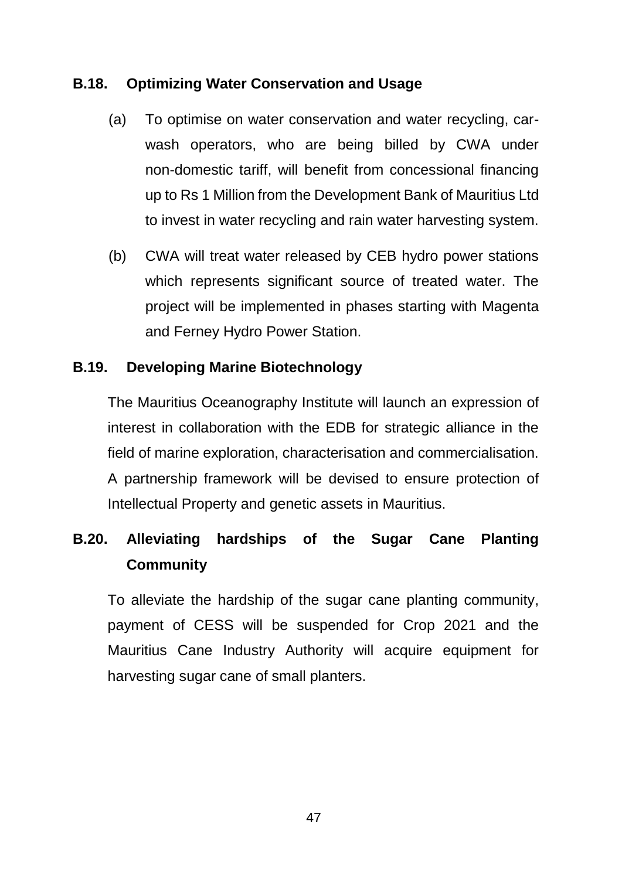### B.18. Optimizing Water Conservation and Usage

(a) To optimise on water conservation and water recycling, car-wash operators, who are being billed by CWA under non-domestic tariff, will benefit from concessional financing up to Rs 1 Million from the Development Bank of Mauritius Ltd to invest in water recycling and rain water harvesting system.

(b) CWA will treat water released by CEB hydro power stations which represents significant source of treated water. The project will be implemented in phases starting with Magenta and Ferney Hydro Power Station.

### B.19. Developing Marine Biotechnology

The Mauritius Oceanography Institute will launch an expression of interest in collaboration with the EDB for strategic alliance in the field of marine exploration, characterisation and commercialisation. A partnership framework will be devised to ensure protection of Intellectual Property and genetic assets in Mauritius.

### B.20. Alleviating hardships of the Sugar Cane Planting Community

To alleviate the hardship of the sugar cane planting community, payment of CESS will be suspended for Crop 2021 and the Mauritius Cane Industry Authority will acquire equipment for harvesting sugar cane of small planters.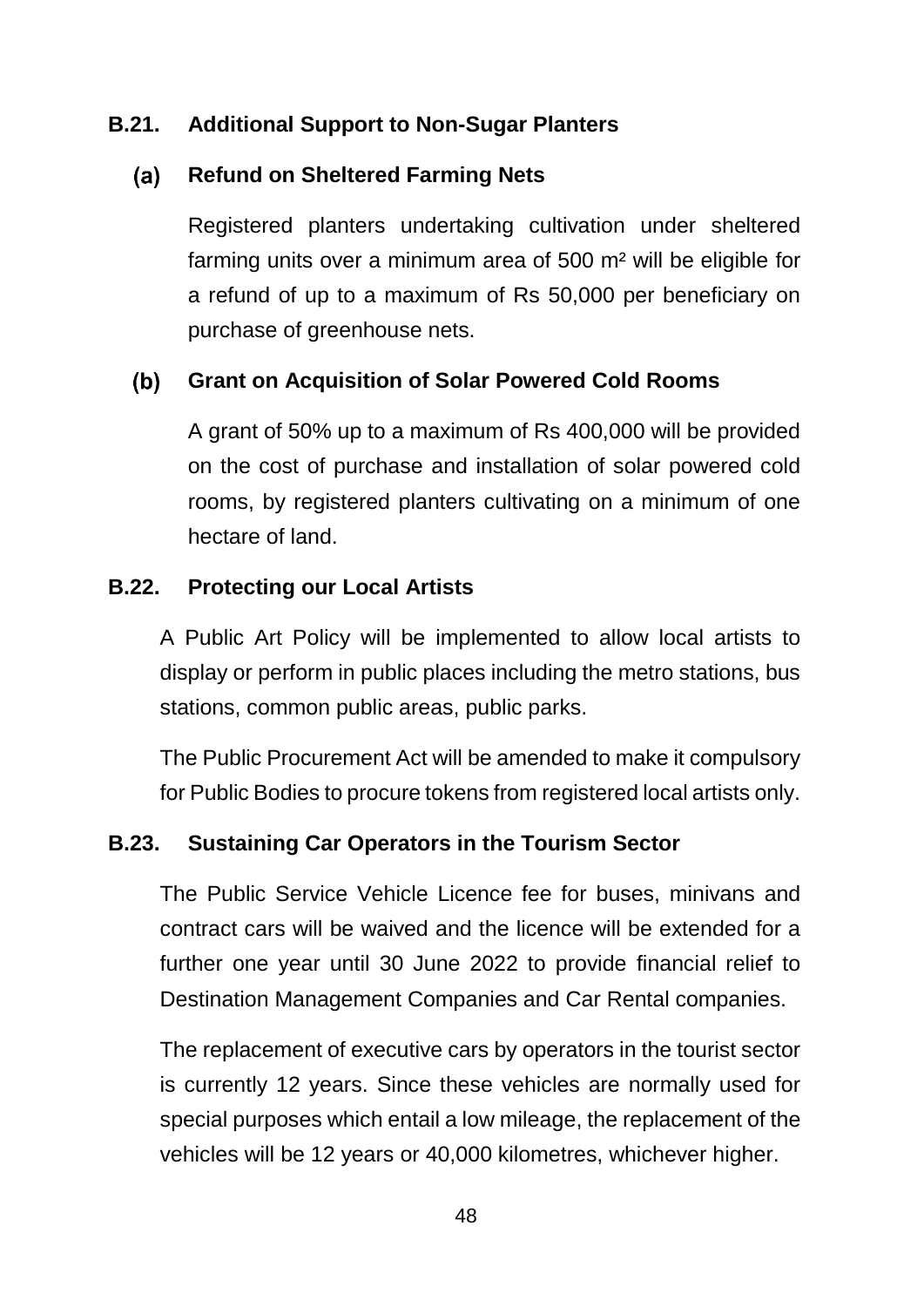## B.21. Additional Support to Non-Sugar Planters

### (a) Refund on Sheltered Farming Nets

Registered planters undertaking cultivation under sheltered farming units over a minimum area of 500 $m^2$ will be eligible for a refund of up to a maximum of Rs 50,000 per beneficiary on purchase of greenhouse nets.

### (b) Grant on Acquisition of Solar Powered Cold Rooms

A grant of 50% up to a maximum of Rs 400,000 will be provided on the cost of purchase and installation of solar powered cold rooms, by registered planters cultivating on a minimum of one hectare of land.

## B.22. Protecting our Local Artists

A Public Art Policy will be implemented to allow local artists to display or perform in public places including the metro stations, bus stations, common public areas, public parks.

The Public Procurement Act will be amended to make it compulsory for Public Bodies to procure tokens from registered local artists only.

## B.23. Sustaining Car Operators in the Tourism Sector

The Public Service Vehicle Licence fee for buses, minivans and contract cars will be waived and the licence will be extended for a further one year until 30 June 2022 to provide financial relief to Destination Management Companies and Car Rental companies.

The replacement of executive cars by operators in the tourist sector is currently 12 years. Since these vehicles are normally used for special purposes which entail a low mileage, the replacement of the vehicles will be 12 years or 40,000 kilometres, whichever higher.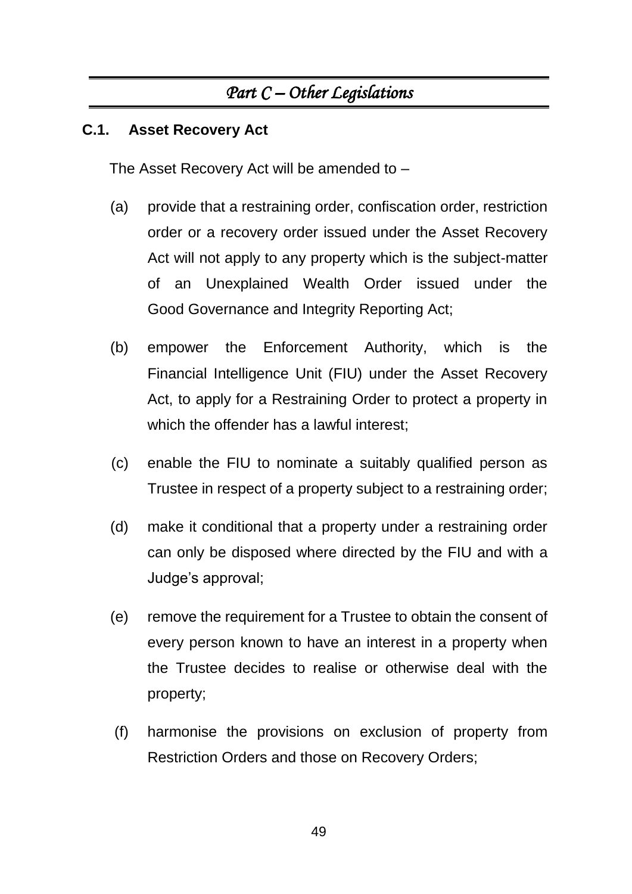# *Part C – Other Legislations*

## C.1. Asset Recovery Act

The Asset Recovery Act will be amended to –

(a) provide that a restraining order, confiscation order, restriction order or a recovery order issued under the Asset Recovery Act will not apply to any property which is the subject-matter of an Unexplained Wealth Order issued under the Good Governance and Integrity Reporting Act;

(b) empower the Enforcement Authority, which is the Financial Intelligence Unit (FIU) under the Asset Recovery Act, to apply for a Restraining Order to protect a property in which the offender has a lawful interest;

(c) enable the FIU to nominate a suitably qualified person as Trustee in respect of a property subject to a restraining order;

(d) make it conditional that a property under a restraining order can only be disposed where directed by the FIU and with a Judge's approval;

(e) remove the requirement for a Trustee to obtain the consent of every person known to have an interest in a property when the Trustee decides to realise or otherwise deal with the property;

(f) harmonise the provisions on exclusion of property from Restriction Orders and those on Recovery Orders;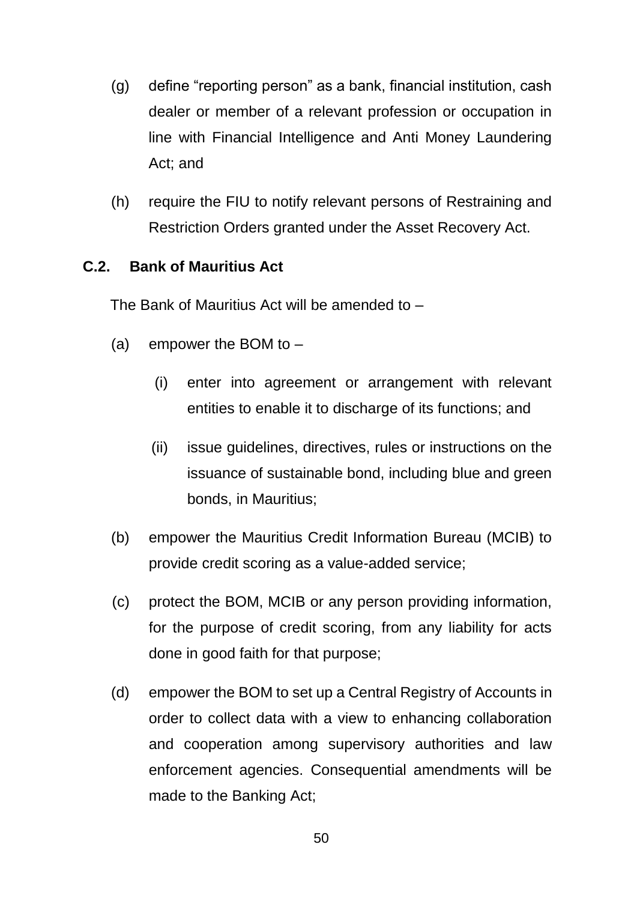(g) define "reporting person" as a bank, financial institution, cash dealer or member of a relevant profession or occupation in line with Financial Intelligence and Anti Money Laundering Act; and

(h) require the FIU to notify relevant persons of Restraining and Restriction Orders granted under the Asset Recovery Act.

**C.2. Bank of Mauritius Act**

The Bank of Mauritius Act will be amended to –

(a) empower the BOM to –

  (i) enter into agreement or arrangement with relevant entities to enable it to discharge of its functions; and

  (ii) issue guidelines, directives, rules or instructions on the issuance of sustainable bond, including blue and green bonds, in Mauritius;

(b) empower the Mauritius Credit Information Bureau (MCIB) to provide credit scoring as a value-added service;

(c) protect the BOM, MCIB or any person providing information, for the purpose of credit scoring, from any liability for acts done in good faith for that purpose;

(d) empower the BOM to set up a Central Registry of Accounts in order to collect data with a view to enhancing collaboration and cooperation among supervisory authorities and law enforcement agencies. Consequential amendments will be made to the Banking Act;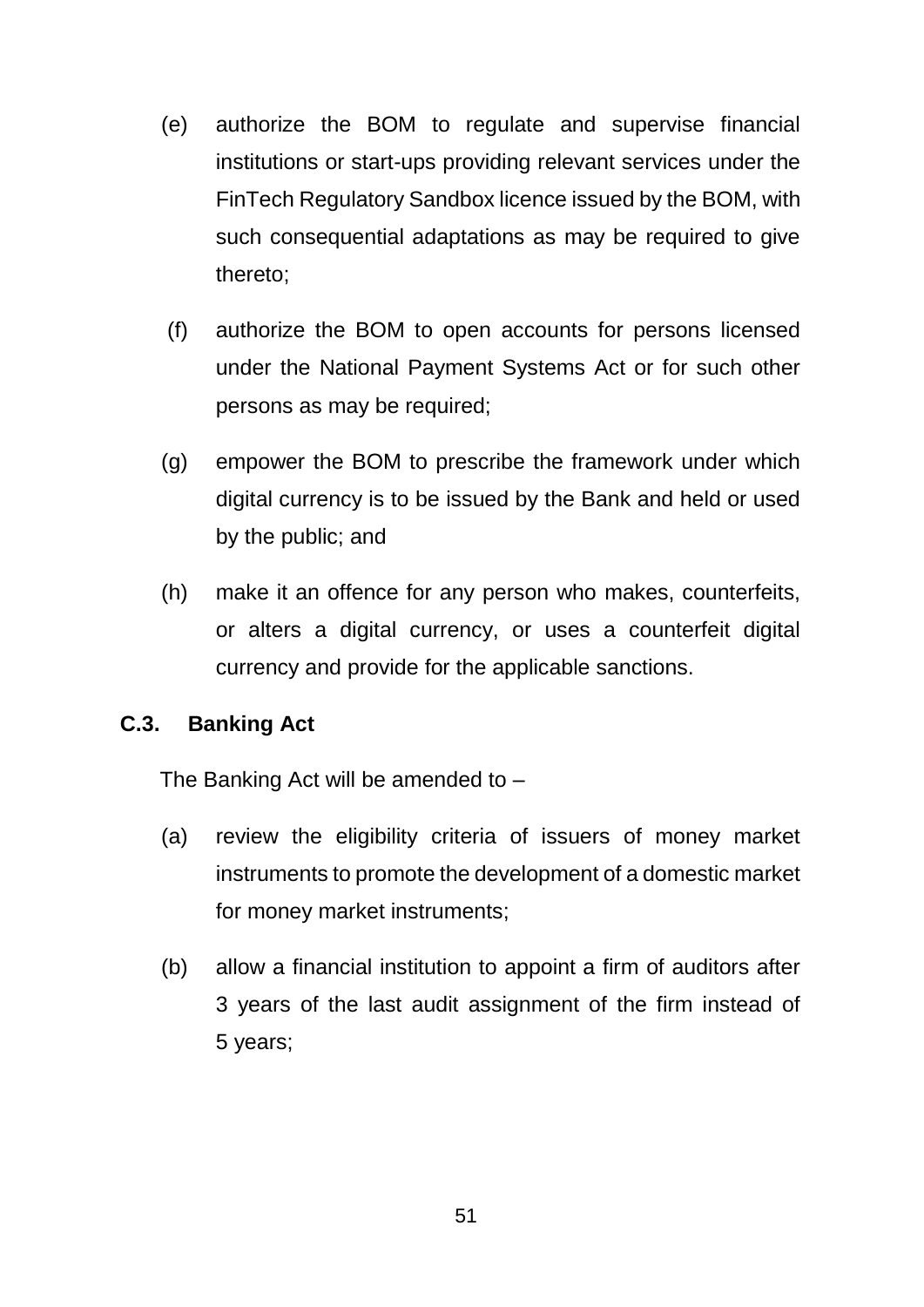(e) authorize the BOM to regulate and supervise financial institutions or start-ups providing relevant services under the FinTech Regulatory Sandbox licence issued by the BOM, with such consequential adaptations as may be required to give thereto;

(f) authorize the BOM to open accounts for persons licensed under the National Payment Systems Act or for such other persons as may be required;

(g) empower the BOM to prescribe the framework under which digital currency is to be issued by the Bank and held or used by the public; and

(h) make it an offence for any person who makes, counterfeits, or alters a digital currency, or uses a counterfeit digital currency and provide for the applicable sanctions.

### C.3. Banking Act

The Banking Act will be amended to –

(a) review the eligibility criteria of issuers of money market instruments to promote the development of a domestic market for money market instruments;

(b) allow a financial institution to appoint a firm of auditors after 3 years of the last audit assignment of the firm instead of 5 years;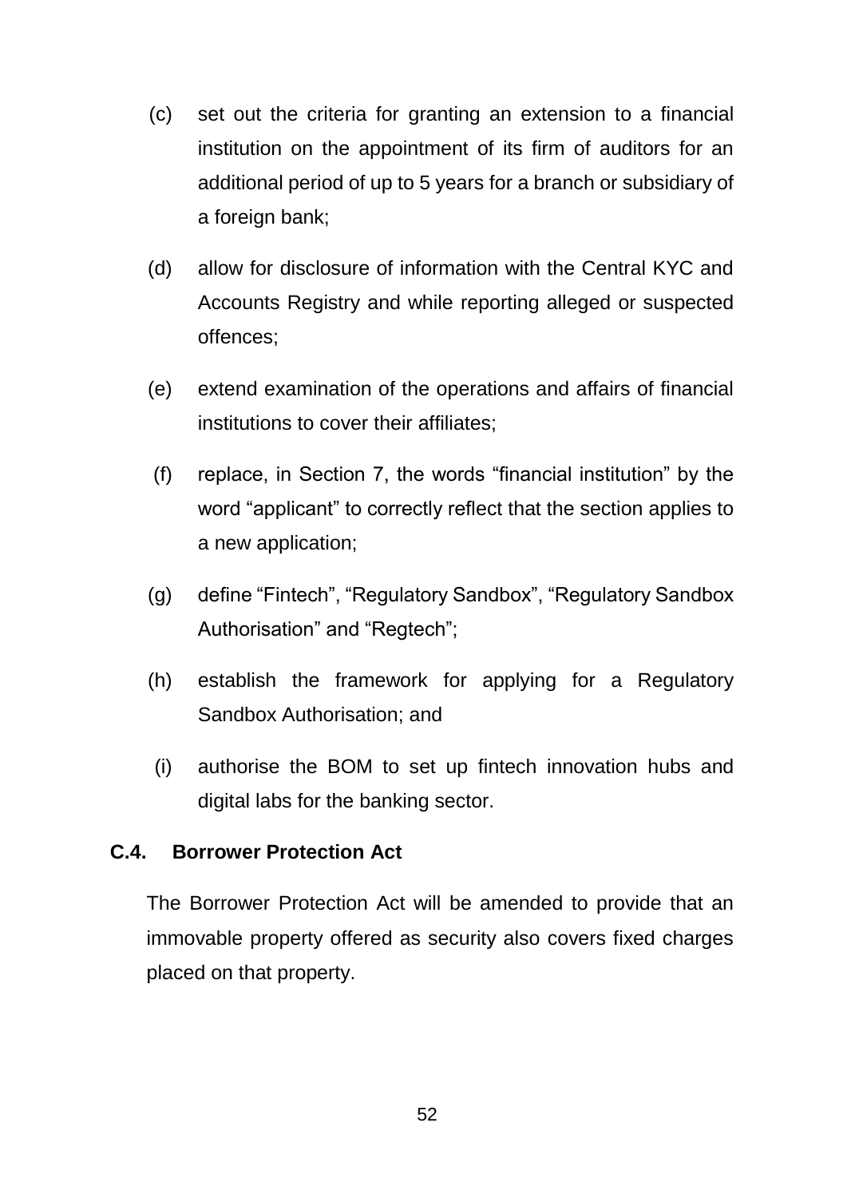(c) set out the criteria for granting an extension to a financial institution on the appointment of its firm of auditors for an additional period of up to 5 years for a branch or subsidiary of a foreign bank;

(d) allow for disclosure of information with the Central KYC and Accounts Registry and while reporting alleged or suspected offences;

(e) extend examination of the operations and affairs of financial institutions to cover their affiliates;

(f) replace, in Section 7, the words "financial institution" by the word "applicant" to correctly reflect that the section applies to a new application;

(g) define "Fintech", "Regulatory Sandbox", "Regulatory Sandbox Authorisation" and "Regtech";

(h) establish the framework for applying for a Regulatory Sandbox Authorisation; and

(i) authorise the BOM to set up fintech innovation hubs and digital labs for the banking sector.

### C.4. Borrower Protection Act

The Borrower Protection Act will be amended to provide that an immovable property offered as security also covers fixed charges placed on that property.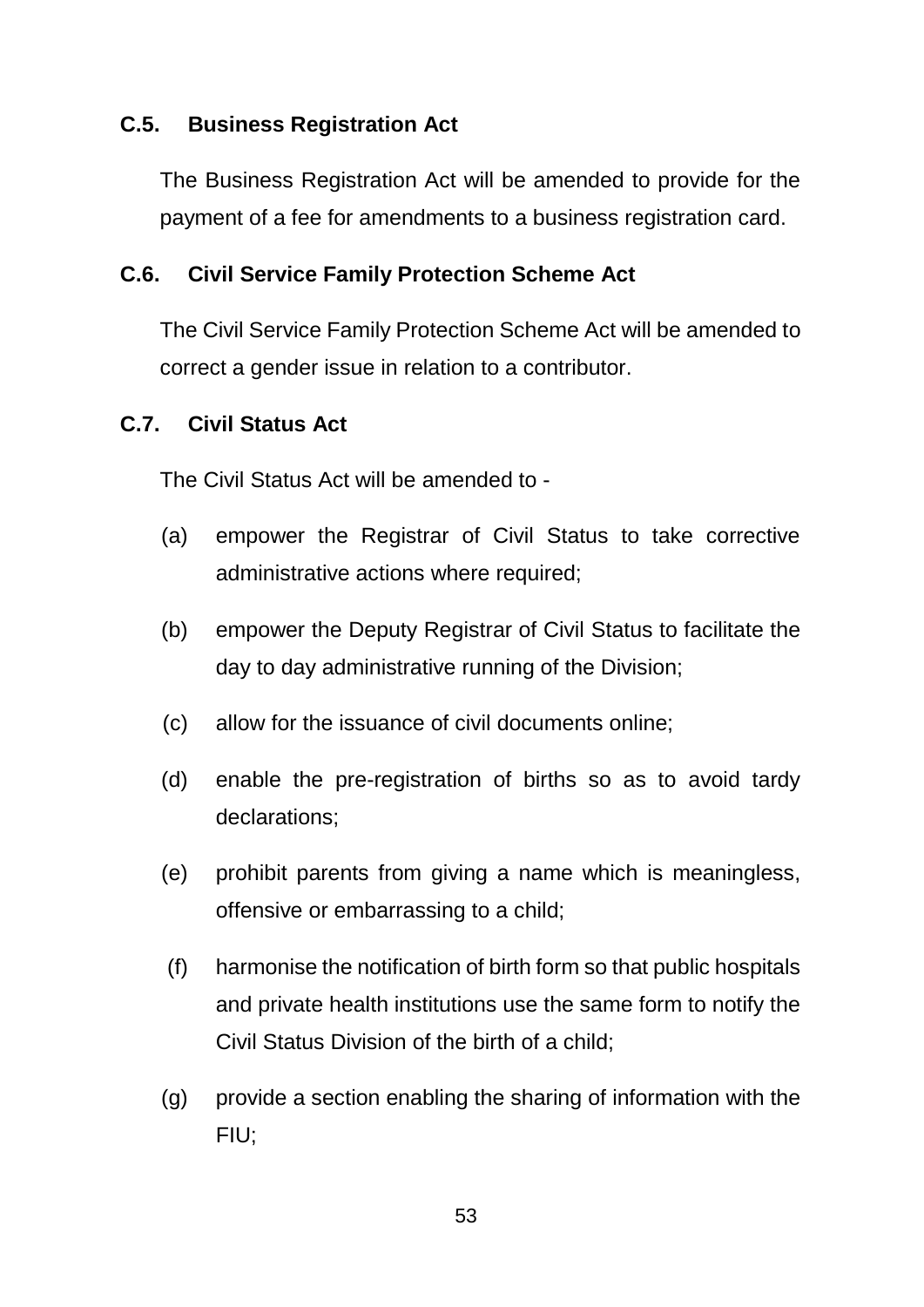### C.5. Business Registration Act

The Business Registration Act will be amended to provide for the payment of a fee for amendments to a business registration card.

### C.6. Civil Service Family Protection Scheme Act

The Civil Service Family Protection Scheme Act will be amended to correct a gender issue in relation to a contributor.

### C.7. Civil Status Act

The Civil Status Act will be amended to -

(a) empower the Registrar of Civil Status to take corrective administrative actions where required;

(b) empower the Deputy Registrar of Civil Status to facilitate the day to day administrative running of the Division;

(c) allow for the issuance of civil documents online;

(d) enable the pre-registration of births so as to avoid tardy declarations;

(e) prohibit parents from giving a name which is meaningless, offensive or embarrassing to a child;

(f) harmonise the notification of birth form so that public hospitals and private health institutions use the same form to notify the Civil Status Division of the birth of a child;

(g) provide a section enabling the sharing of information with the FIU;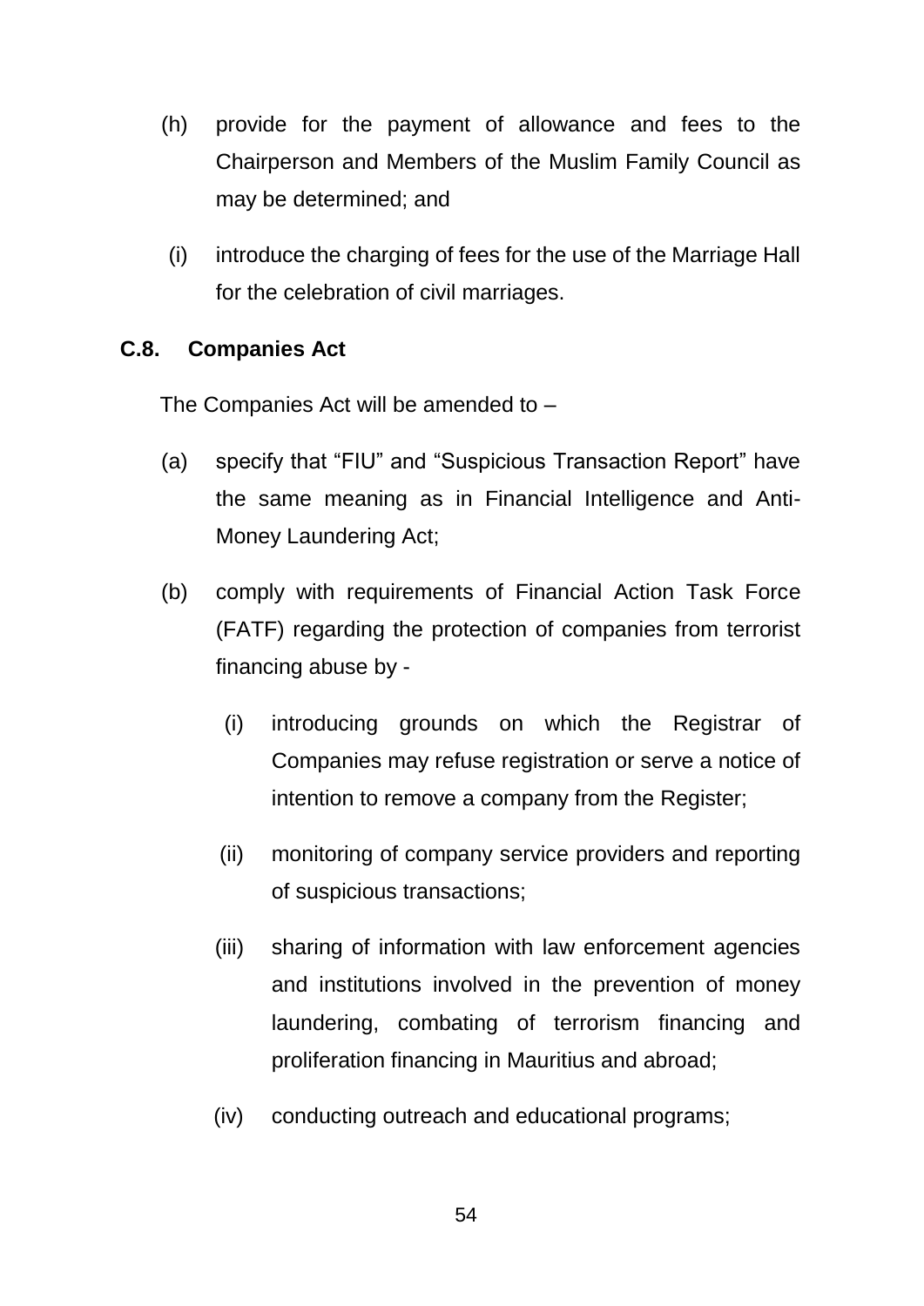(h) provide for the payment of allowance and fees to the Chairperson and Members of the Muslim Family Council as may be determined; and

(i) introduce the charging of fees for the use of the Marriage Hall for the celebration of civil marriages.

### C.8. Companies Act

The Companies Act will be amended to –

(a) specify that "FIU" and "Suspicious Transaction Report" have the same meaning as in Financial Intelligence and Anti-Money Laundering Act;

(b) comply with requirements of Financial Action Task Force (FATF) regarding the protection of companies from terrorist financing abuse by -

   (i) introducing grounds on which the Registrar of Companies may refuse registration or serve a notice of intention to remove a company from the Register;

   (ii) monitoring of company service providers and reporting of suspicious transactions;

   (iii) sharing of information with law enforcement agencies and institutions involved in the prevention of money laundering, combating of terrorism financing and proliferation financing in Mauritius and abroad;

   (iv) conducting outreach and educational programs;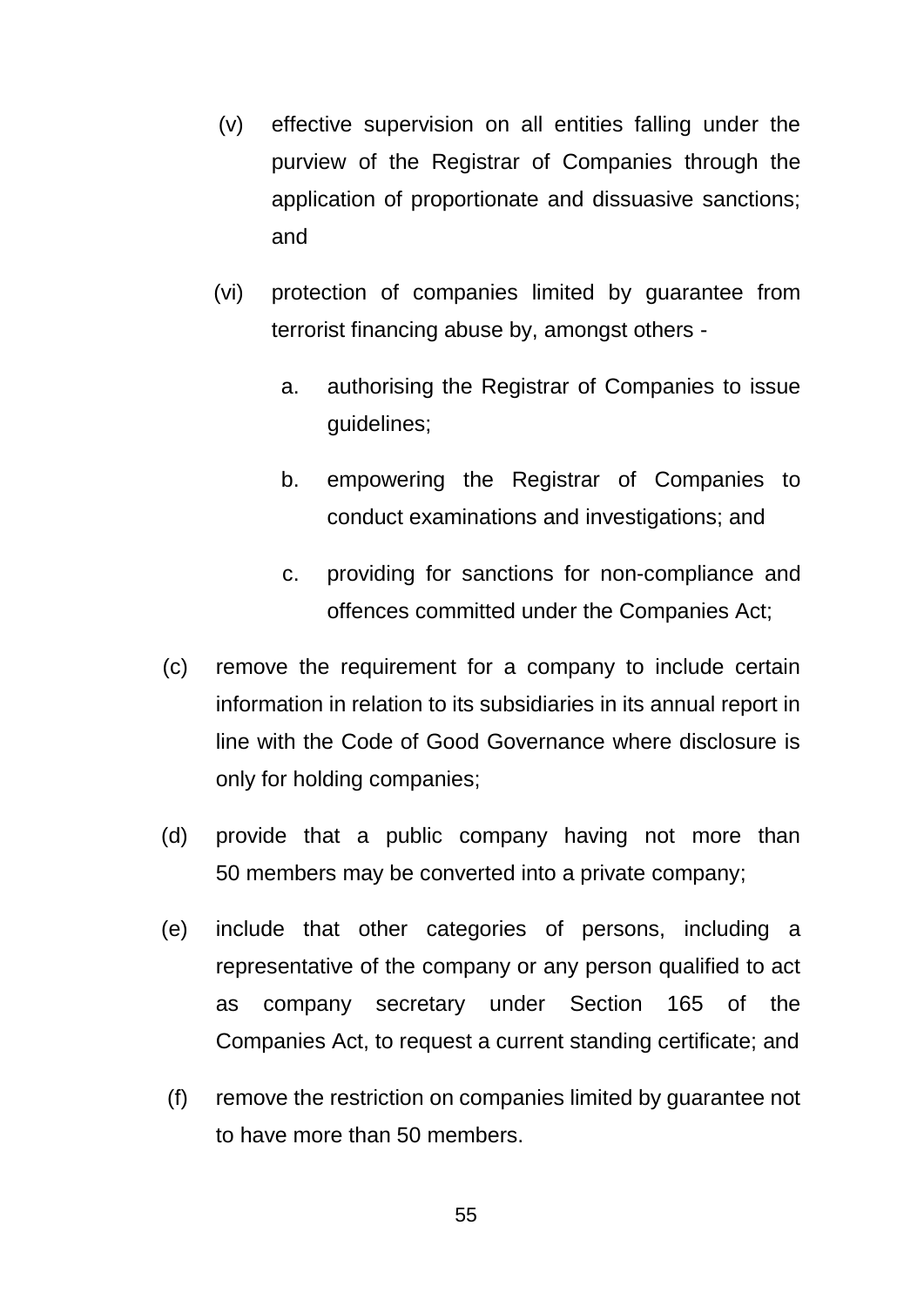(v) effective supervision on all entities falling under the purview of the Registrar of Companies through the application of proportionate and dissuasive sanctions; and

(vi) protection of companies limited by guarantee from terrorist financing abuse by, amongst others -

a. authorising the Registrar of Companies to issue guidelines;

b. empowering the Registrar of Companies to conduct examinations and investigations; and

c. providing for sanctions for non-compliance and offences committed under the Companies Act;

(c) remove the requirement for a company to include certain information in relation to its subsidiaries in its annual report in line with the Code of Good Governance where disclosure is only for holding companies;

(d) provide that a public company having not more than 50 members may be converted into a private company;

(e) include that other categories of persons, including a representative of the company or any person qualified to act as company secretary under Section 165 of the Companies Act, to request a current standing certificate; and

(f) remove the restriction on companies limited by guarantee not to have more than 50 members.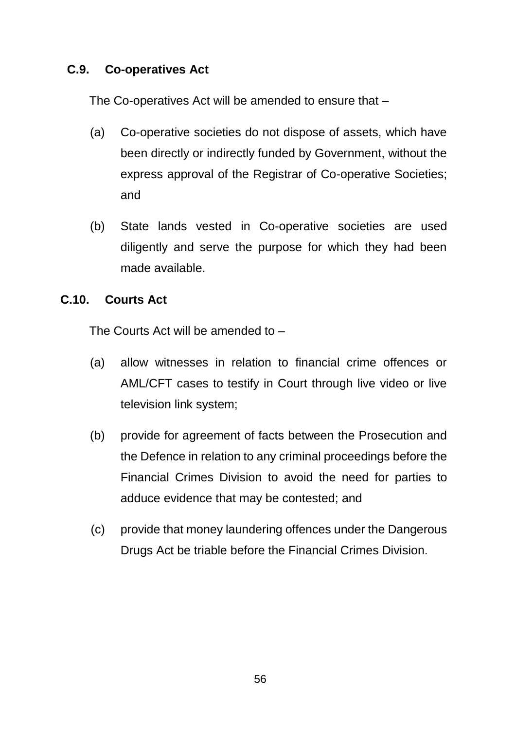### C.9. Co-operatives Act

The Co-operatives Act will be amended to ensure that –

(a) Co-operative societies do not dispose of assets, which have been directly or indirectly funded by Government, without the express approval of the Registrar of Co-operative Societies; and

(b) State lands vested in Co-operative societies are used diligently and serve the purpose for which they had been made available.

### C.10. Courts Act

The Courts Act will be amended to –

(a) allow witnesses in relation to financial crime offences or AML/CFT cases to testify in Court through live video or live television link system;

(b) provide for agreement of facts between the Prosecution and the Defence in relation to any criminal proceedings before the Financial Crimes Division to avoid the need for parties to adduce evidence that may be contested; and

(c) provide that money laundering offences under the Dangerous Drugs Act be triable before the Financial Crimes Division.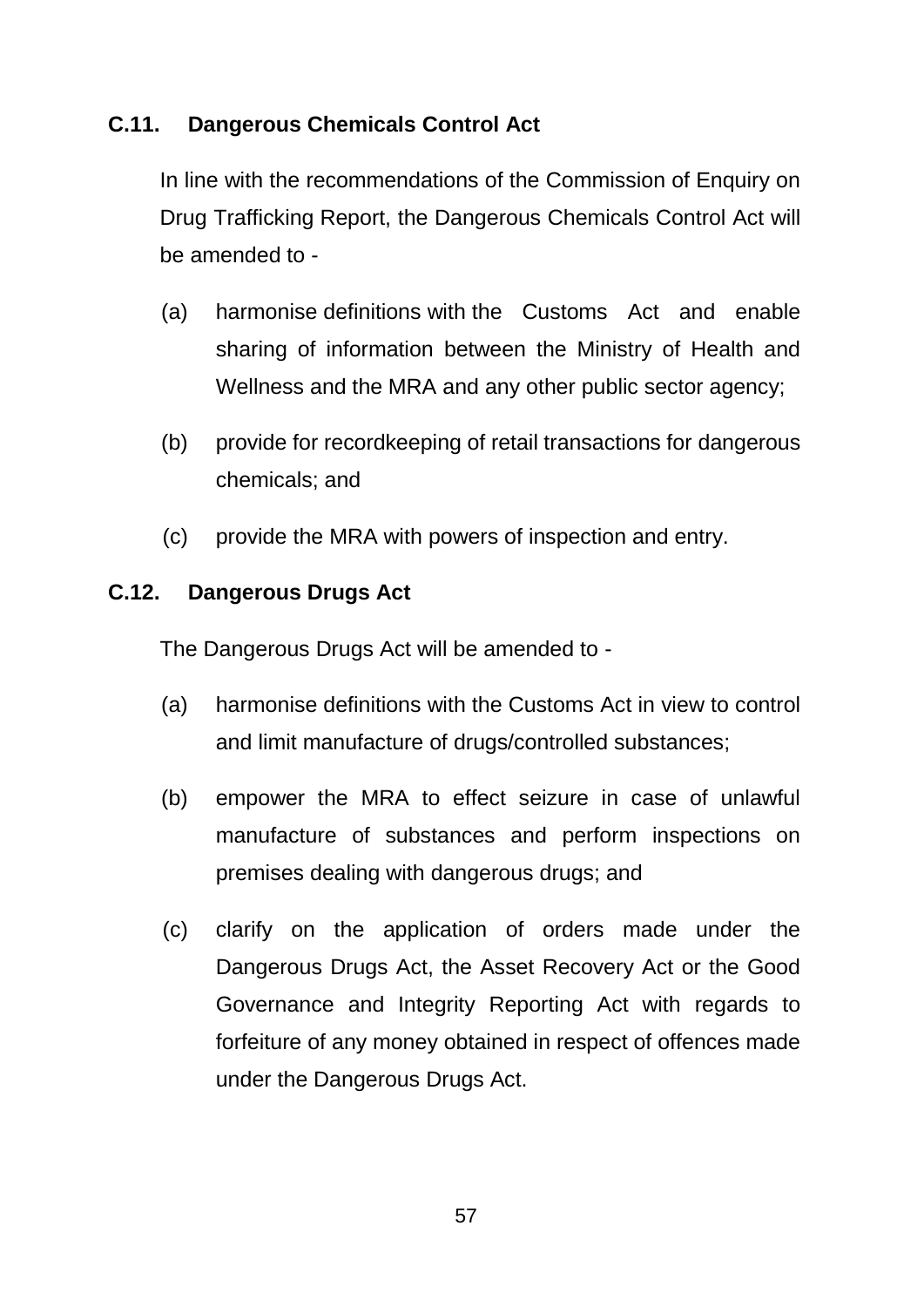### C.11. Dangerous Chemicals Control Act

In line with the recommendations of the Commission of Enquiry on Drug Trafficking Report, the Dangerous Chemicals Control Act will be amended to -

(a) harmonise definitions with the Customs Act and enable sharing of information between the Ministry of Health and Wellness and the MRA and any other public sector agency;

(b) provide for recordkeeping of retail transactions for dangerous chemicals; and

(c) provide the MRA with powers of inspection and entry.

### C.12. Dangerous Drugs Act

The Dangerous Drugs Act will be amended to -

(a) harmonise definitions with the Customs Act in view to control and limit manufacture of drugs/controlled substances;

(b) empower the MRA to effect seizure in case of unlawful manufacture of substances and perform inspections on premises dealing with dangerous drugs; and

(c) clarify on the application of orders made under the Dangerous Drugs Act, the Asset Recovery Act or the Good Governance and Integrity Reporting Act with regards to forfeiture of any money obtained in respect of offences made under the Dangerous Drugs Act.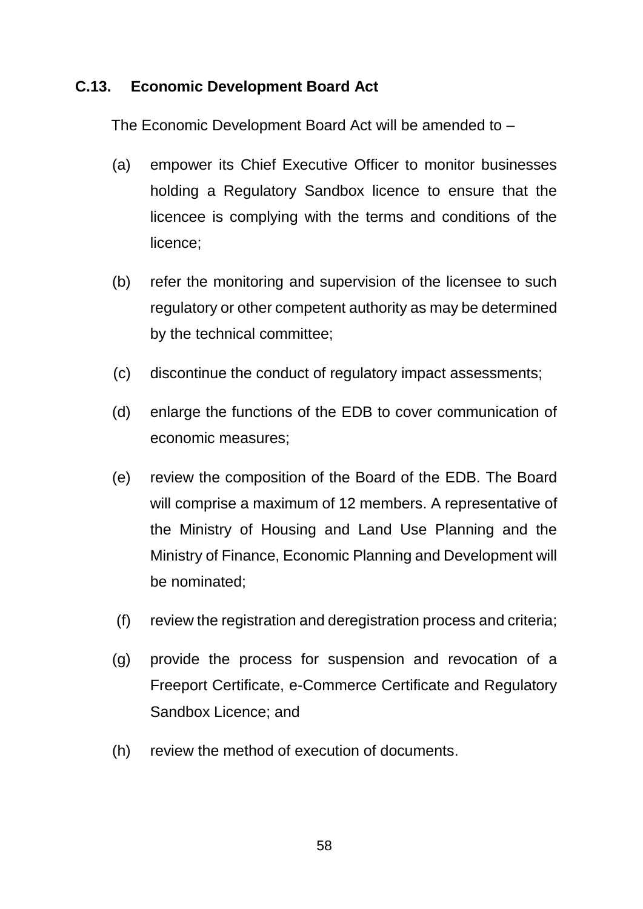### C.13. Economic Development Board Act

The Economic Development Board Act will be amended to –

(a) empower its Chief Executive Officer to monitor businesses holding a Regulatory Sandbox licence to ensure that the licencee is complying with the terms and conditions of the licence;

(b) refer the monitoring and supervision of the licensee to such regulatory or other competent authority as may be determined by the technical committee;

(c) discontinue the conduct of regulatory impact assessments;

(d) enlarge the functions of the EDB to cover communication of economic measures;

(e) review the composition of the Board of the EDB. The Board will comprise a maximum of 12 members. A representative of the Ministry of Housing and Land Use Planning and the Ministry of Finance, Economic Planning and Development will be nominated;

(f) review the registration and deregistration process and criteria;

(g) provide the process for suspension and revocation of a Freeport Certificate, e-Commerce Certificate and Regulatory Sandbox Licence; and

(h) review the method of execution of documents.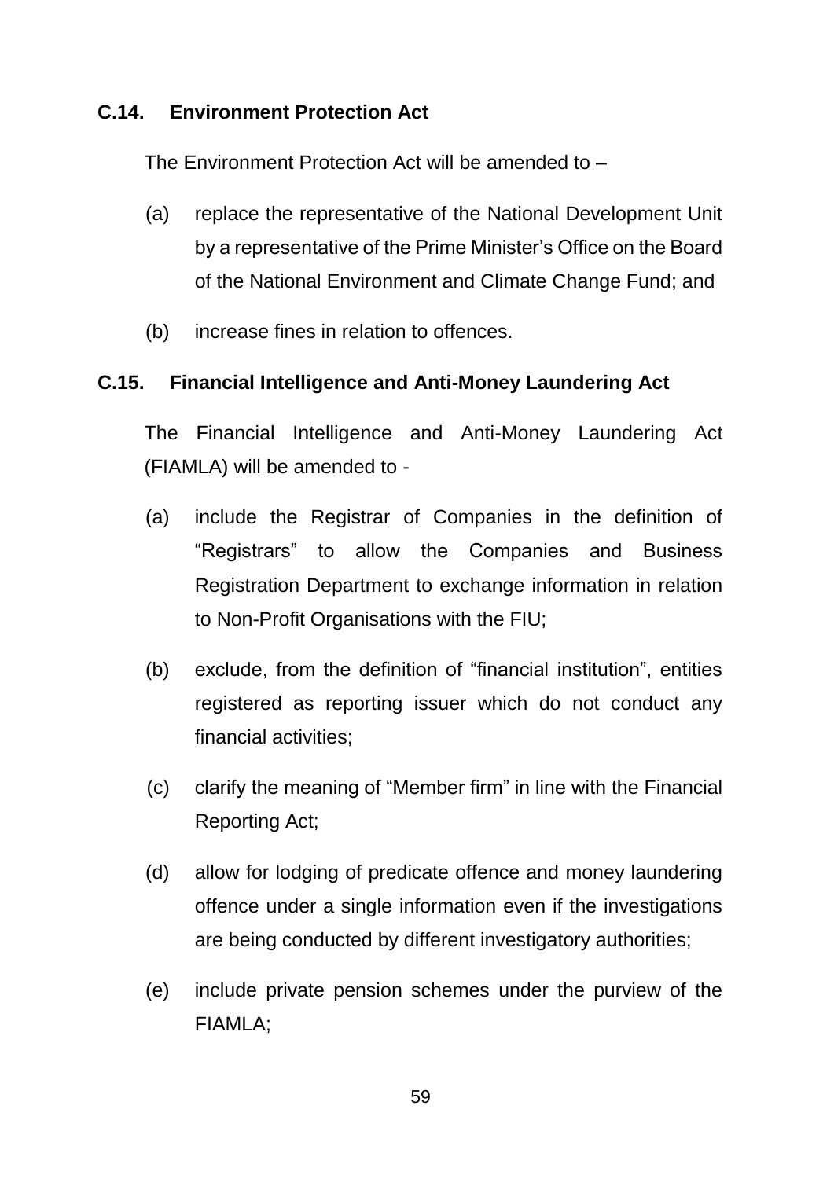### C.14. Environment Protection Act

The Environment Protection Act will be amended to –

(a) replace the representative of the National Development Unit by a representative of the Prime Minister's Office on the Board of the National Environment and Climate Change Fund; and

(b) increase fines in relation to offences.

### C.15. Financial Intelligence and Anti-Money Laundering Act

The Financial Intelligence and Anti-Money Laundering Act (FIAMLA) will be amended to -

(a) include the Registrar of Companies in the definition of "Registrars" to allow the Companies and Business Registration Department to exchange information in relation to Non-Profit Organisations with the FIU;

(b) exclude, from the definition of "financial institution", entities registered as reporting issuer which do not conduct any financial activities;

(c) clarify the meaning of "Member firm" in line with the Financial Reporting Act;

(d) allow for lodging of predicate offence and money laundering offence under a single information even if the investigations are being conducted by different investigatory authorities;

(e) include private pension schemes under the purview of the FIAMLA;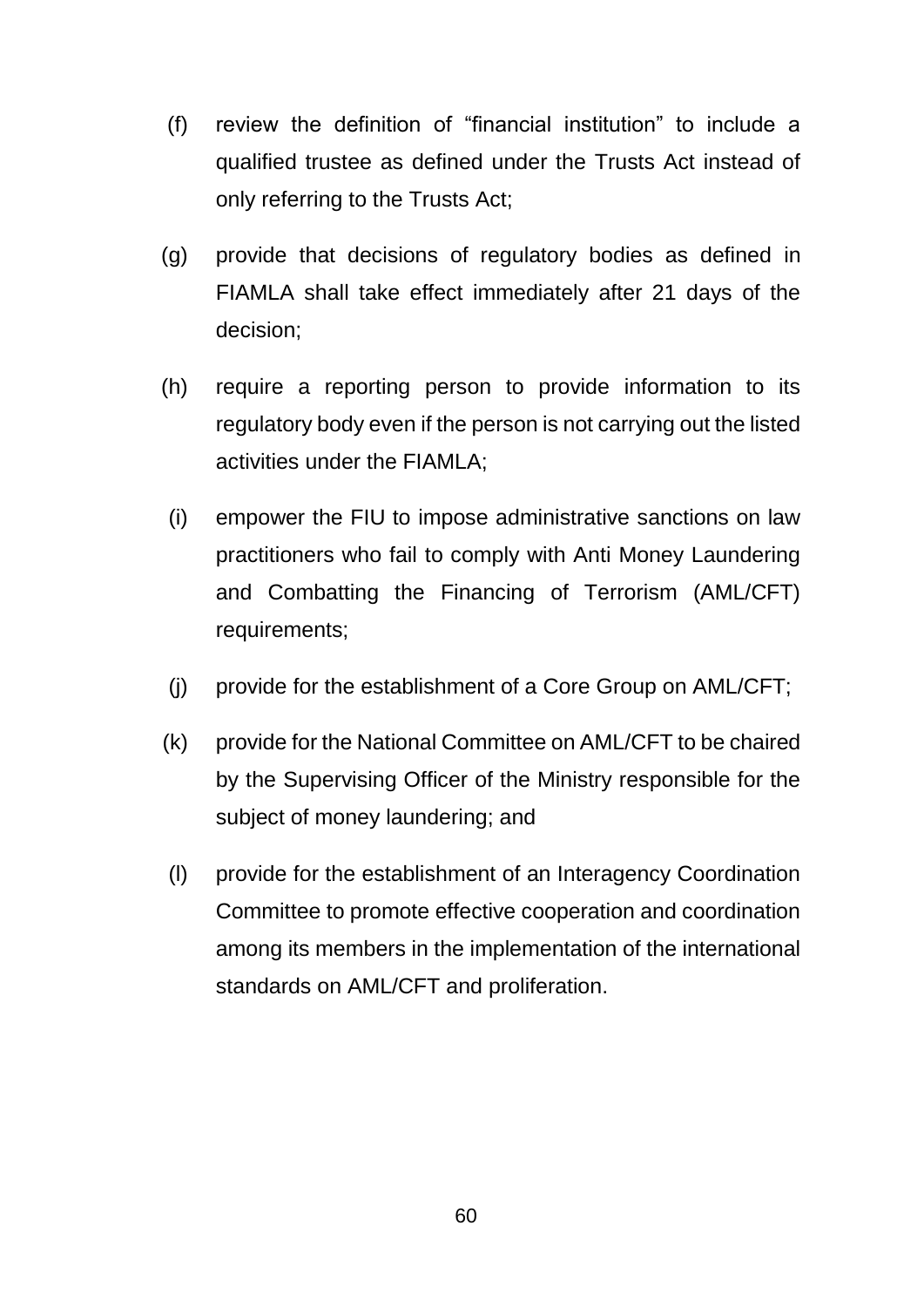(f) review the definition of "financial institution" to include a qualified trustee as defined under the Trusts Act instead of only referring to the Trusts Act;

(g) provide that decisions of regulatory bodies as defined in FIAMLA shall take effect immediately after 21 days of the decision;

(h) require a reporting person to provide information to its regulatory body even if the person is not carrying out the listed activities under the FIAMLA;

(i) empower the FIU to impose administrative sanctions on law practitioners who fail to comply with Anti Money Laundering and Combatting the Financing of Terrorism (AML/CFT) requirements;

(j) provide for the establishment of a Core Group on AML/CFT;

(k) provide for the National Committee on AML/CFT to be chaired by the Supervising Officer of the Ministry responsible for the subject of money laundering; and

(l) provide for the establishment of an Interagency Coordination Committee to promote effective cooperation and coordination among its members in the implementation of the international standards on AML/CFT and proliferation.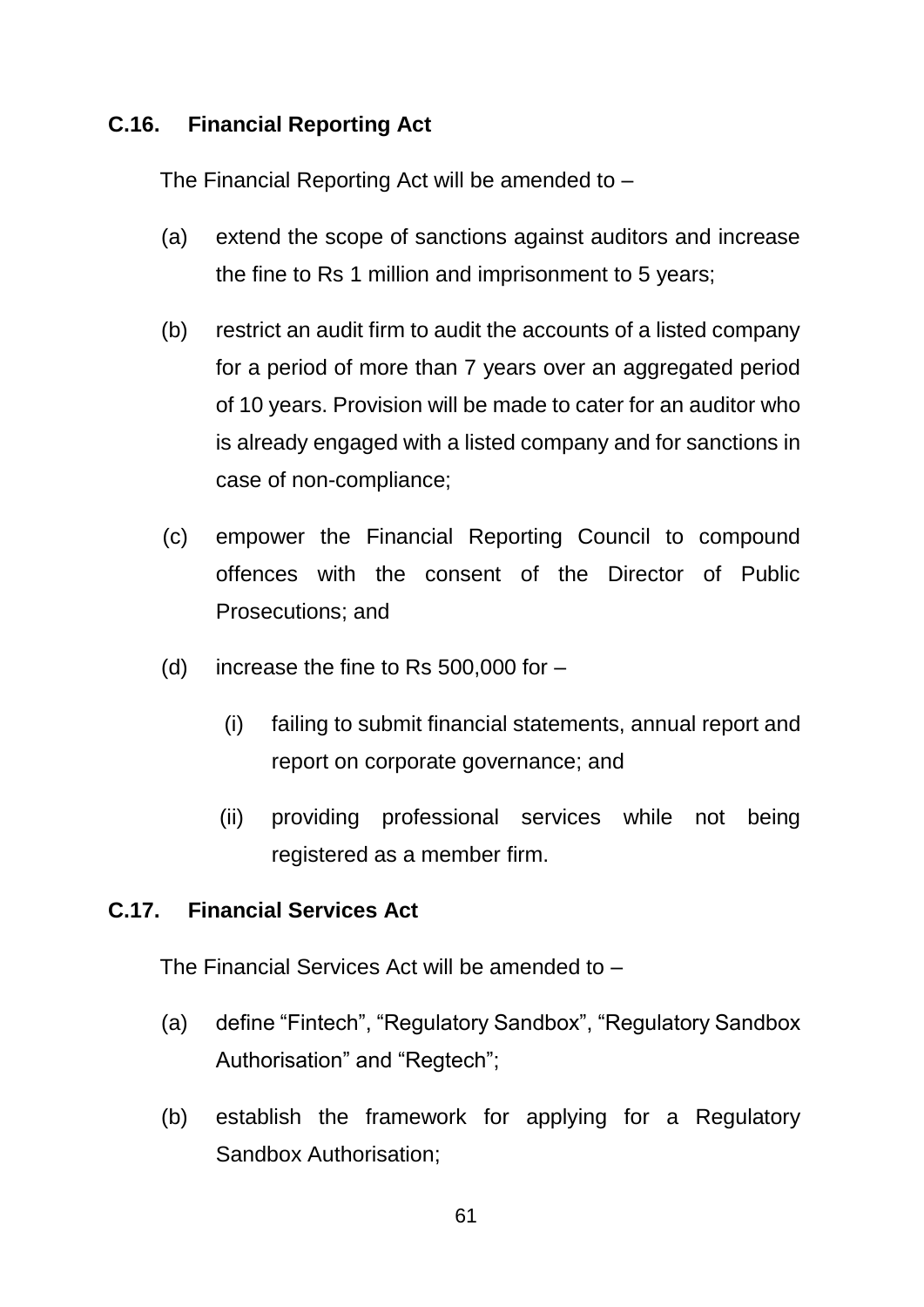### C.16. Financial Reporting Act

The Financial Reporting Act will be amended to –

(a) extend the scope of sanctions against auditors and increase the fine to Rs 1 million and imprisonment to 5 years;

(b) restrict an audit firm to audit the accounts of a listed company for a period of more than 7 years over an aggregated period of 10 years. Provision will be made to cater for an auditor who is already engaged with a listed company and for sanctions in case of non-compliance;

(c) empower the Financial Reporting Council to compound offences with the consent of the Director of Public Prosecutions; and

(d) increase the fine to Rs 500,000 for –

   (i) failing to submit financial statements, annual report and report on corporate governance; and

   (ii) providing professional services while not being registered as a member firm.

### C.17. Financial Services Act

The Financial Services Act will be amended to –

(a) define "Fintech", "Regulatory Sandbox", "Regulatory Sandbox Authorisation" and "Regtech";

(b) establish the framework for applying for a Regulatory Sandbox Authorisation;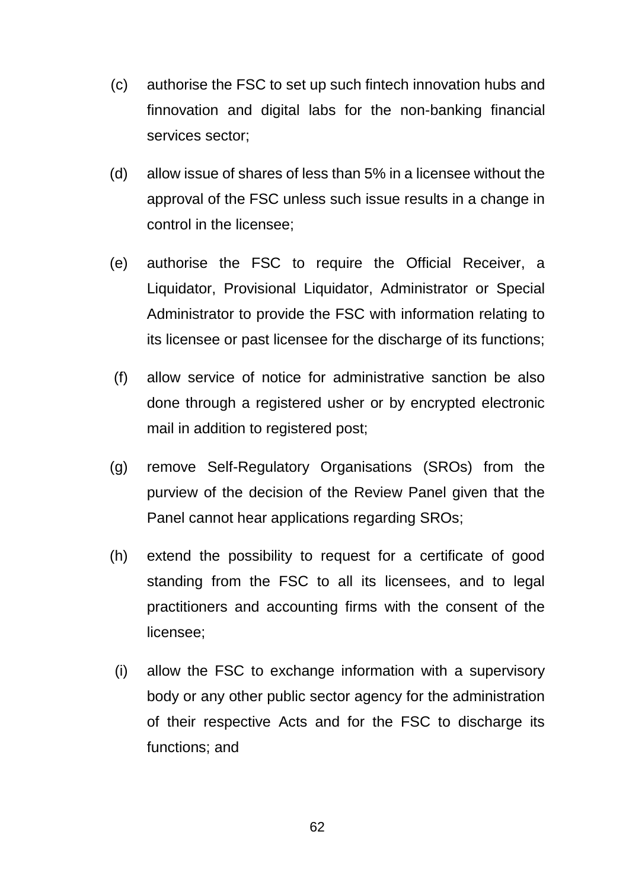(c) authorise the FSC to set up such fintech innovation hubs and finnovation and digital labs for the non-banking financial services sector;

(d) allow issue of shares of less than 5% in a licensee without the approval of the FSC unless such issue results in a change in control in the licensee;

(e) authorise the FSC to require the Official Receiver, a Liquidator, Provisional Liquidator, Administrator or Special Administrator to provide the FSC with information relating to its licensee or past licensee for the discharge of its functions;

(f) allow service of notice for administrative sanction be also done through a registered usher or by encrypted electronic mail in addition to registered post;

(g) remove Self-Regulatory Organisations (SROs) from the purview of the decision of the Review Panel given that the Panel cannot hear applications regarding SROs;

(h) extend the possibility to request for a certificate of good standing from the FSC to all its licensees, and to legal practitioners and accounting firms with the consent of the licensee;

(i) allow the FSC to exchange information with a supervisory body or any other public sector agency for the administration of their respective Acts and for the FSC to discharge its functions; and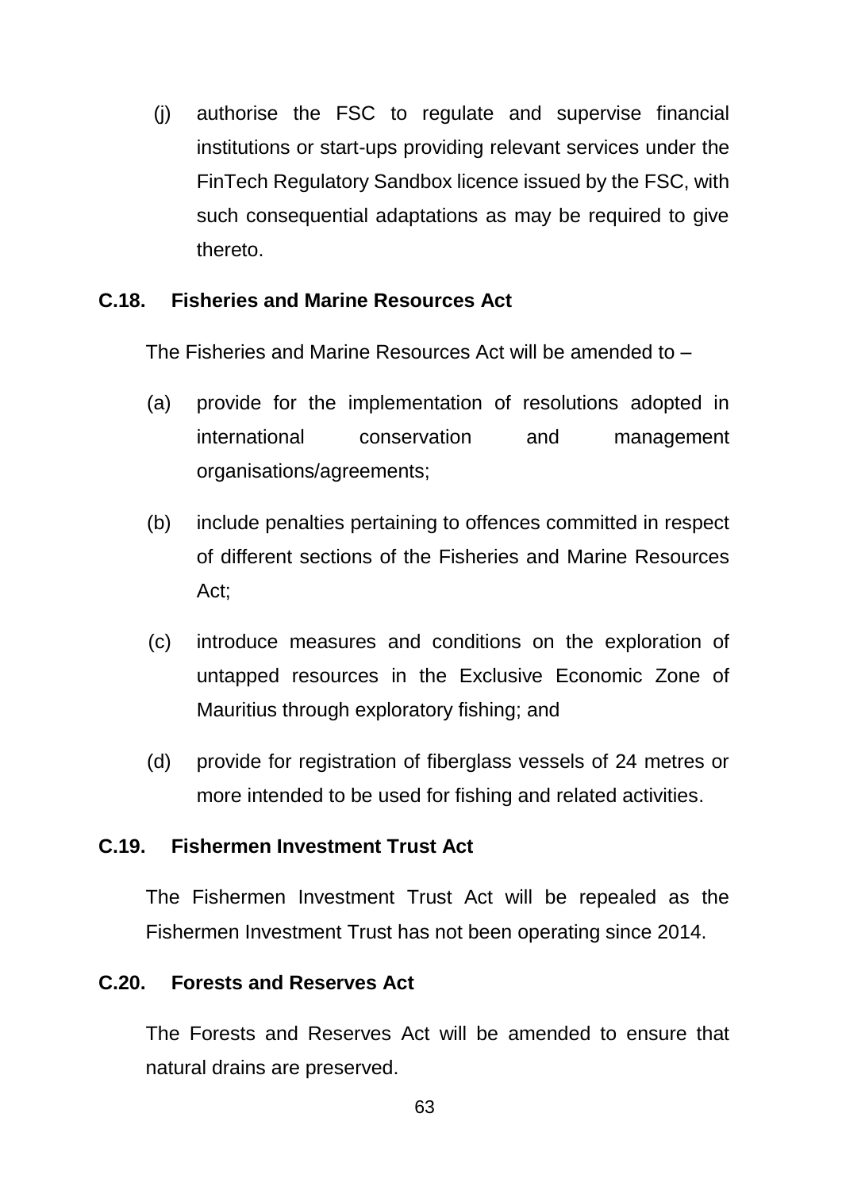(j) authorise the FSC to regulate and supervise financial institutions or start-ups providing relevant services under the FinTech Regulatory Sandbox licence issued by the FSC, with such consequential adaptations as may be required to give thereto.

### C.18. Fisheries and Marine Resources Act

The Fisheries and Marine Resources Act will be amended to –

(a) provide for the implementation of resolutions adopted in international conservation and management organisations/agreements;

(b) include penalties pertaining to offences committed in respect of different sections of the Fisheries and Marine Resources Act;

(c) introduce measures and conditions on the exploration of untapped resources in the Exclusive Economic Zone of Mauritius through exploratory fishing; and

(d) provide for registration of fiberglass vessels of 24 metres or more intended to be used for fishing and related activities.

### C.19. Fishermen Investment Trust Act

The Fishermen Investment Trust Act will be repealed as the Fishermen Investment Trust has not been operating since 2014.

### C.20. Forests and Reserves Act

The Forests and Reserves Act will be amended to ensure that natural drains are preserved.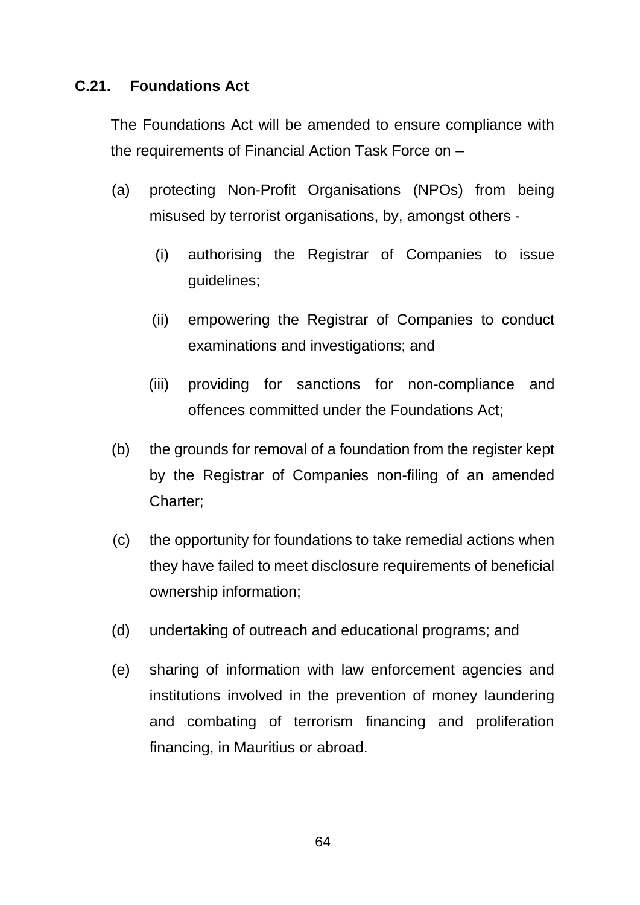### C.21. Foundations Act

The Foundations Act will be amended to ensure compliance with the requirements of Financial Action Task Force on –

(a) protecting Non-Profit Organisations (NPOs) from being misused by terrorist organisations, by, amongst others -

  (i) authorising the Registrar of Companies to issue guidelines;

  (ii) empowering the Registrar of Companies to conduct examinations and investigations; and

  (iii) providing for sanctions for non-compliance and offences committed under the Foundations Act;

(b) the grounds for removal of a foundation from the register kept by the Registrar of Companies non-filing of an amended Charter;

(c) the opportunity for foundations to take remedial actions when they have failed to meet disclosure requirements of beneficial ownership information;

(d) undertaking of outreach and educational programs; and

(e) sharing of information with law enforcement agencies and institutions involved in the prevention of money laundering and combating of terrorism financing and proliferation financing, in Mauritius or abroad.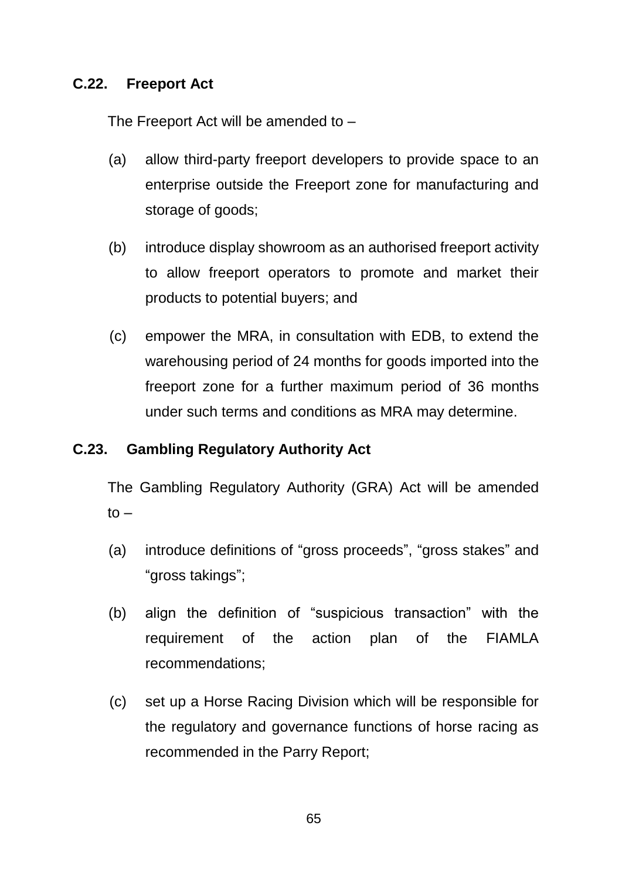### C.22. Freeport Act

The Freeport Act will be amended to –

(a) allow third-party freeport developers to provide space to an enterprise outside the Freeport zone for manufacturing and storage of goods;

(b) introduce display showroom as an authorised freeport activity to allow freeport operators to promote and market their products to potential buyers; and

(c) empower the MRA, in consultation with EDB, to extend the warehousing period of 24 months for goods imported into the freeport zone for a further maximum period of 36 months under such terms and conditions as MRA may determine.

### C.23. Gambling Regulatory Authority Act

The Gambling Regulatory Authority (GRA) Act will be amended to –

(a) introduce definitions of "gross proceeds", "gross stakes" and "gross takings";

(b) align the definition of "suspicious transaction" with the requirement of the action plan of the FIAMLA recommendations;

(c) set up a Horse Racing Division which will be responsible for the regulatory and governance functions of horse racing as recommended in the Parry Report;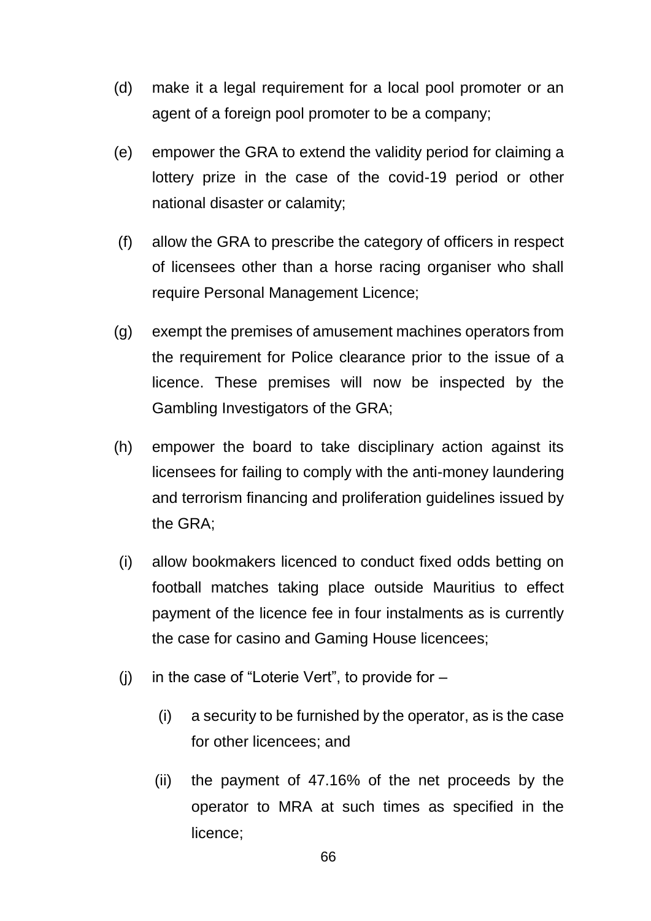(d) make it a legal requirement for a local pool promoter or an agent of a foreign pool promoter to be a company;

(e) empower the GRA to extend the validity period for claiming a lottery prize in the case of the covid-19 period or other national disaster or calamity;

(f) allow the GRA to prescribe the category of officers in respect of licensees other than a horse racing organiser who shall require Personal Management Licence;

(g) exempt the premises of amusement machines operators from the requirement for Police clearance prior to the issue of a licence. These premises will now be inspected by the Gambling Investigators of the GRA;

(h) empower the board to take disciplinary action against its licensees for failing to comply with the anti-money laundering and terrorism financing and proliferation guidelines issued by the GRA;

(i) allow bookmakers licenced to conduct fixed odds betting on football matches taking place outside Mauritius to effect payment of the licence fee in four instalments as is currently the case for casino and Gaming House licencees;

(j) in the case of "Loterie Vert", to provide for –

   (i) a security to be furnished by the operator, as is the case for other licencees; and

   (ii) the payment of 47.16% of the net proceeds by the operator to MRA at such times as specified in the licence;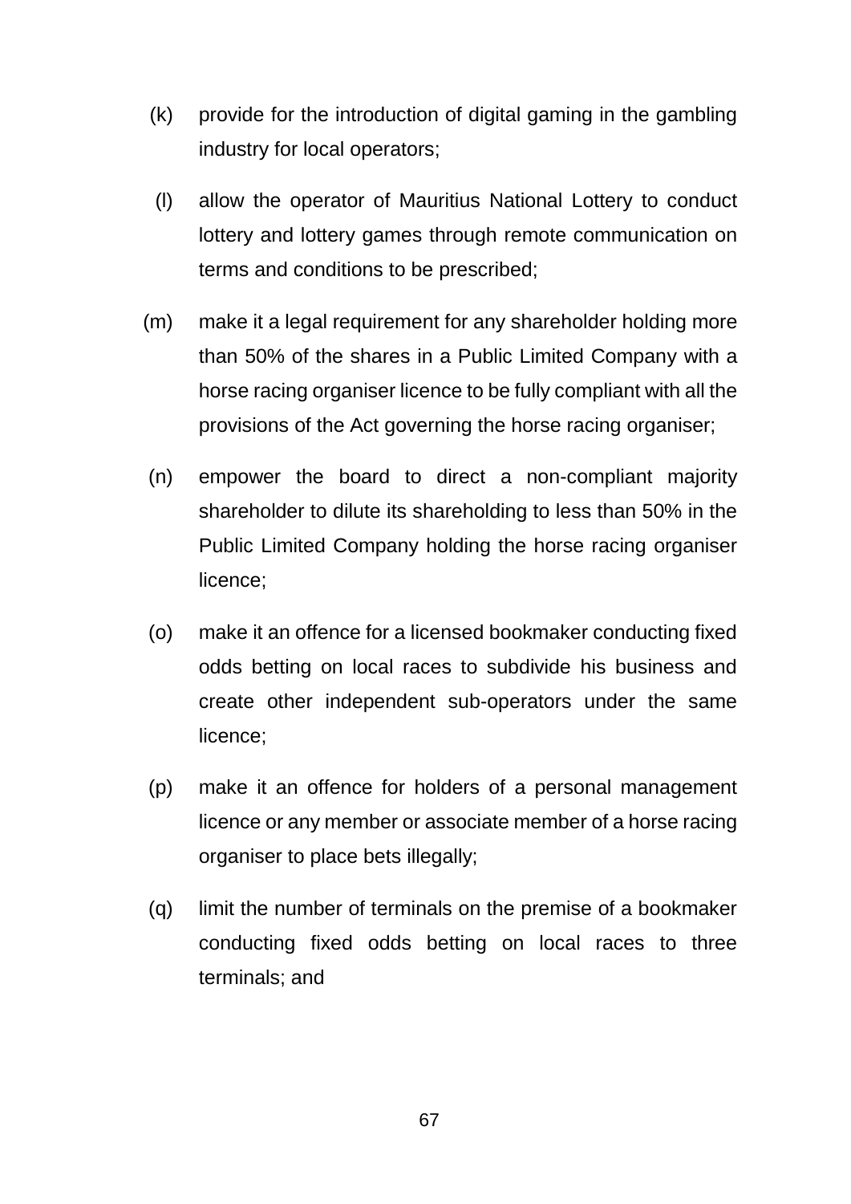(k) provide for the introduction of digital gaming in the gambling industry for local operators;

(l) allow the operator of Mauritius National Lottery to conduct lottery and lottery games through remote communication on terms and conditions to be prescribed;

(m) make it a legal requirement for any shareholder holding more than 50% of the shares in a Public Limited Company with a horse racing organiser licence to be fully compliant with all the provisions of the Act governing the horse racing organiser;

(n) empower the board to direct a non-compliant majority shareholder to dilute its shareholding to less than 50% in the Public Limited Company holding the horse racing organiser licence;

(o) make it an offence for a licensed bookmaker conducting fixed odds betting on local races to subdivide his business and create other independent sub-operators under the same licence;

(p) make it an offence for holders of a personal management licence or any member or associate member of a horse racing organiser to place bets illegally;

(q) limit the number of terminals on the premise of a bookmaker conducting fixed odds betting on local races to three terminals; and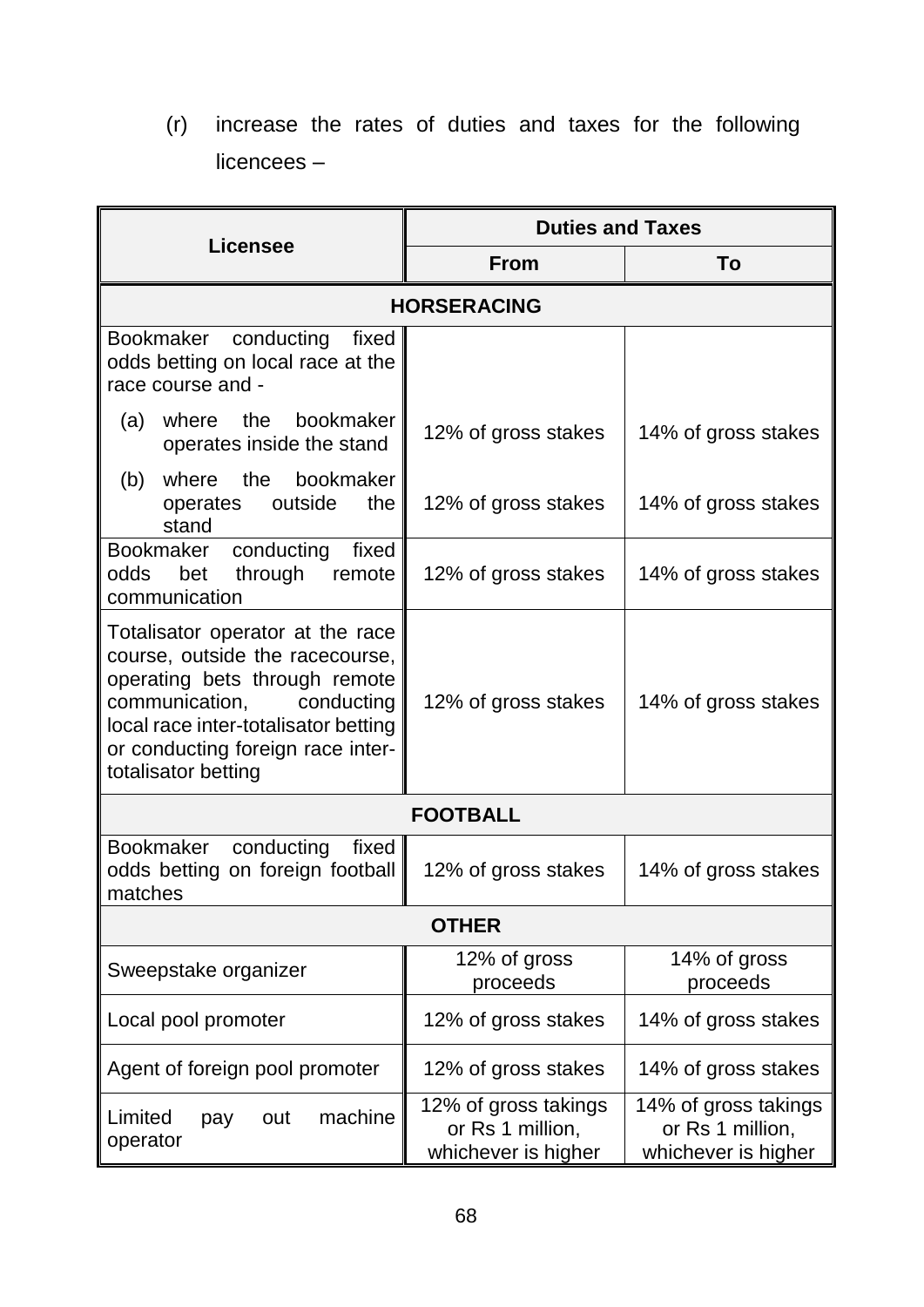(r) increase the rates of duties and taxes for the following licencees –

| Licensee | Duties and Taxes | |
|---|---|---|
| | **From** | **To** |
| **HORSERACING** | | |
| Bookmaker conducting fixed odds betting on local race at the race course and - | | |
| (a) where the bookmaker operates inside the stand | 12% of gross stakes | 14% of gross stakes |
| (b) where the bookmaker operates outside the stand | 12% of gross stakes | 14% of gross stakes |
| Bookmaker conducting fixed odds bet through remote communication | 12% of gross stakes | 14% of gross stakes |
| Totalisator operator at the race course, outside the racecourse, operating bets through remote communication, conducting local race inter-totalisator betting or conducting foreign race inter-totalisator betting | 12% of gross stakes | 14% of gross stakes |
| **FOOTBALL** | | |
| Bookmaker conducting fixed odds betting on foreign football matches | 12% of gross stakes | 14% of gross stakes |
| **OTHER** | | |
| Sweepstake organizer | 12% of gross proceeds | 14% of gross proceeds |
| Local pool promoter | 12% of gross stakes | 14% of gross stakes |
| Agent of foreign pool promoter | 12% of gross stakes | 14% of gross stakes |
| Limited pay out machine operator | 12% of gross takings or Rs 1 million, whichever is higher | 14% of gross takings or Rs 1 million, whichever is higher |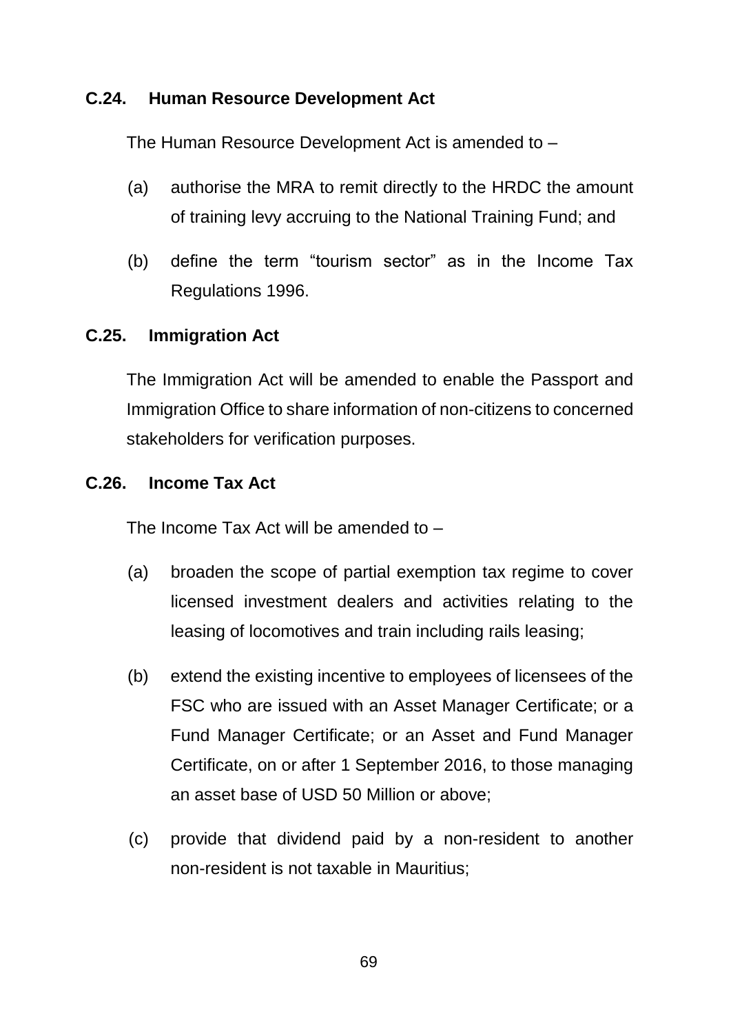### C.24. Human Resource Development Act

The Human Resource Development Act is amended to –

(a) authorise the MRA to remit directly to the HRDC the amount of training levy accruing to the National Training Fund; and

(b) define the term "tourism sector" as in the Income Tax Regulations 1996.

### C.25. Immigration Act

The Immigration Act will be amended to enable the Passport and Immigration Office to share information of non-citizens to concerned stakeholders for verification purposes.

### C.26. Income Tax Act

The Income Tax Act will be amended to –

(a) broaden the scope of partial exemption tax regime to cover licensed investment dealers and activities relating to the leasing of locomotives and train including rails leasing;

(b) extend the existing incentive to employees of licensees of the FSC who are issued with an Asset Manager Certificate; or a Fund Manager Certificate; or an Asset and Fund Manager Certificate, on or after 1 September 2016, to those managing an asset base of USD 50 Million or above;

(c) provide that dividend paid by a non-resident to another non-resident is not taxable in Mauritius;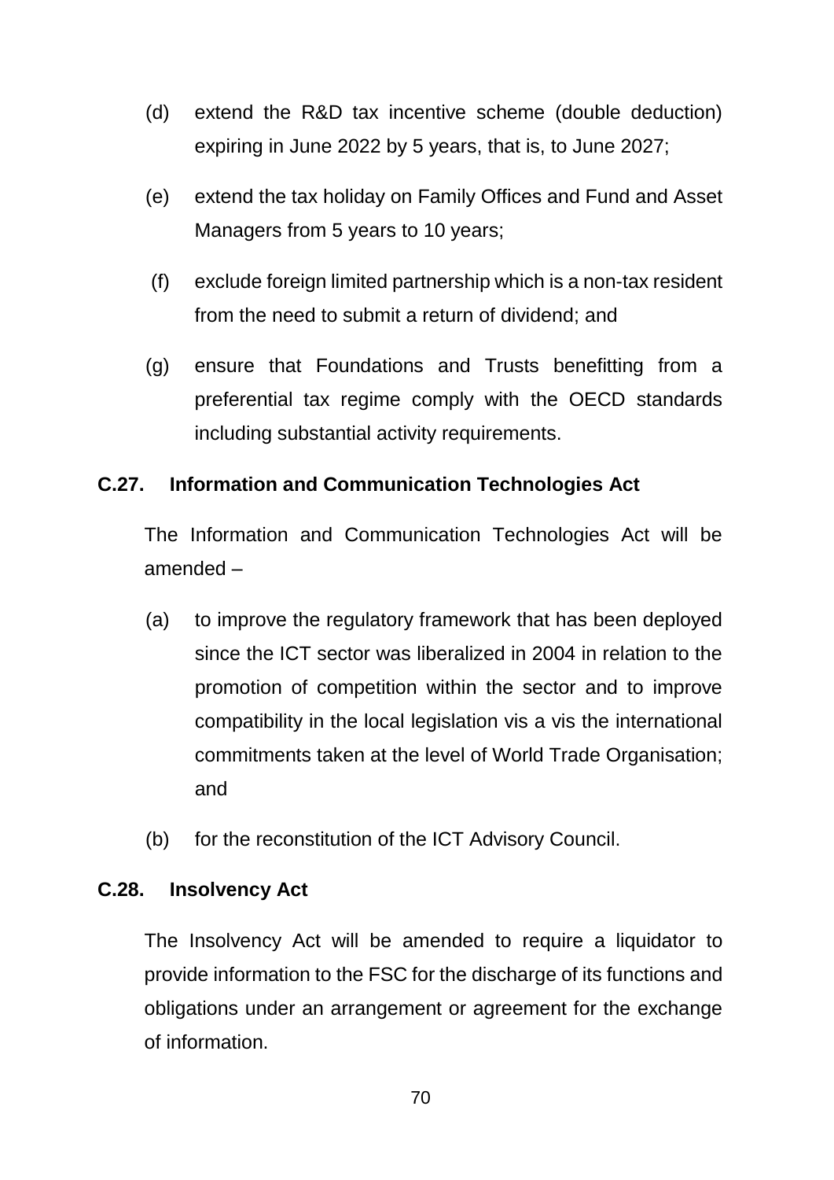(d) extend the R&D tax incentive scheme (double deduction) expiring in June 2022 by 5 years, that is, to June 2027;

(e) extend the tax holiday on Family Offices and Fund and Asset Managers from 5 years to 10 years;

(f) exclude foreign limited partnership which is a non-tax resident from the need to submit a return of dividend; and

(g) ensure that Foundations and Trusts benefitting from a preferential tax regime comply with the OECD standards including substantial activity requirements.

**C.27. Information and Communication Technologies Act**

The Information and Communication Technologies Act will be amended –

(a) to improve the regulatory framework that has been deployed since the ICT sector was liberalized in 2004 in relation to the promotion of competition within the sector and to improve compatibility in the local legislation vis a vis the international commitments taken at the level of World Trade Organisation; and

(b) for the reconstitution of the ICT Advisory Council.

**C.28. Insolvency Act**

The Insolvency Act will be amended to require a liquidator to provide information to the FSC for the discharge of its functions and obligations under an arrangement or agreement for the exchange of information.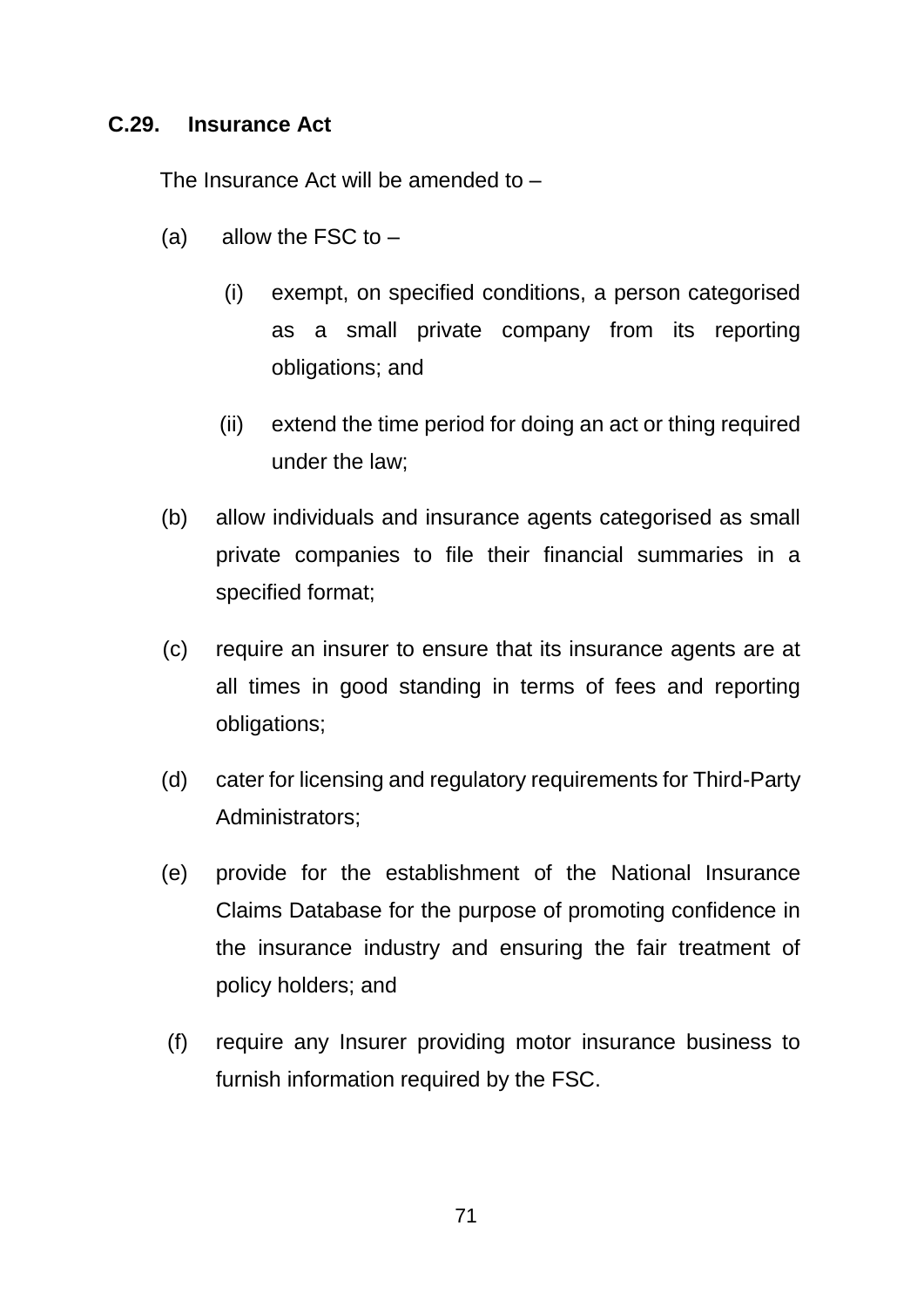### C.29. Insurance Act

The Insurance Act will be amended to –

(a) allow the FSC to –

  (i) exempt, on specified conditions, a person categorised as a small private company from its reporting obligations; and

  (ii) extend the time period for doing an act or thing required under the law;

(b) allow individuals and insurance agents categorised as small private companies to file their financial summaries in a specified format;

(c) require an insurer to ensure that its insurance agents are at all times in good standing in terms of fees and reporting obligations;

(d) cater for licensing and regulatory requirements for Third-Party Administrators;

(e) provide for the establishment of the National Insurance Claims Database for the purpose of promoting confidence in the insurance industry and ensuring the fair treatment of policy holders; and

(f) require any Insurer providing motor insurance business to furnish information required by the FSC.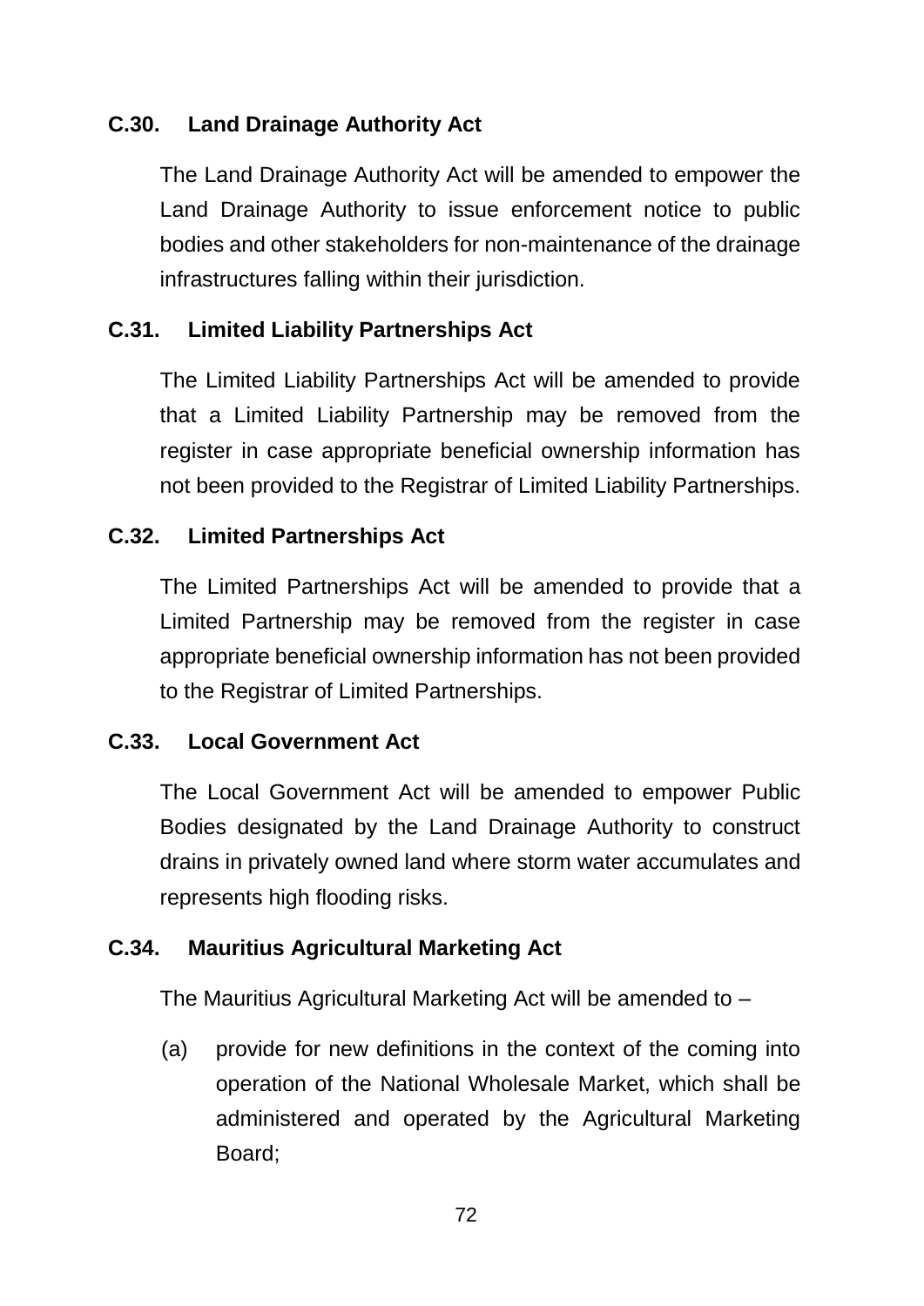### C.30. Land Drainage Authority Act

The Land Drainage Authority Act will be amended to empower the Land Drainage Authority to issue enforcement notice to public bodies and other stakeholders for non-maintenance of the drainage infrastructures falling within their jurisdiction.

### C.31. Limited Liability Partnerships Act

The Limited Liability Partnerships Act will be amended to provide that a Limited Liability Partnership may be removed from the register in case appropriate beneficial ownership information has not been provided to the Registrar of Limited Liability Partnerships.

### C.32. Limited Partnerships Act

The Limited Partnerships Act will be amended to provide that a Limited Partnership may be removed from the register in case appropriate beneficial ownership information has not been provided to the Registrar of Limited Partnerships.

### C.33. Local Government Act

The Local Government Act will be amended to empower Public Bodies designated by the Land Drainage Authority to construct drains in privately owned land where storm water accumulates and represents high flooding risks.

### C.34. Mauritius Agricultural Marketing Act

The Mauritius Agricultural Marketing Act will be amended to –

(a) provide for new definitions in the context of the coming into operation of the National Wholesale Market, which shall be administered and operated by the Agricultural Marketing Board;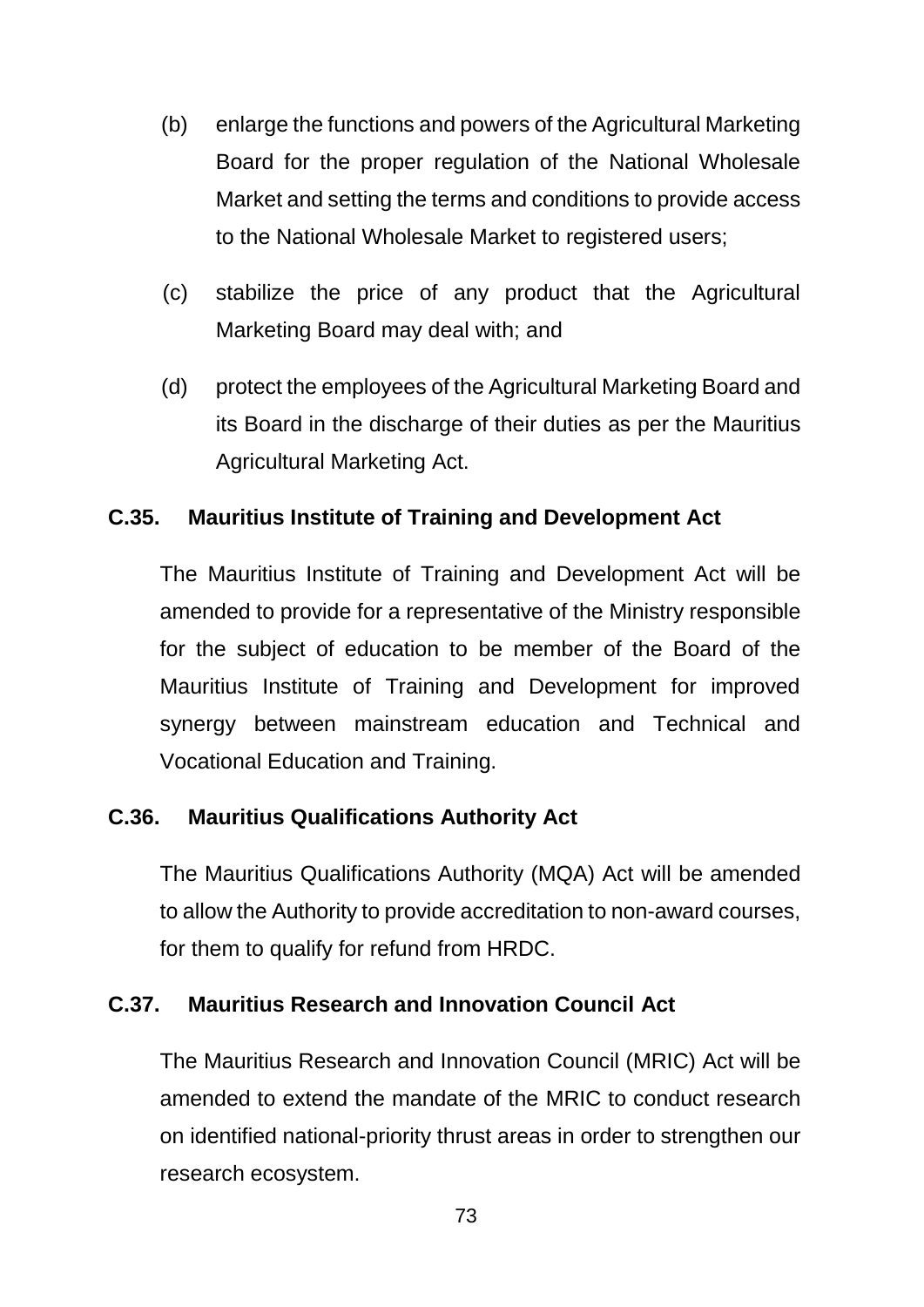(b) enlarge the functions and powers of the Agricultural Marketing Board for the proper regulation of the National Wholesale Market and setting the terms and conditions to provide access to the National Wholesale Market to registered users;

(c) stabilize the price of any product that the Agricultural Marketing Board may deal with; and

(d) protect the employees of the Agricultural Marketing Board and its Board in the discharge of their duties as per the Mauritius Agricultural Marketing Act.

**C.35. Mauritius Institute of Training and Development Act**

The Mauritius Institute of Training and Development Act will be amended to provide for a representative of the Ministry responsible for the subject of education to be member of the Board of the Mauritius Institute of Training and Development for improved synergy between mainstream education and Technical and Vocational Education and Training.

**C.36. Mauritius Qualifications Authority Act**

The Mauritius Qualifications Authority (MQA) Act will be amended to allow the Authority to provide accreditation to non-award courses, for them to qualify for refund from HRDC.

**C.37. Mauritius Research and Innovation Council Act**

The Mauritius Research and Innovation Council (MRIC) Act will be amended to extend the mandate of the MRIC to conduct research on identified national-priority thrust areas in order to strengthen our research ecosystem.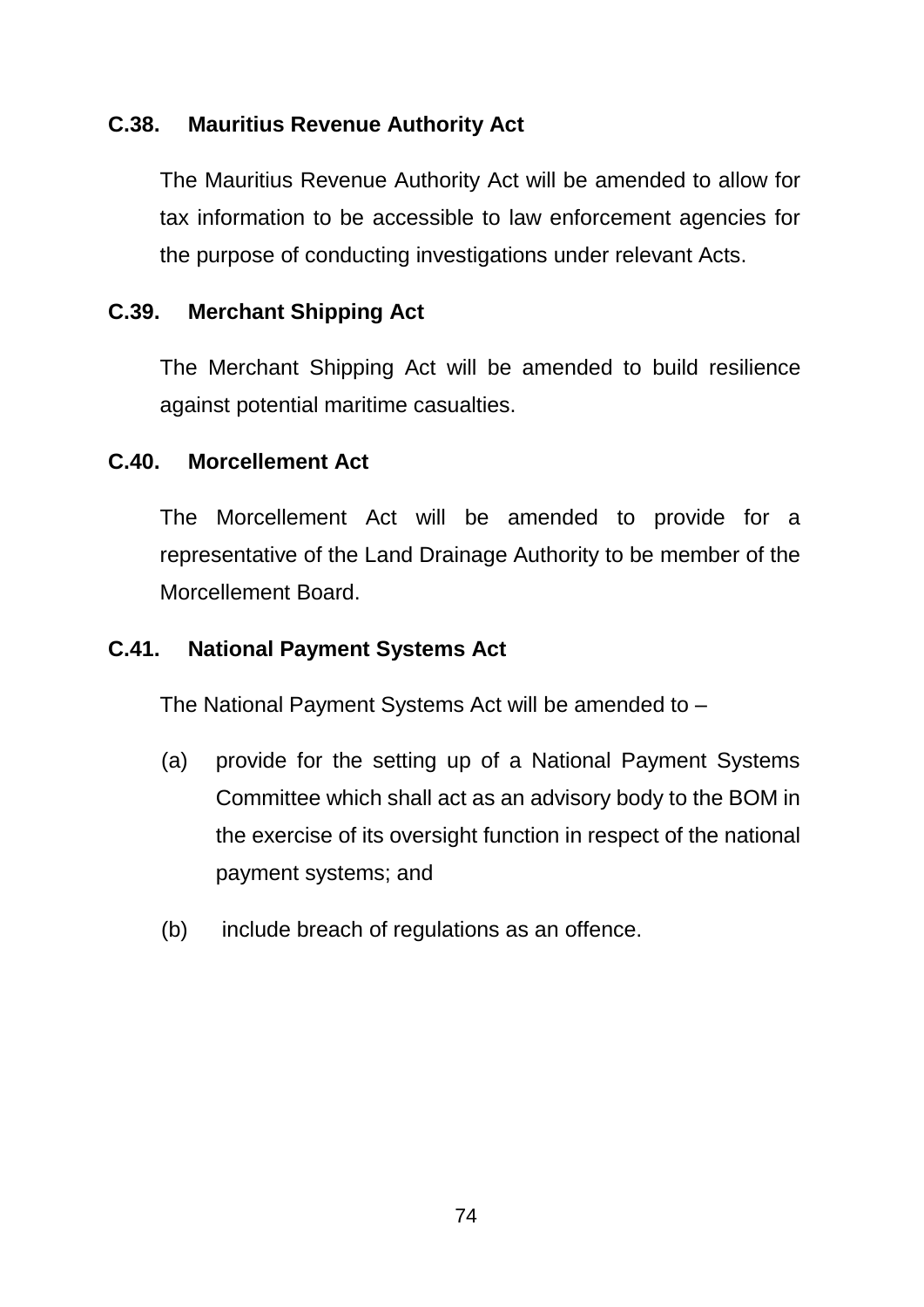### C.38. Mauritius Revenue Authority Act

The Mauritius Revenue Authority Act will be amended to allow for tax information to be accessible to law enforcement agencies for the purpose of conducting investigations under relevant Acts.

### C.39. Merchant Shipping Act

The Merchant Shipping Act will be amended to build resilience against potential maritime casualties.

### C.40. Morcellement Act

The Morcellement Act will be amended to provide for a representative of the Land Drainage Authority to be member of the Morcellement Board.

### C.41. National Payment Systems Act

The National Payment Systems Act will be amended to –

(a) provide for the setting up of a National Payment Systems Committee which shall act as an advisory body to the BOM in the exercise of its oversight function in respect of the national payment systems; and

(b) include breach of regulations as an offence.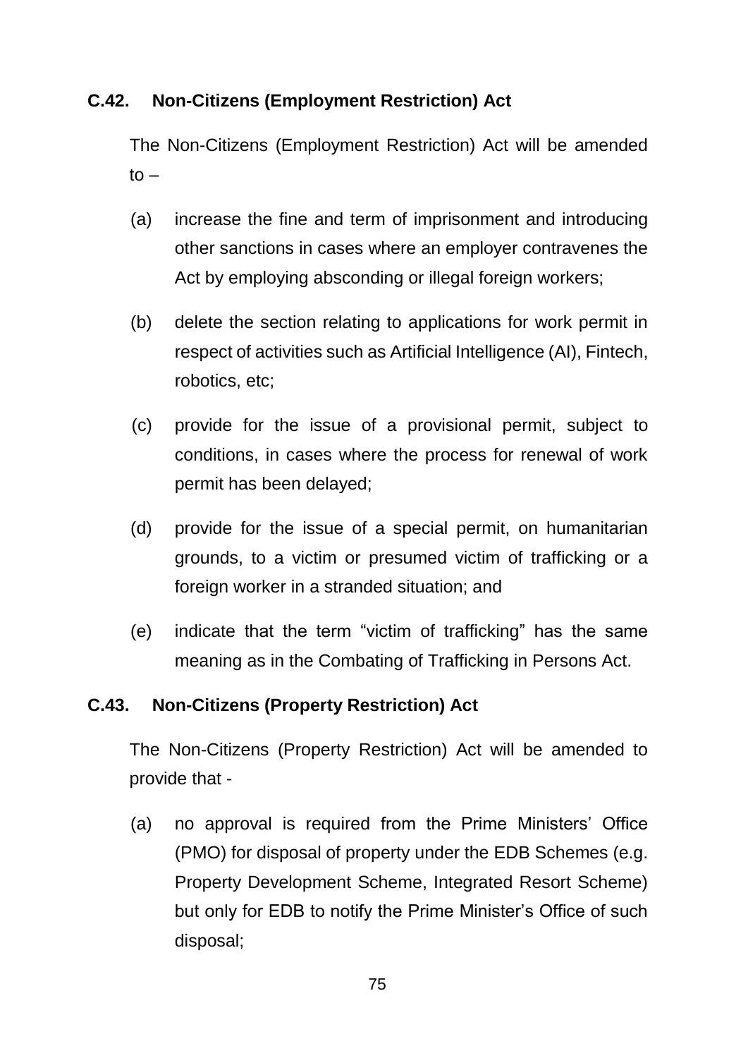### C.42. Non-Citizens (Employment Restriction) Act

The Non-Citizens (Employment Restriction) Act will be amended to –

(a) increase the fine and term of imprisonment and introducing other sanctions in cases where an employer contravenes the Act by employing absconding or illegal foreign workers;

(b) delete the section relating to applications for work permit in respect of activities such as Artificial Intelligence (AI), Fintech, robotics, etc;

(c) provide for the issue of a provisional permit, subject to conditions, in cases where the process for renewal of work permit has been delayed;

(d) provide for the issue of a special permit, on humanitarian grounds, to a victim or presumed victim of trafficking or a foreign worker in a stranded situation; and

(e) indicate that the term “victim of trafficking” has the same meaning as in the Combating of Trafficking in Persons Act.

### C.43. Non-Citizens (Property Restriction) Act

The Non-Citizens (Property Restriction) Act will be amended to provide that -

(a) no approval is required from the Prime Ministers’ Office (PMO) for disposal of property under the EDB Schemes (e.g. Property Development Scheme, Integrated Resort Scheme) but only for EDB to notify the Prime Minister’s Office of such disposal;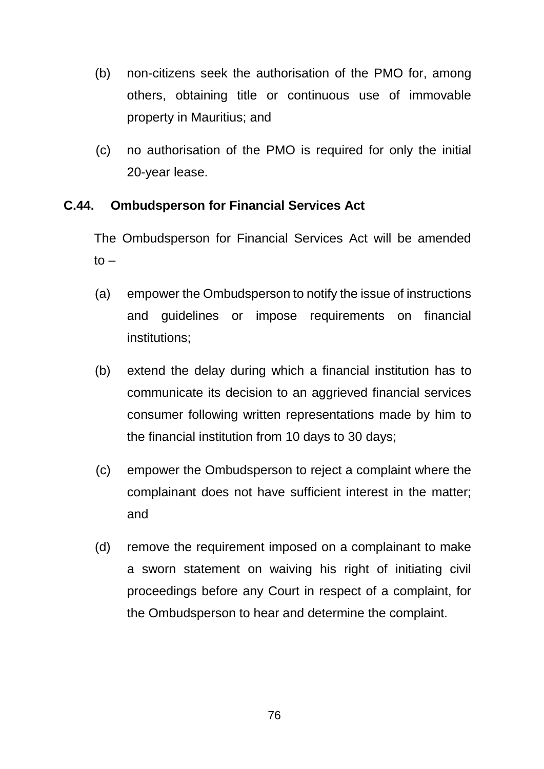(b) non-citizens seek the authorisation of the PMO for, among others, obtaining title or continuous use of immovable property in Mauritius; and

(c) no authorisation of the PMO is required for only the initial 20-year lease.

### C.44. Ombudsperson for Financial Services Act

The Ombudsperson for Financial Services Act will be amended to –

(a) empower the Ombudsperson to notify the issue of instructions and guidelines or impose requirements on financial institutions;

(b) extend the delay during which a financial institution has to communicate its decision to an aggrieved financial services consumer following written representations made by him to the financial institution from 10 days to 30 days;

(c) empower the Ombudsperson to reject a complaint where the complainant does not have sufficient interest in the matter; and

(d) remove the requirement imposed on a complainant to make a sworn statement on waiving his right of initiating civil proceedings before any Court in respect of a complaint, for the Ombudsperson to hear and determine the complaint.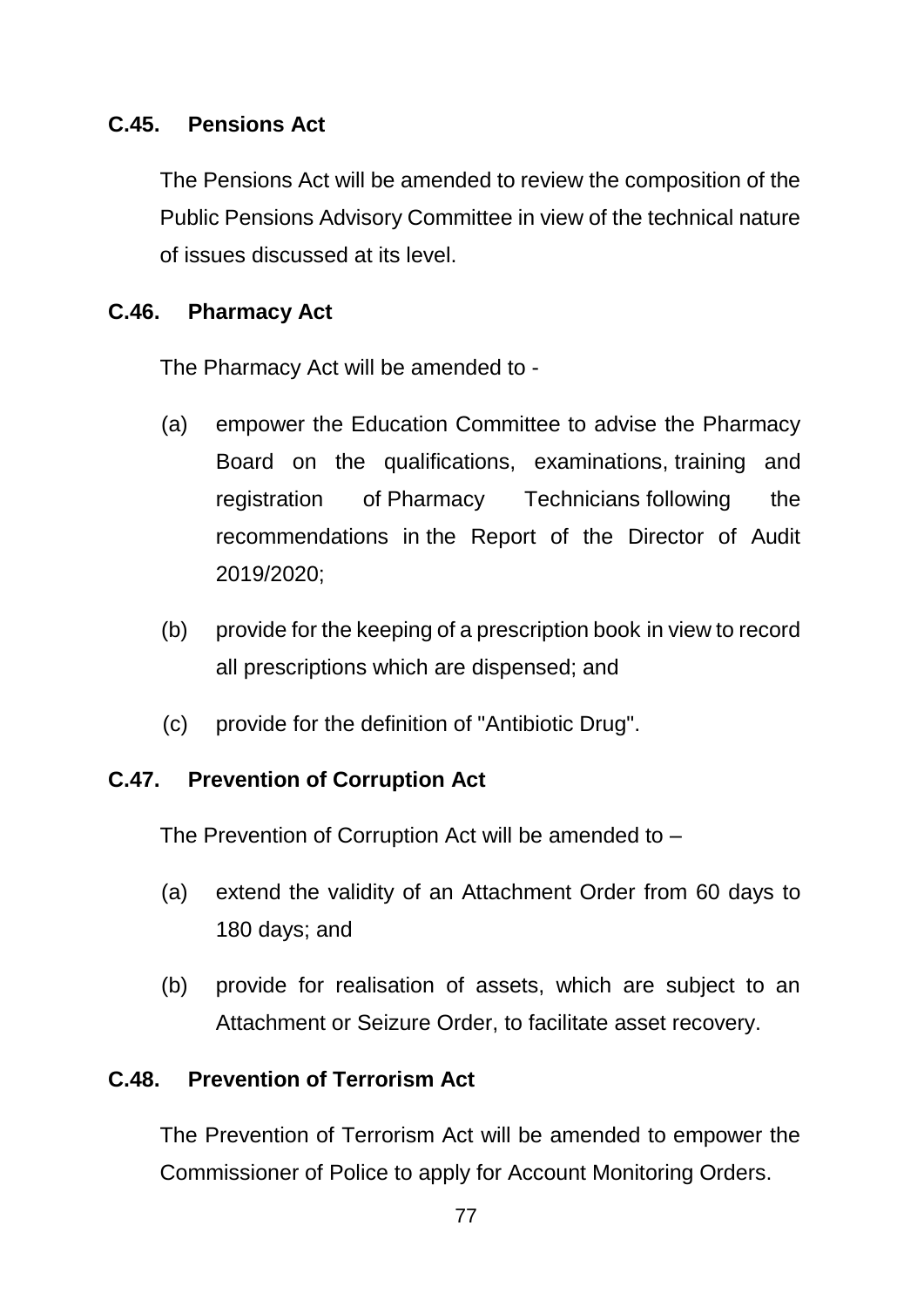### C.45. Pensions Act

The Pensions Act will be amended to review the composition of the Public Pensions Advisory Committee in view of the technical nature of issues discussed at its level.

### C.46. Pharmacy Act

The Pharmacy Act will be amended to -

(a) empower the Education Committee to advise the Pharmacy Board on the qualifications, examinations, training and registration of Pharmacy Technicians following the recommendations in the Report of the Director of Audit 2019/2020;

(b) provide for the keeping of a prescription book in view to record all prescriptions which are dispensed; and

(c) provide for the definition of "Antibiotic Drug".

### C.47. Prevention of Corruption Act

The Prevention of Corruption Act will be amended to –

(a) extend the validity of an Attachment Order from 60 days to 180 days; and

(b) provide for realisation of assets, which are subject to an Attachment or Seizure Order, to facilitate asset recovery.

### C.48. Prevention of Terrorism Act

The Prevention of Terrorism Act will be amended to empower the Commissioner of Police to apply for Account Monitoring Orders.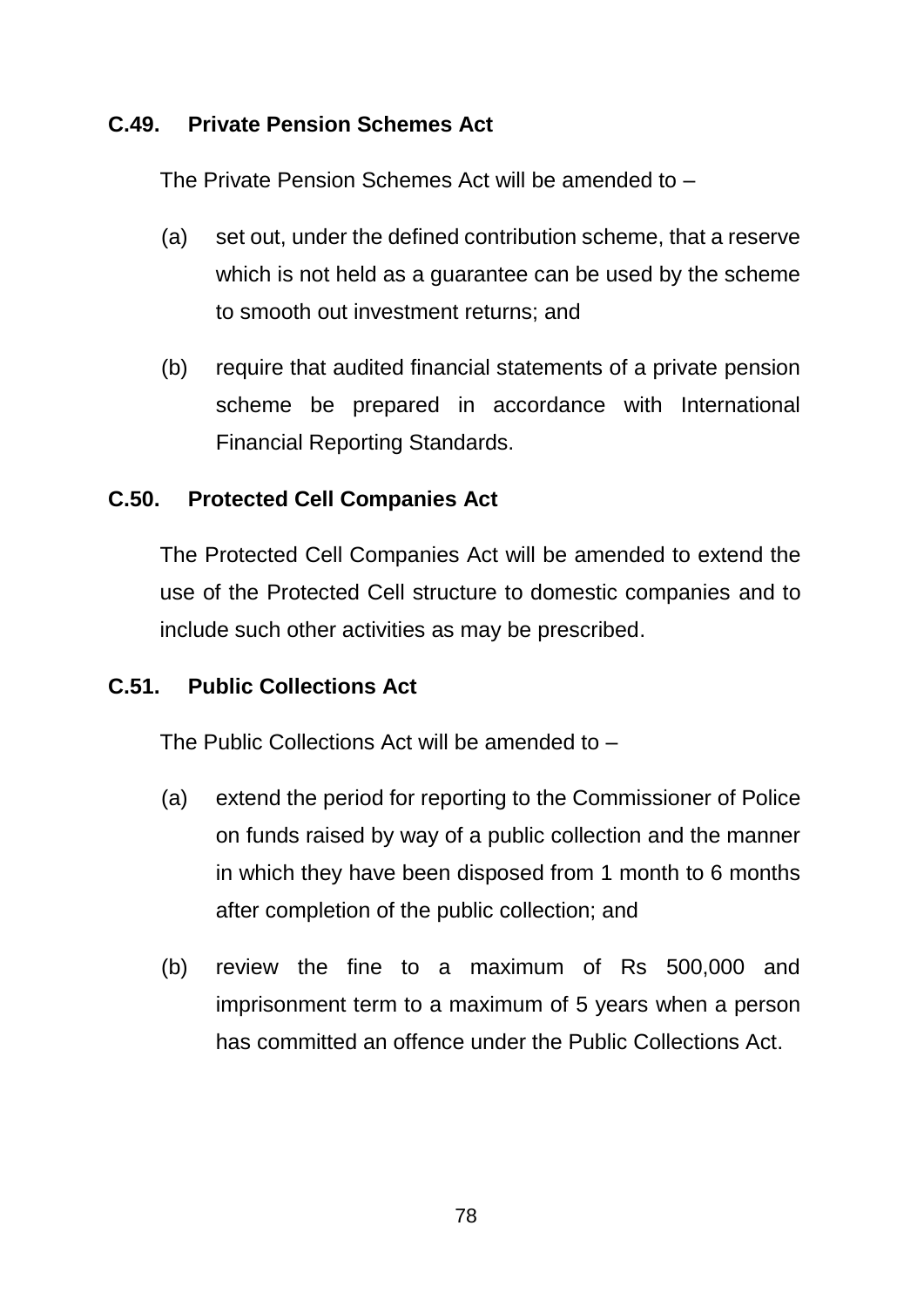### C.49. Private Pension Schemes Act

The Private Pension Schemes Act will be amended to –

(a) set out, under the defined contribution scheme, that a reserve which is not held as a guarantee can be used by the scheme to smooth out investment returns; and

(b) require that audited financial statements of a private pension scheme be prepared in accordance with International Financial Reporting Standards.

### C.50. Protected Cell Companies Act

The Protected Cell Companies Act will be amended to extend the use of the Protected Cell structure to domestic companies and to include such other activities as may be prescribed.

### C.51. Public Collections Act

The Public Collections Act will be amended to –

(a) extend the period for reporting to the Commissioner of Police on funds raised by way of a public collection and the manner in which they have been disposed from 1 month to 6 months after completion of the public collection; and

(b) review the fine to a maximum of Rs 500,000 and imprisonment term to a maximum of 5 years when a person has committed an offence under the Public Collections Act.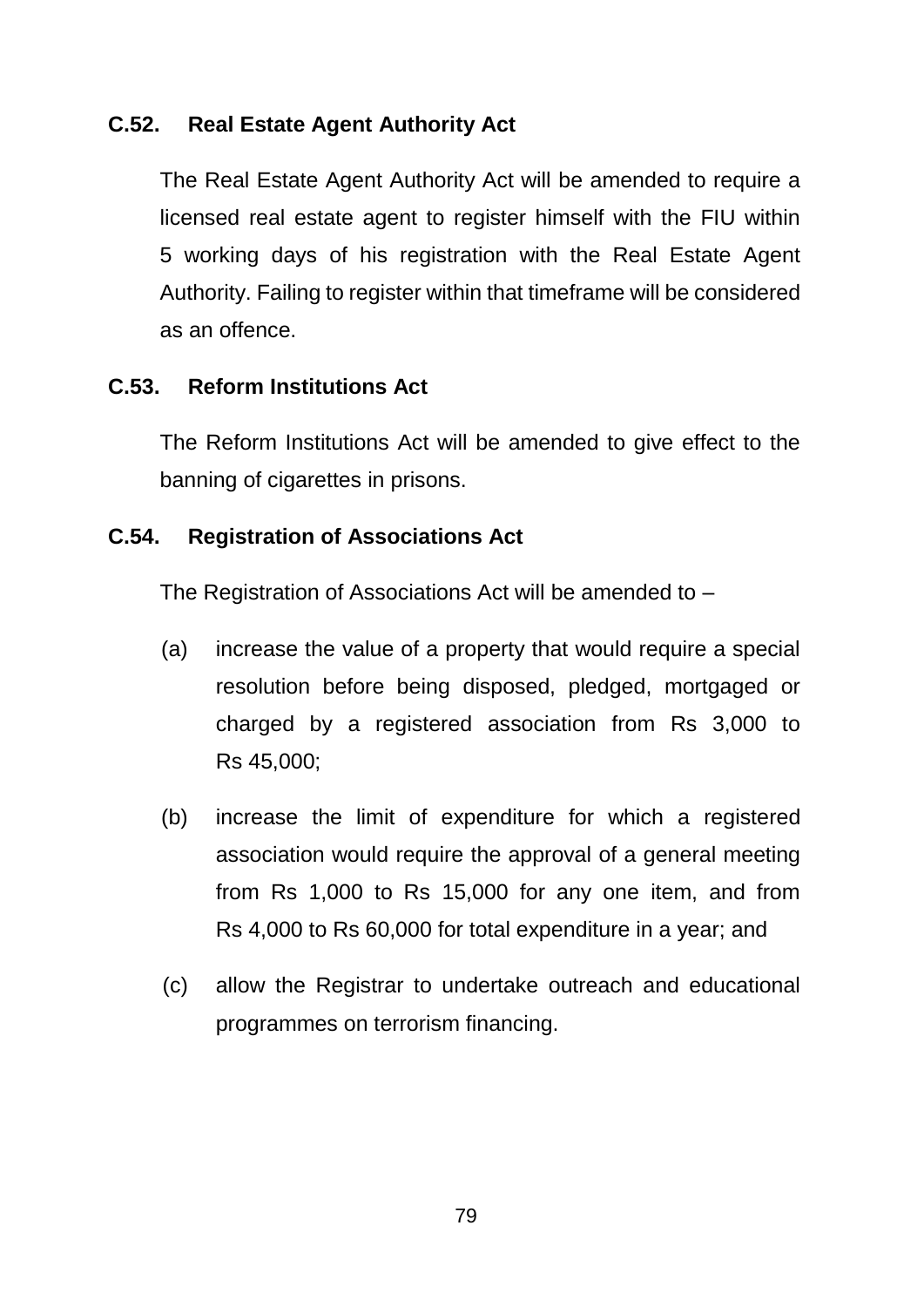### C.52. Real Estate Agent Authority Act

The Real Estate Agent Authority Act will be amended to require a licensed real estate agent to register himself with the FIU within 5 working days of his registration with the Real Estate Agent Authority. Failing to register within that timeframe will be considered as an offence.

### C.53. Reform Institutions Act

The Reform Institutions Act will be amended to give effect to the banning of cigarettes in prisons.

### C.54. Registration of Associations Act

The Registration of Associations Act will be amended to –

(a) increase the value of a property that would require a special resolution before being disposed, pledged, mortgaged or charged by a registered association from Rs 3,000 to Rs 45,000;

(b) increase the limit of expenditure for which a registered association would require the approval of a general meeting from Rs 1,000 to Rs 15,000 for any one item, and from Rs 4,000 to Rs 60,000 for total expenditure in a year; and

(c) allow the Registrar to undertake outreach and educational programmes on terrorism financing.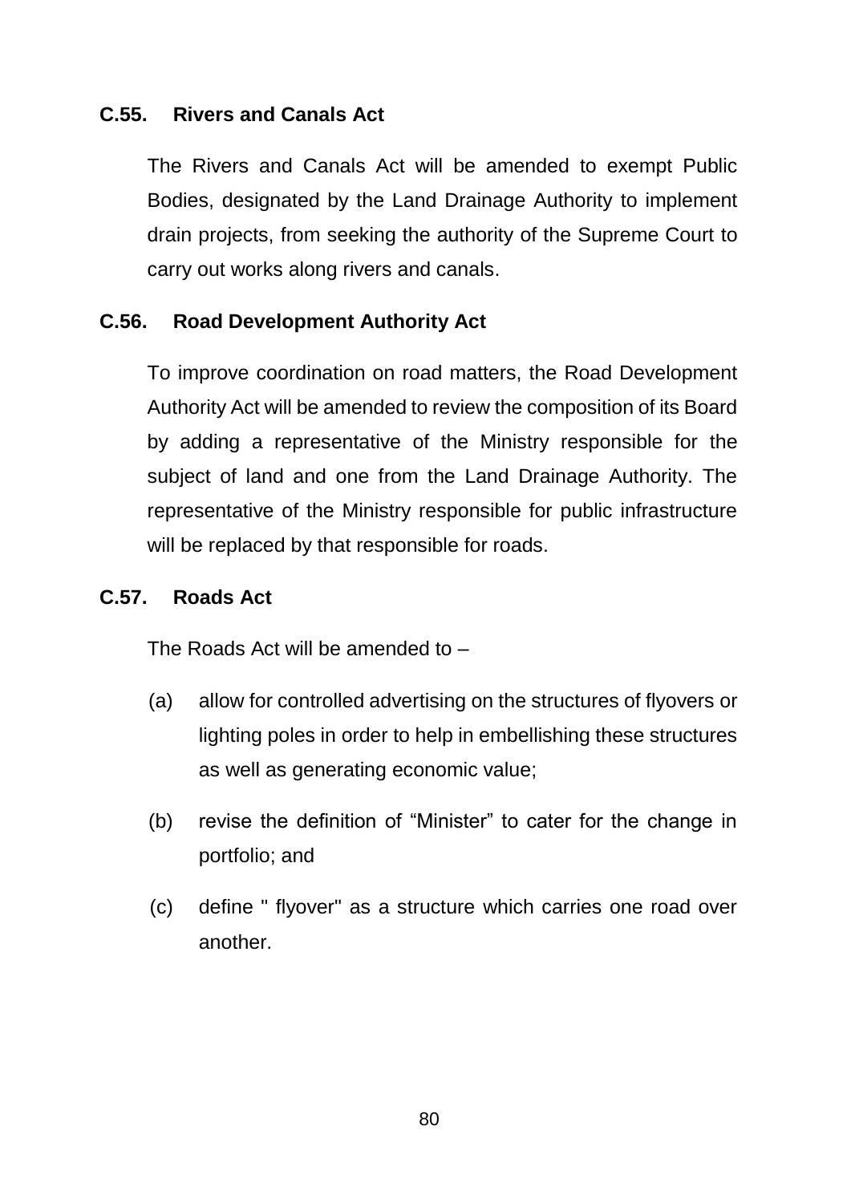### C.55. Rivers and Canals Act

The Rivers and Canals Act will be amended to exempt Public Bodies, designated by the Land Drainage Authority to implement drain projects, from seeking the authority of the Supreme Court to carry out works along rivers and canals.

### C.56. Road Development Authority Act

To improve coordination on road matters, the Road Development Authority Act will be amended to review the composition of its Board by adding a representative of the Ministry responsible for the subject of land and one from the Land Drainage Authority. The representative of the Ministry responsible for public infrastructure will be replaced by that responsible for roads.

### C.57. Roads Act

The Roads Act will be amended to –

(a) allow for controlled advertising on the structures of flyovers or lighting poles in order to help in embellishing these structures as well as generating economic value;

(b) revise the definition of “Minister” to cater for the change in portfolio; and

(c) define " flyover" as a structure which carries one road over another.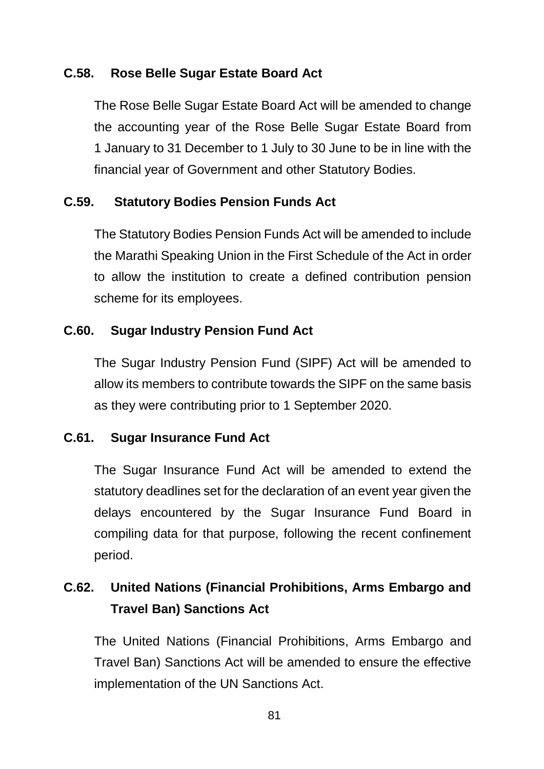### C.58. Rose Belle Sugar Estate Board Act

The Rose Belle Sugar Estate Board Act will be amended to change the accounting year of the Rose Belle Sugar Estate Board from 1 January to 31 December to 1 July to 30 June to be in line with the financial year of Government and other Statutory Bodies.

### C.59. Statutory Bodies Pension Funds Act

The Statutory Bodies Pension Funds Act will be amended to include the Marathi Speaking Union in the First Schedule of the Act in order to allow the institution to create a defined contribution pension scheme for its employees.

### C.60. Sugar Industry Pension Fund Act

The Sugar Industry Pension Fund (SIPF) Act will be amended to allow its members to contribute towards the SIPF on the same basis as they were contributing prior to 1 September 2020.

### C.61. Sugar Insurance Fund Act

The Sugar Insurance Fund Act will be amended to extend the statutory deadlines set for the declaration of an event year given the delays encountered by the Sugar Insurance Fund Board in compiling data for that purpose, following the recent confinement period.

### C.62. United Nations (Financial Prohibitions, Arms Embargo and Travel Ban) Sanctions Act

The United Nations (Financial Prohibitions, Arms Embargo and Travel Ban) Sanctions Act will be amended to ensure the effective implementation of the UN Sanctions Act.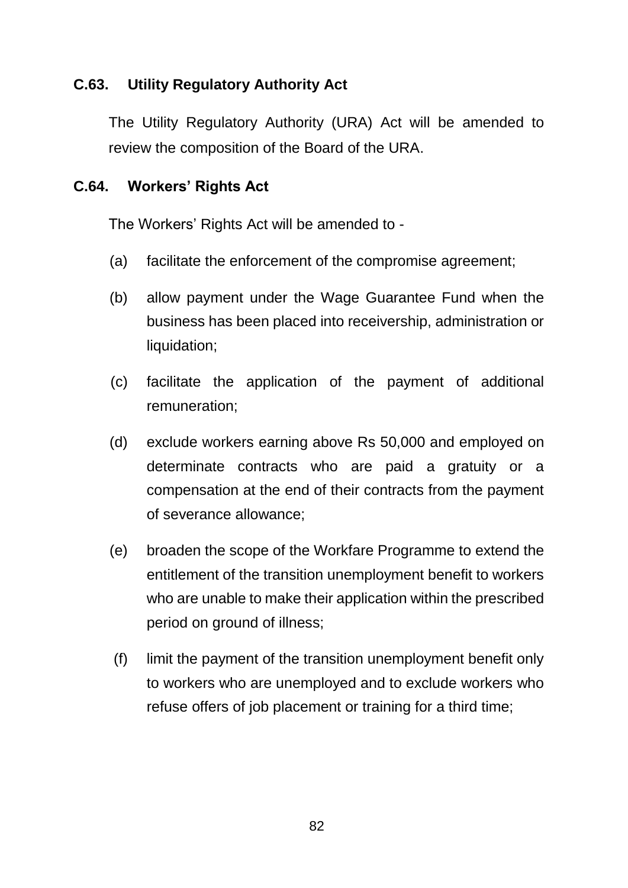### C.63. Utility Regulatory Authority Act

The Utility Regulatory Authority (URA) Act will be amended to review the composition of the Board of the URA.

### C.64. Workers' Rights Act

The Workers' Rights Act will be amended to -

(a) facilitate the enforcement of the compromise agreement;

(b) allow payment under the Wage Guarantee Fund when the business has been placed into receivership, administration or liquidation;

(c) facilitate the application of the payment of additional remuneration;

(d) exclude workers earning above Rs 50,000 and employed on determinate contracts who are paid a gratuity or a compensation at the end of their contracts from the payment of severance allowance;

(e) broaden the scope of the Workfare Programme to extend the entitlement of the transition unemployment benefit to workers who are unable to make their application within the prescribed period on ground of illness;

(f) limit the payment of the transition unemployment benefit only to workers who are unemployed and to exclude workers who refuse offers of job placement or training for a third time;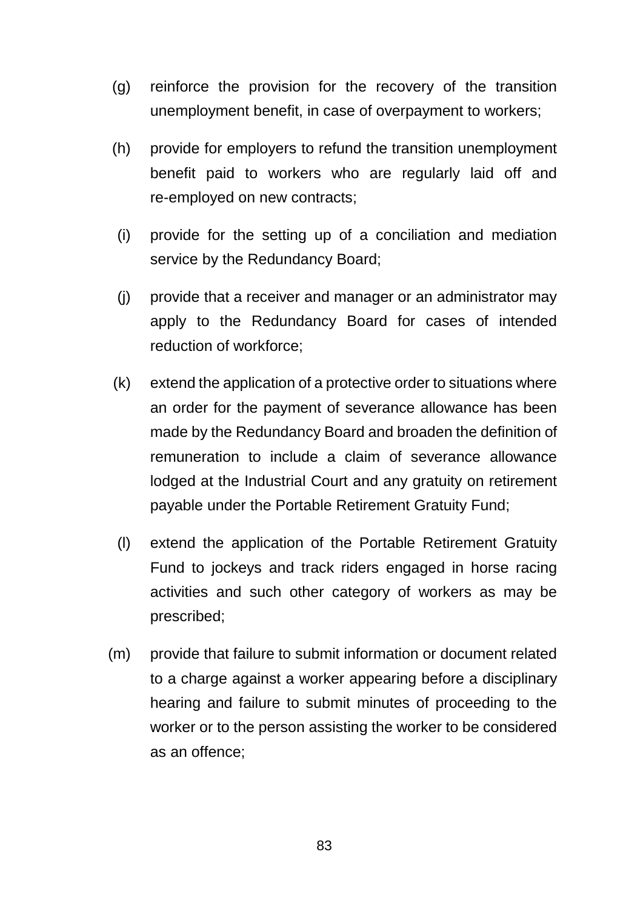(g) reinforce the provision for the recovery of the transition unemployment benefit, in case of overpayment to workers;

(h) provide for employers to refund the transition unemployment benefit paid to workers who are regularly laid off and re-employed on new contracts;

(i) provide for the setting up of a conciliation and mediation service by the Redundancy Board;

(j) provide that a receiver and manager or an administrator may apply to the Redundancy Board for cases of intended reduction of workforce;

(k) extend the application of a protective order to situations where an order for the payment of severance allowance has been made by the Redundancy Board and broaden the definition of remuneration to include a claim of severance allowance lodged at the Industrial Court and any gratuity on retirement payable under the Portable Retirement Gratuity Fund;

(l) extend the application of the Portable Retirement Gratuity Fund to jockeys and track riders engaged in horse racing activities and such other category of workers as may be prescribed;

(m) provide that failure to submit information or document related to a charge against a worker appearing before a disciplinary hearing and failure to submit minutes of proceeding to the worker or to the person assisting the worker to be considered as an offence;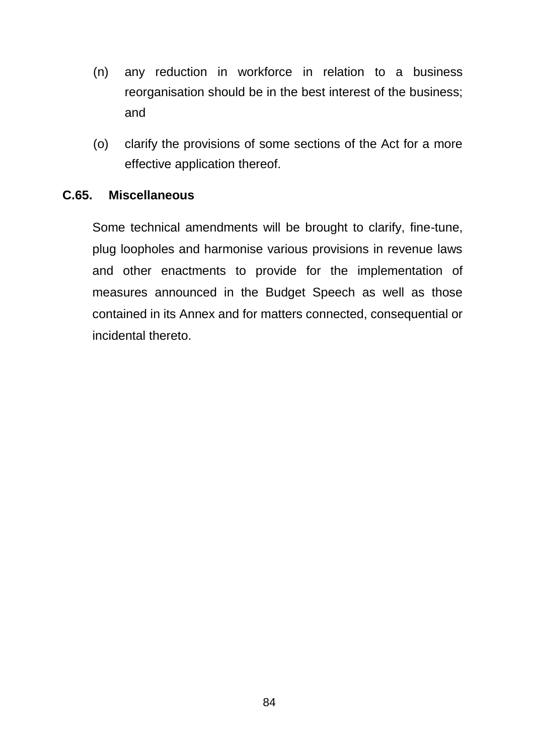(n) any reduction in workforce in relation to a business reorganisation should be in the best interest of the business; and

(o) clarify the provisions of some sections of the Act for a more effective application thereof.

## C.65. Miscellaneous

Some technical amendments will be brought to clarify, fine-tune, plug loopholes and harmonise various provisions in revenue laws and other enactments to provide for the implementation of measures announced in the Budget Speech as well as those contained in its Annex and for matters connected, consequential or incidental thereto.